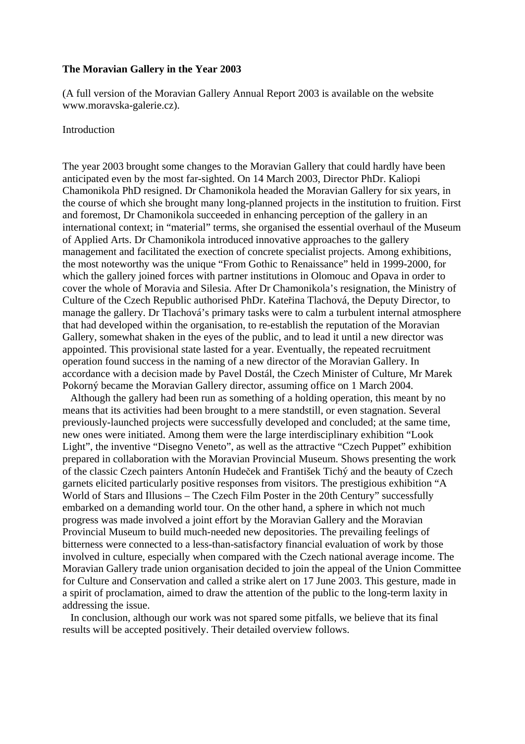**The Moravian Gallery in the Year 2003**

(A full version of the Moravian Gallery Annual Report 2003 is available on the website www.moravska-galerie.cz).

Introduction

The year 2003 brought some changes to the Moravian Gallery that could hardly have been anticipated even by the most far-sighted. On 14 March 2003, Director PhDr. Kaliopi Chamonikola PhD resigned. Dr Chamonikola headed the Moravian Gallery for six years, in the course of which she brought many long-planned projects in the institution to fruition. First and foremost, Dr Chamonikola succeeded in enhancing perception of the gallery in an international context; in "material" terms, she organised the essential overhaul of the Museum of Applied Arts. Dr Chamonikola introduced innovative approaches to the gallery management and facilitated the exection of concrete specialist projects. Among exhibitions, the most noteworthy was the unique "From Gothic to Renaissance" held in 1999-2000, for which the gallery joined forces with partner institutions in Olomouc and Opava in order to cover the whole of Moravia and Silesia. After Dr Chamonikola's resignation, the Ministry of Culture of the Czech Republic authorised PhDr. Kateřina Tlachová, the Deputy Director, to manage the gallery. Dr Tlachová's primary tasks were to calm a turbulent internal atmosphere that had developed within the organisation, to re-establish the reputation of the Moravian Gallery, somewhat shaken in the eyes of the public, and to lead it until a new director was appointed. This provisional state lasted for a year. Eventually, the repeated recruitment operation found success in the naming of a new director of the Moravian Gallery. In accordance with a decision made by Pavel Dostál, the Czech Minister of Culture, Mr Marek Pokorný became the Moravian Gallery director, assuming office on 1 March 2004.

Although the gallery had been run as something of a holding operation, this meant by no means that its activities had been brought to a mere standstill, or even stagnation. Several previously-launched projects were successfully developed and concluded; at the same time, new ones were initiated. Among them were the large interdisciplinary exhibition "Look Light", the inventive "Disegno Veneto", as well as the attractive "Czech Puppet" exhibition prepared in collaboration with the Moravian Provincial Museum. Shows presenting the work of the classic Czech painters Antonín Hudeček and František Tichý and the beauty of Czech garnets elicited particularly positive responses from visitors. The prestigious exhibition "A World of Stars and Illusions – The Czech Film Poster in the 20th Century" successfully embarked on a demanding world tour. On the other hand, a sphere in which not much progress was made involved a joint effort by the Moravian Gallery and the Moravian Provincial Museum to build much-needed new depositories. The prevailing feelings of bitterness were connected to a less-than-satisfactory financial evaluation of work by those involved in culture, especially when compared with the Czech national average income. The Moravian Gallery trade union organisation decided to join the appeal of the Union Committee for Culture and Conservation and called a strike alert on 17 June 2003. This gesture, made in a spirit of proclamation, aimed to draw the attention of the public to the long-term laxity in addressing the issue.

In conclusion, although our work was not spared some pitfalls, we believe that its final results will be accepted positively. Their detailed overview follows.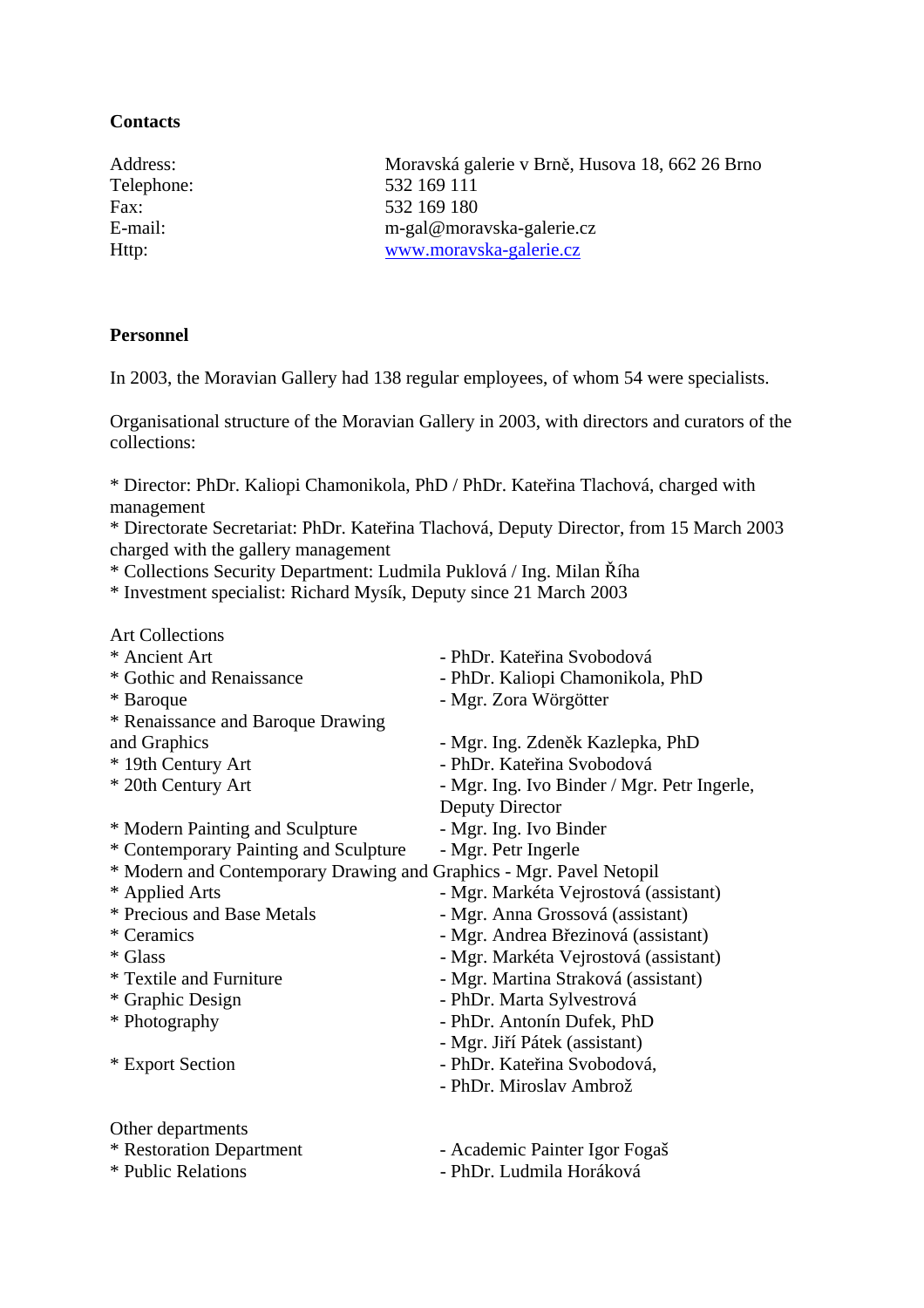**Contacts**

| | |
|---|---|
| Address: | Moravská galerie v Brně, Husova 18, 662 26 Brno |
| Telephone: | 532 169 111 |
| Fax: | 532 169 180 |
| E-mail: | m-gal@moravska-galerie.cz |
| Http: | www.moravska-galerie.cz |

**Personnel**

In 2003, the Moravian Gallery had 138 regular employees, of whom 54 were specialists.

Organisational structure of the Moravian Gallery in 2003, with directors and curators of the collections:

* Director: PhDr. Kaliopi Chamonikola, PhD / PhDr. Kateřina Tlachová, charged with management
* Directorate Secretariat: PhDr. Kateřina Tlachová, Deputy Director, from 15 March 2003 charged with the gallery management
* Collections Security Department: Ludmila Puklová / Ing. Milan Říha
* Investment specialist: Richard Mysík, Deputy since 21 March 2003

Art Collections

* Ancient Art - PhDr. Kateřina Svobodová
* Gothic and Renaissance - PhDr. Kaliopi Chamonikola, PhD
* Baroque - Mgr. Zora Wörgötter
* Renaissance and Baroque Drawing and Graphics - Mgr. Ing. Zdeněk Kazlepka, PhD
* 19th Century Art - PhDr. Kateřina Svobodová
* 20th Century Art - Mgr. Ing. Ivo Binder / Mgr. Petr Ingerle, Deputy Director
* Modern Painting and Sculpture - Mgr. Ing. Ivo Binder
* Contemporary Painting and Sculpture - Mgr. Petr Ingerle
* Modern and Contemporary Drawing and Graphics - Mgr. Pavel Netopil
* Applied Arts - Mgr. Markéta Vejrostová (assistant)
* Precious and Base Metals - Mgr. Anna Grossová (assistant)
* Ceramics - Mgr. Andrea Březinová (assistant)
* Glass - Mgr. Markéta Vejrostová (assistant)
* Textile and Furniture - Mgr. Martina Straková (assistant)
* Graphic Design - PhDr. Marta Sylvestrová
* Photography - PhDr. Antonín Dufek, PhD - Mgr. Jiří Pátek (assistant)
* Export Section - PhDr. Kateřina Svobodová, - PhDr. Miroslav Ambrož

Other departments

* Restoration Department - Academic Painter Igor Fogaš
* Public Relations - PhDr. Ludmila Horáková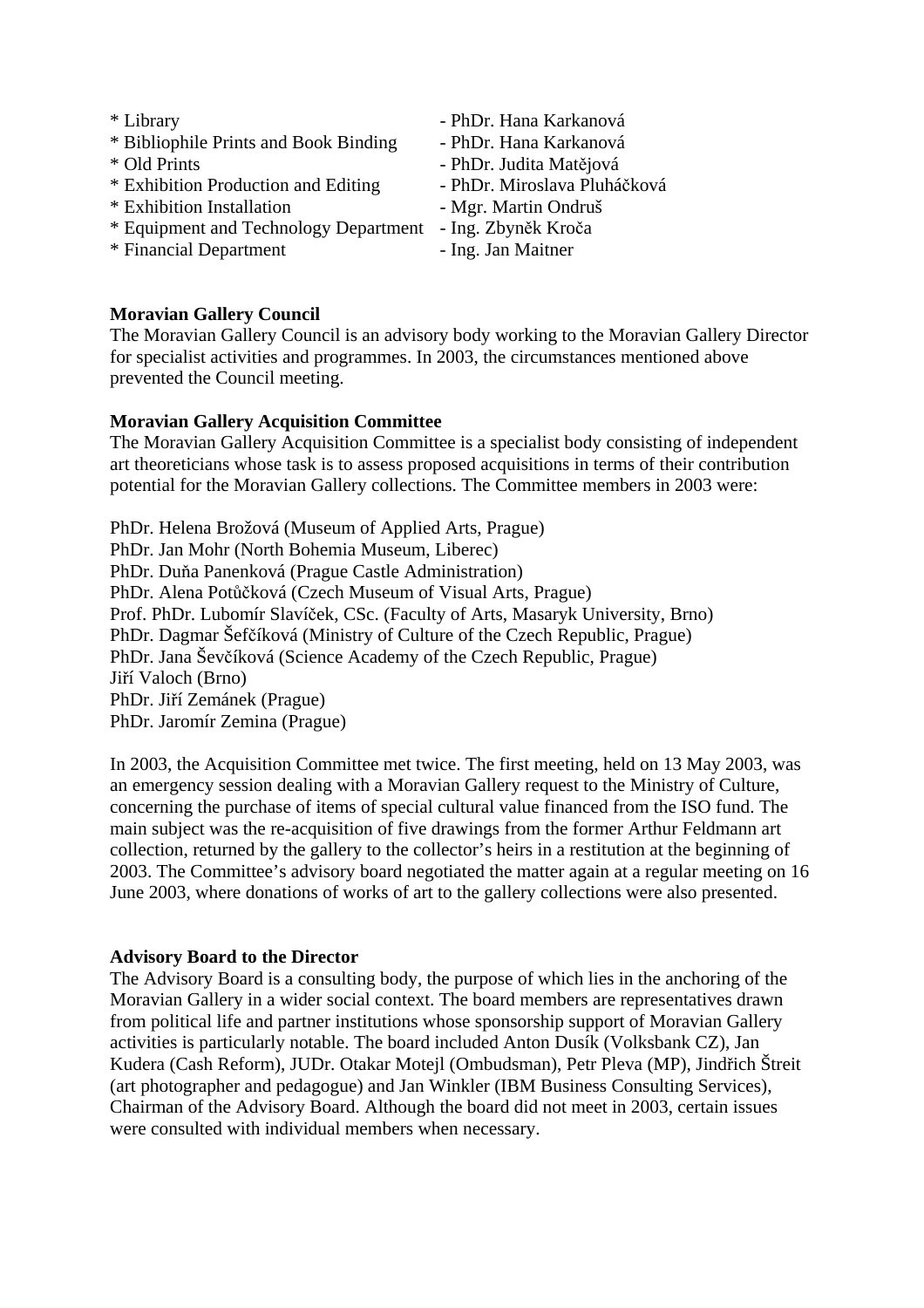* Library - PhDr. Hana Karkanová
* Bibliophile Prints and Book Binding - PhDr. Hana Karkanová
* Old Prints - PhDr. Judita Matějová
* Exhibition Production and Editing - PhDr. Miroslava Pluháčková
* Exhibition Installation - Mgr. Martin Ondruš
* Equipment and Technology Department - Ing. Zbyněk Kroča
* Financial Department - Ing. Jan Maitner

**Moravian Gallery Council**
The Moravian Gallery Council is an advisory body working to the Moravian Gallery Director for specialist activities and programmes. In 2003, the circumstances mentioned above prevented the Council meeting.

**Moravian Gallery Acquisition Committee**
The Moravian Gallery Acquisition Committee is a specialist body consisting of independent art theoreticians whose task is to assess proposed acquisitions in terms of their contribution potential for the Moravian Gallery collections. The Committee members in 2003 were:

PhDr. Helena Brožová (Museum of Applied Arts, Prague)
PhDr. Jan Mohr (North Bohemia Museum, Liberec)
PhDr. Duňa Panenková (Prague Castle Administration)
PhDr. Alena Potůčková (Czech Museum of Visual Arts, Prague)
Prof. PhDr. Lubomír Slavíček, CSc. (Faculty of Arts, Masaryk University, Brno)
PhDr. Dagmar Šefčíková (Ministry of Culture of the Czech Republic, Prague)
PhDr. Jana Ševčíková (Science Academy of the Czech Republic, Prague)
Jiří Valoch (Brno)
PhDr. Jiří Zemánek (Prague)
PhDr. Jaromír Zemina (Prague)

In 2003, the Acquisition Committee met twice. The first meeting, held on 13 May 2003, was an emergency session dealing with a Moravian Gallery request to the Ministry of Culture, concerning the purchase of items of special cultural value financed from the ISO fund. The main subject was the re-acquisition of five drawings from the former Arthur Feldmann art collection, returned by the gallery to the collector's heirs in a restitution at the beginning of 2003. The Committee's advisory board negotiated the matter again at a regular meeting on 16 June 2003, where donations of works of art to the gallery collections were also presented.

**Advisory Board to the Director**
The Advisory Board is a consulting body, the purpose of which lies in the anchoring of the Moravian Gallery in a wider social context. The board members are representatives drawn from political life and partner institutions whose sponsorship support of Moravian Gallery activities is particularly notable. The board included Anton Dusík (Volksbank CZ), Jan Kudera (Cash Reform), JUDr. Otakar Motejl (Ombudsman), Petr Pleva (MP), Jindřich Štreit (art photographer and pedagogue) and Jan Winkler (IBM Business Consulting Services), Chairman of the Advisory Board. Although the board did not meet in 2003, certain issues were consulted with individual members when necessary.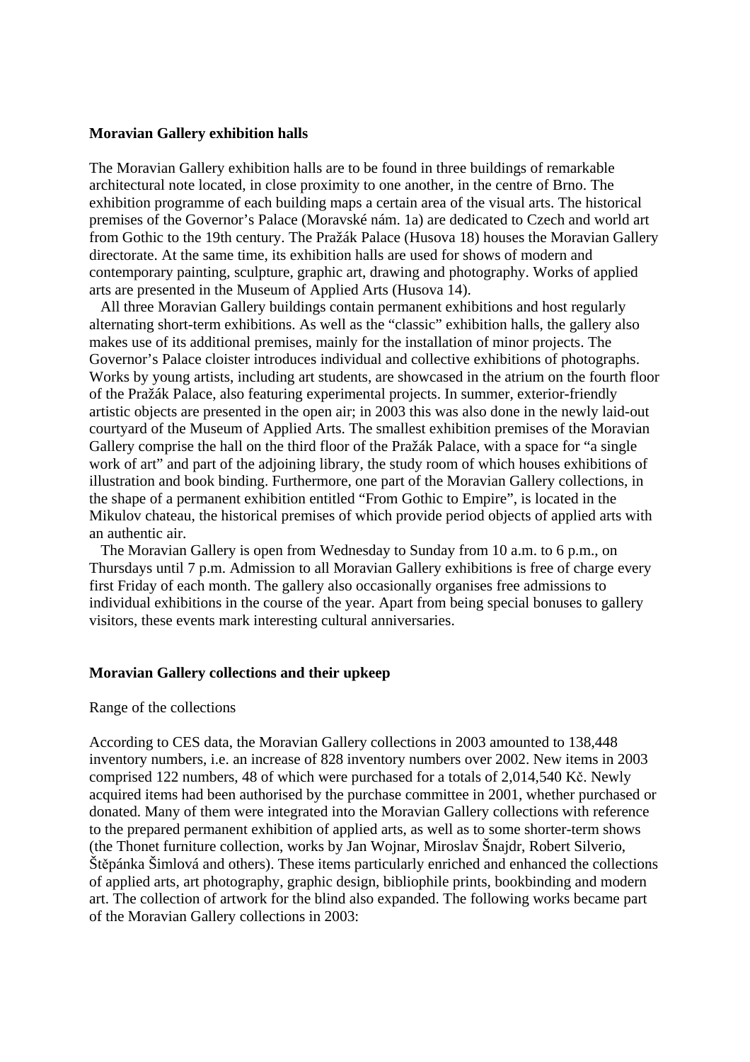**Moravian Gallery exhibition halls**

The Moravian Gallery exhibition halls are to be found in three buildings of remarkable architectural note located, in close proximity to one another, in the centre of Brno. The exhibition programme of each building maps a certain area of the visual arts. The historical premises of the Governor's Palace (Moravské nám. 1a) are dedicated to Czech and world art from Gothic to the 19th century. The Pražák Palace (Husova 18) houses the Moravian Gallery directorate. At the same time, its exhibition halls are used for shows of modern and contemporary painting, sculpture, graphic art, drawing and photography. Works of applied arts are presented in the Museum of Applied Arts (Husova 14).

All three Moravian Gallery buildings contain permanent exhibitions and host regularly alternating short-term exhibitions. As well as the "classic" exhibition halls, the gallery also makes use of its additional premises, mainly for the installation of minor projects. The Governor's Palace cloister introduces individual and collective exhibitions of photographs. Works by young artists, including art students, are showcased in the atrium on the fourth floor of the Pražák Palace, also featuring experimental projects. In summer, exterior-friendly artistic objects are presented in the open air; in 2003 this was also done in the newly laid-out courtyard of the Museum of Applied Arts. The smallest exhibition premises of the Moravian Gallery comprise the hall on the third floor of the Pražák Palace, with a space for "a single work of art" and part of the adjoining library, the study room of which houses exhibitions of illustration and book binding. Furthermore, one part of the Moravian Gallery collections, in the shape of a permanent exhibition entitled "From Gothic to Empire", is located in the Mikulov chateau, the historical premises of which provide period objects of applied arts with an authentic air.

The Moravian Gallery is open from Wednesday to Sunday from 10 a.m. to 6 p.m., on Thursdays until 7 p.m. Admission to all Moravian Gallery exhibitions is free of charge every first Friday of each month. The gallery also occasionally organises free admissions to individual exhibitions in the course of the year. Apart from being special bonuses to gallery visitors, these events mark interesting cultural anniversaries.

**Moravian Gallery collections and their upkeep**

Range of the collections

According to CES data, the Moravian Gallery collections in 2003 amounted to 138,448 inventory numbers, i.e. an increase of 828 inventory numbers over 2002. New items in 2003 comprised 122 numbers, 48 of which were purchased for a totals of 2,014,540 Kč. Newly acquired items had been authorised by the purchase committee in 2001, whether purchased or donated. Many of them were integrated into the Moravian Gallery collections with reference to the prepared permanent exhibition of applied arts, as well as to some shorter-term shows (the Thonet furniture collection, works by Jan Wojnar, Miroslav Šnajdr, Robert Silverio, Štěpánka Šimlová and others). These items particularly enriched and enhanced the collections of applied arts, art photography, graphic design, bibliophile prints, bookbinding and modern art. The collection of artwork for the blind also expanded. The following works became part of the Moravian Gallery collections in 2003: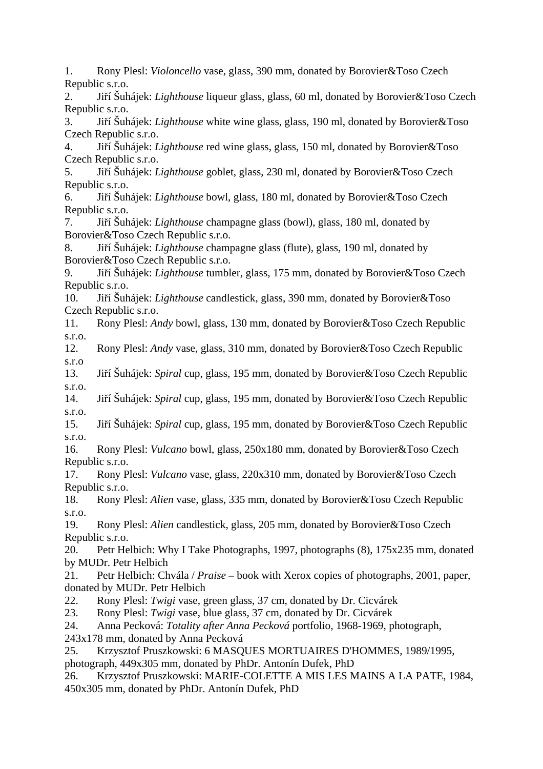1. Rony Plesl: *Violoncello* vase, glass, 390 mm, donated by Borovier&Toso Czech Republic s.r.o.
2. Jiří Šuhájek: *Lighthouse* liqueur glass, glass, 60 ml, donated by Borovier&Toso Czech Republic s.r.o.
3. Jiří Šuhájek: *Lighthouse* white wine glass, glass, 190 ml, donated by Borovier&Toso Czech Republic s.r.o.
4. Jiří Šuhájek: *Lighthouse* red wine glass, glass, 150 ml, donated by Borovier&Toso Czech Republic s.r.o.
5. Jiří Šuhájek: *Lighthouse* goblet, glass, 230 ml, donated by Borovier&Toso Czech Republic s.r.o.
6. Jiří Šuhájek: *Lighthouse* bowl, glass, 180 ml, donated by Borovier&Toso Czech Republic s.r.o.
7. Jiří Šuhájek: *Lighthouse* champagne glass (bowl), glass, 180 ml, donated by Borovier&Toso Czech Republic s.r.o.
8. Jiří Šuhájek: *Lighthouse* champagne glass (flute), glass, 190 ml, donated by Borovier&Toso Czech Republic s.r.o.
9. Jiří Šuhájek: *Lighthouse* tumbler, glass, 175 mm, donated by Borovier&Toso Czech Republic s.r.o.
10. Jiří Šuhájek: *Lighthouse* candlestick, glass, 390 mm, donated by Borovier&Toso Czech Republic s.r.o.
11. Rony Plesl: *Andy* bowl, glass, 130 mm, donated by Borovier&Toso Czech Republic s.r.o.
12. Rony Plesl: *Andy* vase, glass, 310 mm, donated by Borovier&Toso Czech Republic s.r.o
13. Jiří Šuhájek: *Spiral* cup, glass, 195 mm, donated by Borovier&Toso Czech Republic s.r.o.
14. Jiří Šuhájek: *Spiral* cup, glass, 195 mm, donated by Borovier&Toso Czech Republic s.r.o.
15. Jiří Šuhájek: *Spiral* cup, glass, 195 mm, donated by Borovier&Toso Czech Republic s.r.o.
16. Rony Plesl: *Vulcano* bowl, glass, 250x180 mm, donated by Borovier&Toso Czech Republic s.r.o.
17. Rony Plesl: *Vulcano* vase, glass, 220x310 mm, donated by Borovier&Toso Czech Republic s.r.o.
18. Rony Plesl: *Alien* vase, glass, 335 mm, donated by Borovier&Toso Czech Republic s.r.o.
19. Rony Plesl: *Alien* candlestick, glass, 205 mm, donated by Borovier&Toso Czech Republic s.r.o.
20. Petr Helbich: Why I Take Photographs, 1997, photographs (8), 175x235 mm, donated by MUDr. Petr Helbich
21. Petr Helbich: Chvála / *Praise* – book with Xerox copies of photographs, 2001, paper, donated by MUDr. Petr Helbich
22. Rony Plesl: *Twigi* vase, green glass, 37 cm, donated by Dr. Cicvárek
23. Rony Plesl: *Twigi* vase, blue glass, 37 cm, donated by Dr. Cicvárek
24. Anna Pecková: *Totality after Anna Pecková* portfolio, 1968-1969, photograph, 243x178 mm, donated by Anna Pecková
25. Krzysztof Pruszkowski: 6 MASQUES MORTUAIRES D'HOMMES, 1989/1995, photograph, 449x305 mm, donated by PhDr. Antonín Dufek, PhD
26. Krzysztof Pruszkowski: MARIE-COLETTE A MIS LES MAINS A LA PATE, 1984, 450x305 mm, donated by PhDr. Antonín Dufek, PhD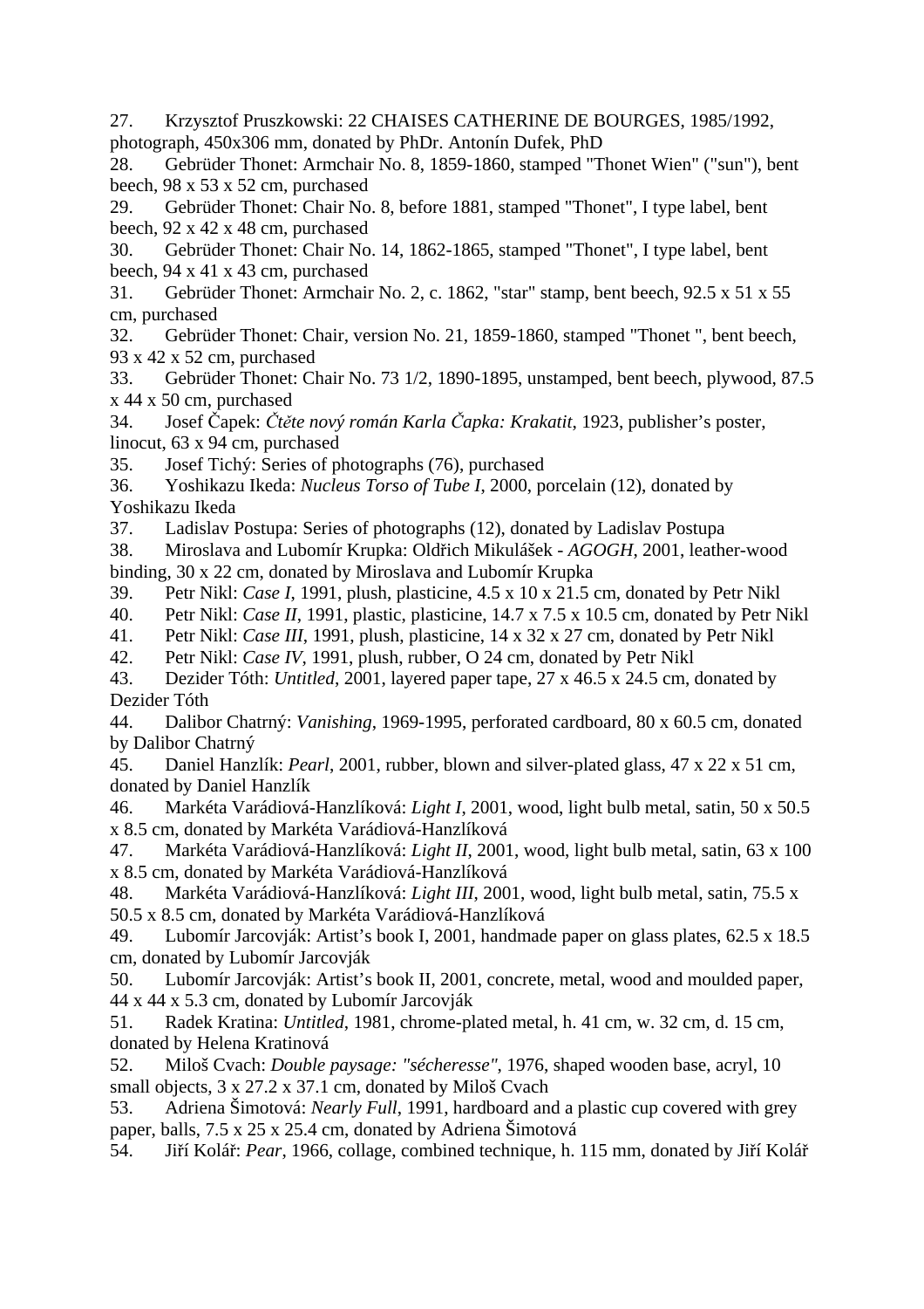27. Krzysztof Pruszkowski: 22 CHAISES CATHERINE DE BOURGES, 1985/1992, photograph, 450x306 mm, donated by PhDr. Antonín Dufek, PhD
28. Gebrüder Thonet: Armchair No. 8, 1859-1860, stamped "Thonet Wien" ("sun"), bent beech, 98 x 53 x 52 cm, purchased
29. Gebrüder Thonet: Chair No. 8, before 1881, stamped "Thonet", I type label, bent beech, 92 x 42 x 48 cm, purchased
30. Gebrüder Thonet: Chair No. 14, 1862-1865, stamped "Thonet", I type label, bent beech, 94 x 41 x 43 cm, purchased
31. Gebrüder Thonet: Armchair No. 2, c. 1862, "star" stamp, bent beech, 92.5 x 51 x 55 cm, purchased
32. Gebrüder Thonet: Chair, version No. 21, 1859-1860, stamped "Thonet ", bent beech, 93 x 42 x 52 cm, purchased
33. Gebrüder Thonet: Chair No. 73 1/2, 1890-1895, unstamped, bent beech, plywood, 87.5 x 44 x 50 cm, purchased
34. Josef Čapek: *Čtěte nový román Karla Čapka: Krakatit*, 1923, publisher's poster, linocut, 63 x 94 cm, purchased
35. Josef Tichý: Series of photographs (76), purchased
36. Yoshikazu Ikeda: *Nucleus Torso of Tube I*, 2000, porcelain (12), donated by Yoshikazu Ikeda
37. Ladislav Postupa: Series of photographs (12), donated by Ladislav Postupa
38. Miroslava and Lubomír Krupka: Oldřich Mikulášek - *AGOGH*, 2001, leather-wood binding, 30 x 22 cm, donated by Miroslava and Lubomír Krupka
39. Petr Nikl: *Case I*, 1991, plush, plasticine, 4.5 x 10 x 21.5 cm, donated by Petr Nikl
40. Petr Nikl: *Case II*, 1991, plastic, plasticine, 14.7 x 7.5 x 10.5 cm, donated by Petr Nikl
41. Petr Nikl: *Case III*, 1991, plush, plasticine, 14 x 32 x 27 cm, donated by Petr Nikl
42. Petr Nikl: *Case IV*, 1991, plush, rubber, O 24 cm, donated by Petr Nikl
43. Dezider Tóth: *Untitled*, 2001, layered paper tape, 27 x 46.5 x 24.5 cm, donated by Dezider Tóth
44. Dalibor Chatrný: *Vanishing*, 1969-1995, perforated cardboard, 80 x 60.5 cm, donated by Dalibor Chatrný
45. Daniel Hanzlík: *Pearl*, 2001, rubber, blown and silver-plated glass, 47 x 22 x 51 cm, donated by Daniel Hanzlík
46. Markéta Varádiová-Hanzlíková: *Light I*, 2001, wood, light bulb metal, satin, 50 x 50.5 x 8.5 cm, donated by Markéta Varádiová-Hanzlíková
47. Markéta Varádiová-Hanzlíková: *Light II*, 2001, wood, light bulb metal, satin, 63 x 100 x 8.5 cm, donated by Markéta Varádiová-Hanzlíková
48. Markéta Varádiová-Hanzlíková: *Light III*, 2001, wood, light bulb metal, satin, 75.5 x 50.5 x 8.5 cm, donated by Markéta Varádiová-Hanzlíková
49. Lubomír Jarcovják: Artist's book I, 2001, handmade paper on glass plates, 62.5 x 18.5 cm, donated by Lubomír Jarcovják
50. Lubomír Jarcovják: Artist's book II, 2001, concrete, metal, wood and moulded paper, 44 x 44 x 5.3 cm, donated by Lubomír Jarcovják
51. Radek Kratina: *Untitled*, 1981, chrome-plated metal, h. 41 cm, w. 32 cm, d. 15 cm, donated by Helena Kratinová
52. Miloš Cvach: *Double paysage: "sécheresse"*, 1976, shaped wooden base, acryl, 10 small objects, 3 x 27.2 x 37.1 cm, donated by Miloš Cvach
53. Adriena Šimotová: *Nearly Full*, 1991, hardboard and a plastic cup covered with grey paper, balls, 7.5 x 25 x 25.4 cm, donated by Adriena Šimotová
54. Jiří Kolář: *Pear*, 1966, collage, combined technique, h. 115 mm, donated by Jiří Kolář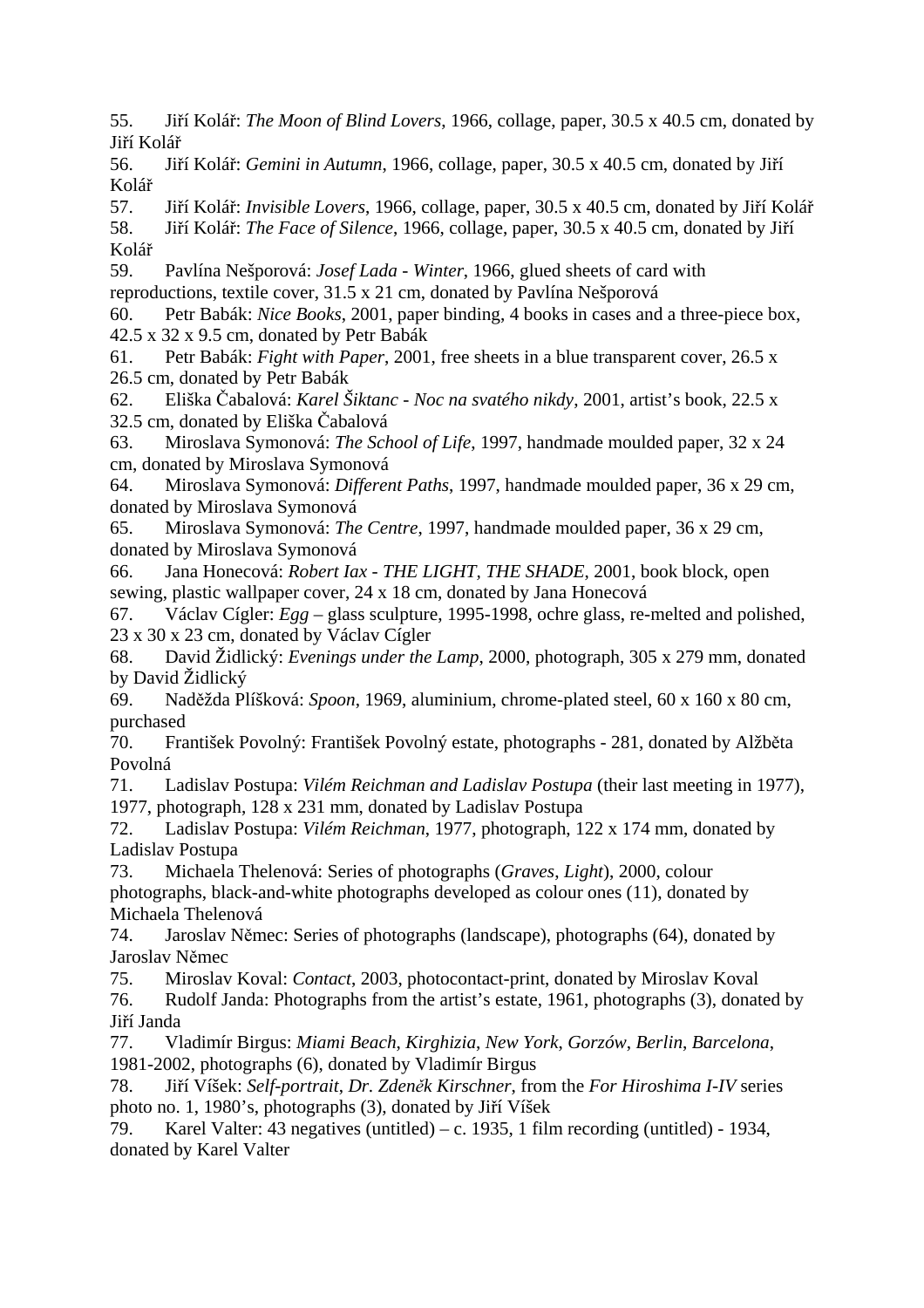55. Jiří Kolář: *The Moon of Blind Lovers*, 1966, collage, paper, 30.5 x 40.5 cm, donated by Jiří Kolář
56. Jiří Kolář: *Gemini in Autumn*, 1966, collage, paper, 30.5 x 40.5 cm, donated by Jiří Kolář
57. Jiří Kolář: *Invisible Lovers*, 1966, collage, paper, 30.5 x 40.5 cm, donated by Jiří Kolář
58. Jiří Kolář: *The Face of Silence*, 1966, collage, paper, 30.5 x 40.5 cm, donated by Jiří Kolář
59. Pavlína Nešporová: *Josef Lada - Winter*, 1966, glued sheets of card with reproductions, textile cover, 31.5 x 21 cm, donated by Pavlína Nešporová
60. Petr Babák: *Nice Books*, 2001, paper binding, 4 books in cases and a three-piece box, 42.5 x 32 x 9.5 cm, donated by Petr Babák
61. Petr Babák: *Fight with Paper*, 2001, free sheets in a blue transparent cover, 26.5 x 26.5 cm, donated by Petr Babák
62. Eliška Čabalová: *Karel Šiktanc - Noc na svatého nikdy*, 2001, artist's book, 22.5 x 32.5 cm, donated by Eliška Čabalová
63. Miroslava Symonová: *The School of Life*, 1997, handmade moulded paper, 32 x 24 cm, donated by Miroslava Symonová
64. Miroslava Symonová: *Different Paths*, 1997, handmade moulded paper, 36 x 29 cm, donated by Miroslava Symonová
65. Miroslava Symonová: *The Centre*, 1997, handmade moulded paper, 36 x 29 cm, donated by Miroslava Symonová
66. Jana Honecová: *Robert Iax - THE LIGHT, THE SHADE*, 2001, book block, open sewing, plastic wallpaper cover, 24 x 18 cm, donated by Jana Honecová
67. Václav Cígler: *Egg* – glass sculpture, 1995-1998, ochre glass, re-melted and polished, 23 x 30 x 23 cm, donated by Václav Cígler
68. David Židlický: *Evenings under the Lamp*, 2000, photograph, 305 x 279 mm, donated by David Židlický
69. Naděžda Plíšková: *Spoon*, 1969, aluminium, chrome-plated steel, 60 x 160 x 80 cm, purchased
70. František Povolný: František Povolný estate, photographs - 281, donated by Alžběta Povolná
71. Ladislav Postupa: *Vilém Reichman and Ladislav Postupa* (their last meeting in 1977), 1977, photograph, 128 x 231 mm, donated by Ladislav Postupa
72. Ladislav Postupa: *Vilém Reichman*, 1977, photograph, 122 x 174 mm, donated by Ladislav Postupa
73. Michaela Thelenová: Series of photographs (*Graves*, *Light*), 2000, colour photographs, black-and-white photographs developed as colour ones (11), donated by Michaela Thelenová
74. Jaroslav Němec: Series of photographs (landscape), photographs (64), donated by Jaroslav Němec
75. Miroslav Koval: *Contact*, 2003, photocontact-print, donated by Miroslav Koval
76. Rudolf Janda: Photographs from the artist's estate, 1961, photographs (3), donated by Jiří Janda
77. Vladimír Birgus: *Miami Beach*, *Kirghizia*, *New York*, *Gorzów*, *Berlin*, *Barcelona*, 1981-2002, photographs (6), donated by Vladimír Birgus
78. Jiří Víšek: *Self-portrait*, *Dr. Zdeněk Kirschner*, from the *For Hiroshima I-IV* series photo no. 1, 1980's, photographs (3), donated by Jiří Víšek
79. Karel Valter: 43 negatives (untitled) – c. 1935, 1 film recording (untitled) - 1934, donated by Karel Valter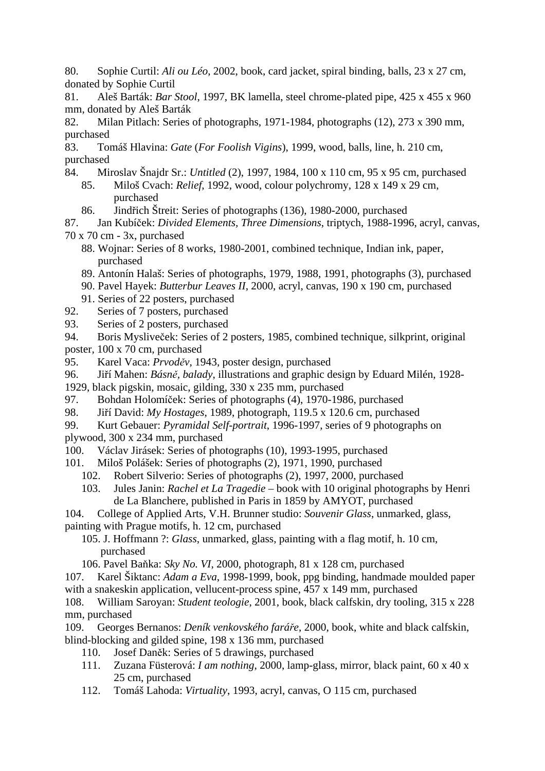80. Sophie Curtil: *Ali ou Léo*, 2002, book, card jacket, spiral binding, balls, 23 x 27 cm, donated by Sophie Curtil
81. Aleš Barták: *Bar Stool*, 1997, BK lamella, steel chrome-plated pipe, 425 x 455 x 960 mm, donated by Aleš Barták
82. Milan Pitlach: Series of photographs, 1971-1984, photographs (12), 273 x 390 mm, purchased
83. Tomáš Hlavina: *Gate* (*For Foolish Vigins*), 1999, wood, balls, line, h. 210 cm, purchased
84. Miroslav Šnajdr Sr.: *Untitled* (2), 1997, 1984, 100 x 110 cm, 95 x 95 cm, purchased
85. Miloš Cvach: *Relief*, 1992, wood, colour polychromy, 128 x 149 x 29 cm, purchased
86. Jindřich Štreit: Series of photographs (136), 1980-2000, purchased
87. Jan Kubíček: *Divided Elements, Three Dimensions*, triptych, 1988-1996, acryl, canvas, 70 x 70 cm - 3x, purchased
88. Wojnar: Series of 8 works, 1980-2001, combined technique, Indian ink, paper, purchased
89. Antonín Halaš: Series of photographs, 1979, 1988, 1991, photographs (3), purchased
90. Pavel Hayek: *Butterbur Leaves II*, 2000, acryl, canvas, 190 x 190 cm, purchased
91. Series of 22 posters, purchased
92. Series of 7 posters, purchased
93. Series of 2 posters, purchased
94. Boris Mysliveček: Series of 2 posters, 1985, combined technique, silkprint, original poster, 100 x 70 cm, purchased
95. Karel Vaca: *Prvoděv*, 1943, poster design, purchased
96. Jiří Mahen: *Básně, balady*, illustrations and graphic design by Eduard Milén, 1928-1929, black pigskin, mosaic, gilding, 330 x 235 mm, purchased
97. Bohdan Holomíček: Series of photographs (4), 1970-1986, purchased
98. Jiří David: *My Hostages*, 1989, photograph, 119.5 x 120.6 cm, purchased
99. Kurt Gebauer: *Pyramidal Self-portrait*, 1996-1997, series of 9 photographs on plywood, 300 x 234 mm, purchased
100. Václav Jirásek: Series of photographs (10), 1993-1995, purchased
101. Miloš Polášek: Series of photographs (2), 1971, 1990, purchased
102. Robert Silverio: Series of photographs (2), 1997, 2000, purchased
103. Jules Janin: *Rachel et La Tragedie* – book with 10 original photographs by Henri de La Blanchere, published in Paris in 1859 by AMYOT, purchased
104. College of Applied Arts, V.H. Brunner studio: *Souvenir Glass*, unmarked, glass, painting with Prague motifs, h. 12 cm, purchased
105. J. Hoffmann ?: *Glass*, unmarked, glass, painting with a flag motif, h. 10 cm, purchased
106. Pavel Baňka: *Sky No. VI*, 2000, photograph, 81 x 128 cm, purchased
107. Karel Šiktanc: *Adam a Eva*, 1998-1999, book, ppg binding, handmade moulded paper with a snakeskin application, vellucent-process spine, 457 x 149 mm, purchased
108. William Saroyan: *Student teologie*, 2001, book, black calfskin, dry tooling, 315 x 228 mm, purchased
109. Georges Bernanos: *Deník venkovského faráře*, 2000, book, white and black calfskin, blind-blocking and gilded spine, 198 x 136 mm, purchased
110. Josef Daněk: Series of 5 drawings, purchased
111. Zuzana Füsterová: *I am nothing*, 2000, lamp-glass, mirror, black paint, 60 x 40 x 25 cm, purchased
112. Tomáš Lahoda: *Virtuality*, 1993, acryl, canvas, O 115 cm, purchased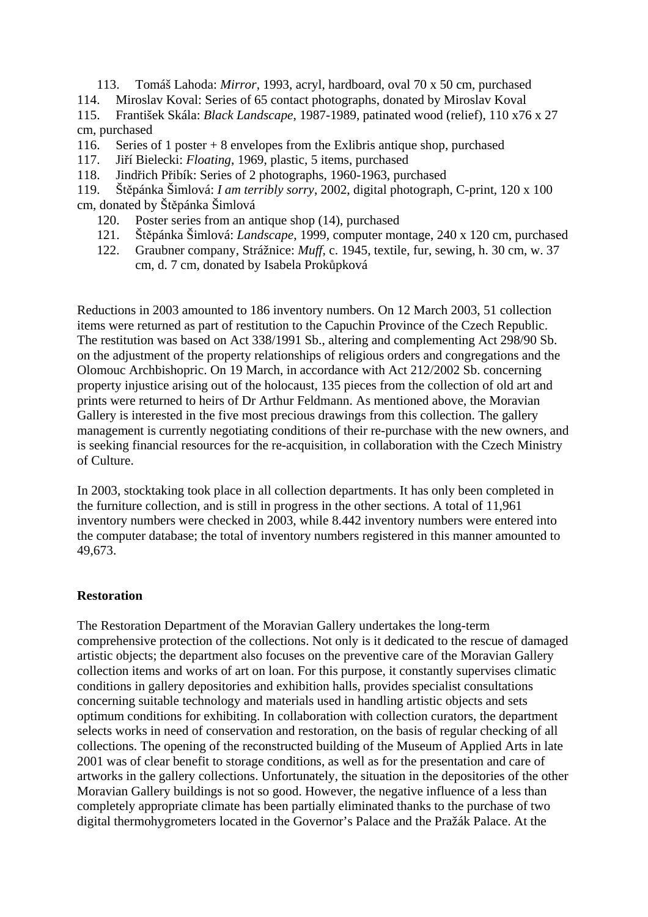113. Tomáš Lahoda: *Mirror*, 1993, acryl, hardboard, oval 70 x 50 cm, purchased
114. Miroslav Koval: Series of 65 contact photographs, donated by Miroslav Koval
115. František Skála: *Black Landscape*, 1987-1989, patinated wood (relief), 110 x76 x 27 cm, purchased
116. Series of 1 poster + 8 envelopes from the Exlibris antique shop, purchased
117. Jiří Bielecki: *Floating*, 1969, plastic, 5 items, purchased
118. Jindřich Přibík: Series of 2 photographs, 1960-1963, purchased
119. Štěpánka Šimlová: *I am terribly sorry*, 2002, digital photograph, C-print, 120 x 100 cm, donated by Štěpánka Šimlová
120. Poster series from an antique shop (14), purchased
121. Štěpánka Šimlová: *Landscape*, 1999, computer montage, 240 x 120 cm, purchased
122. Graubner company, Strážnice: *Muff*, c. 1945, textile, fur, sewing, h. 30 cm, w. 37 cm, d. 7 cm, donated by Isabela Prokůpková

Reductions in 2003 amounted to 186 inventory numbers. On 12 March 2003, 51 collection items were returned as part of restitution to the Capuchin Province of the Czech Republic. The restitution was based on Act 338/1991 Sb., altering and complementing Act 298/90 Sb. on the adjustment of the property relationships of religious orders and congregations and the Olomouc Archbishopric. On 19 March, in accordance with Act 212/2002 Sb. concerning property injustice arising out of the holocaust, 135 pieces from the collection of old art and prints were returned to heirs of Dr Arthur Feldmann. As mentioned above, the Moravian Gallery is interested in the five most precious drawings from this collection. The gallery management is currently negotiating conditions of their re-purchase with the new owners, and is seeking financial resources for the re-acquisition, in collaboration with the Czech Ministry of Culture.

In 2003, stocktaking took place in all collection departments. It has only been completed in the furniture collection, and is still in progress in the other sections. A total of 11,961 inventory numbers were checked in 2003, while 8.442 inventory numbers were entered into the computer database; the total of inventory numbers registered in this manner amounted to 49,673.

**Restoration**

The Restoration Department of the Moravian Gallery undertakes the long-term comprehensive protection of the collections. Not only is it dedicated to the rescue of damaged artistic objects; the department also focuses on the preventive care of the Moravian Gallery collection items and works of art on loan. For this purpose, it constantly supervises climatic conditions in gallery depositories and exhibition halls, provides specialist consultations concerning suitable technology and materials used in handling artistic objects and sets optimum conditions for exhibiting. In collaboration with collection curators, the department selects works in need of conservation and restoration, on the basis of regular checking of all collections. The opening of the reconstructed building of the Museum of Applied Arts in late 2001 was of clear benefit to storage conditions, as well as for the presentation and care of artworks in the gallery collections. Unfortunately, the situation in the depositories of the other Moravian Gallery buildings is not so good. However, the negative influence of a less than completely appropriate climate has been partially eliminated thanks to the purchase of two digital thermohygrometers located in the Governor's Palace and the Pražák Palace. At the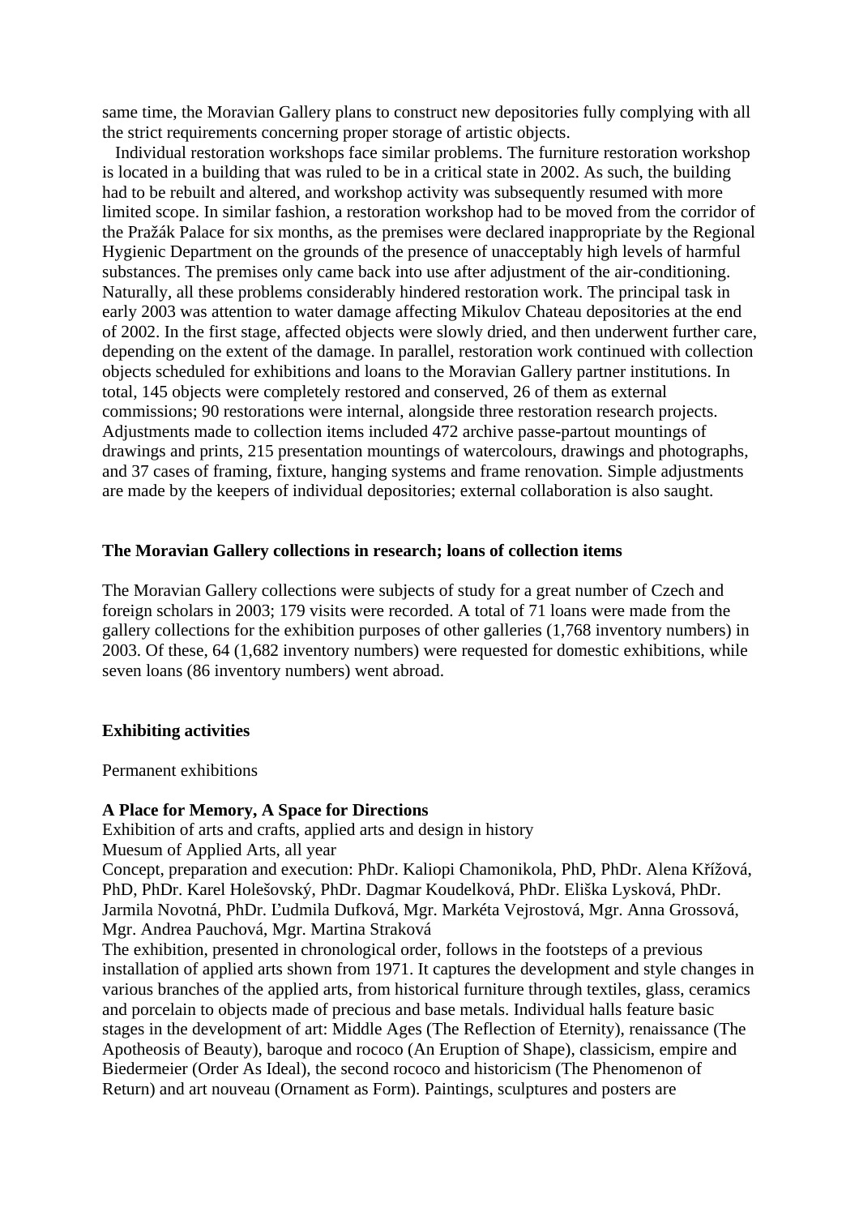same time, the Moravian Gallery plans to construct new depositories fully complying with all the strict requirements concerning proper storage of artistic objects.

Individual restoration workshops face similar problems. The furniture restoration workshop is located in a building that was ruled to be in a critical state in 2002. As such, the building had to be rebuilt and altered, and workshop activity was subsequently resumed with more limited scope. In similar fashion, a restoration workshop had to be moved from the corridor of the Pražák Palace for six months, as the premises were declared inappropriate by the Regional Hygienic Department on the grounds of the presence of unacceptably high levels of harmful substances. The premises only came back into use after adjustment of the air-conditioning. Naturally, all these problems considerably hindered restoration work. The principal task in early 2003 was attention to water damage affecting Mikulov Chateau depositories at the end of 2002. In the first stage, affected objects were slowly dried, and then underwent further care, depending on the extent of the damage. In parallel, restoration work continued with collection objects scheduled for exhibitions and loans to the Moravian Gallery partner institutions. In total, 145 objects were completely restored and conserved, 26 of them as external commissions; 90 restorations were internal, alongside three restoration research projects. Adjustments made to collection items included 472 archive passe-partout mountings of drawings and prints, 215 presentation mountings of watercolours, drawings and photographs, and 37 cases of framing, fixture, hanging systems and frame renovation. Simple adjustments are made by the keepers of individual depositories; external collaboration is also saught.

## The Moravian Gallery collections in research; loans of collection items

The Moravian Gallery collections were subjects of study for a great number of Czech and foreign scholars in 2003; 179 visits were recorded. A total of 71 loans were made from the gallery collections for the exhibition purposes of other galleries (1,768 inventory numbers) in 2003. Of these, 64 (1,682 inventory numbers) were requested for domestic exhibitions, while seven loans (86 inventory numbers) went abroad.

## Exhibiting activities

Permanent exhibitions

**A Place for Memory, A Space for Directions**
Exhibition of arts and crafts, applied arts and design in history
Muesum of Applied Arts, all year
Concept, preparation and execution: PhDr. Kaliopi Chamonikola, PhD, PhDr. Alena Křížová, PhD, PhDr. Karel Holešovský, PhDr. Dagmar Koudelková, PhDr. Eliška Lysková, PhDr. Jarmila Novotná, PhDr. Ľudmila Dufková, Mgr. Markéta Vejrostová, Mgr. Anna Grossová, Mgr. Andrea Pauchová, Mgr. Martina Straková
The exhibition, presented in chronological order, follows in the footsteps of a previous installation of applied arts shown from 1971. It captures the development and style changes in various branches of the applied arts, from historical furniture through textiles, glass, ceramics and porcelain to objects made of precious and base metals. Individual halls feature basic stages in the development of art: Middle Ages (The Reflection of Eternity), renaissance (The Apotheosis of Beauty), baroque and rococo (An Eruption of Shape), classicism, empire and Biedermeier (Order As Ideal), the second rococo and historicism (The Phenomenon of Return) and art nouveau (Ornament as Form). Paintings, sculptures and posters are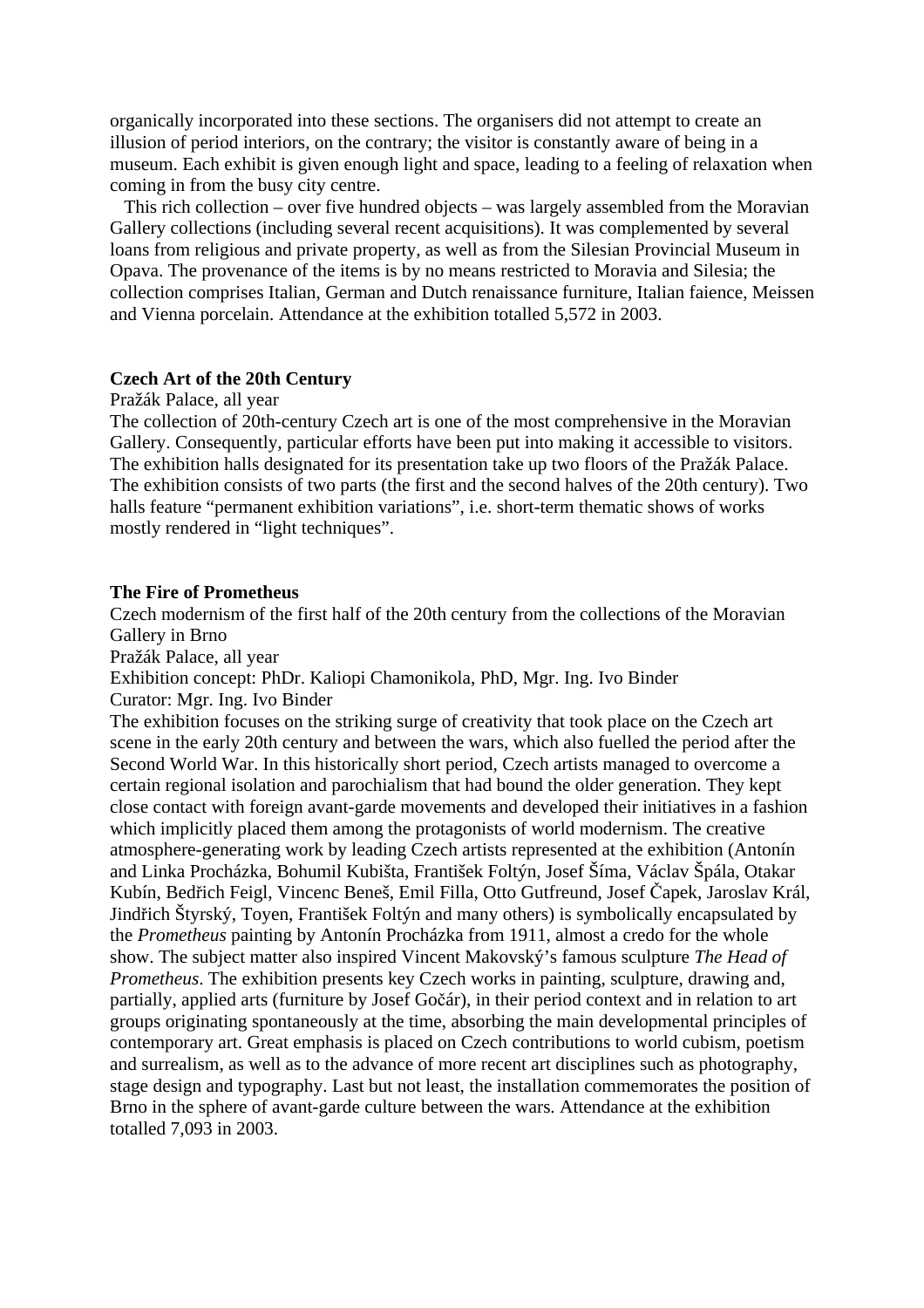organically incorporated into these sections. The organisers did not attempt to create an illusion of period interiors, on the contrary; the visitor is constantly aware of being in a museum. Each exhibit is given enough light and space, leading to a feeling of relaxation when coming in from the busy city centre.

This rich collection – over five hundred objects – was largely assembled from the Moravian Gallery collections (including several recent acquisitions). It was complemented by several loans from religious and private property, as well as from the Silesian Provincial Museum in Opava. The provenance of the items is by no means restricted to Moravia and Silesia; the collection comprises Italian, German and Dutch renaissance furniture, Italian faience, Meissen and Vienna porcelain. Attendance at the exhibition totalled 5,572 in 2003.

**Czech Art of the 20th Century**

Pražák Palace, all year

The collection of 20th-century Czech art is one of the most comprehensive in the Moravian Gallery. Consequently, particular efforts have been put into making it accessible to visitors. The exhibition halls designated for its presentation take up two floors of the Pražák Palace. The exhibition consists of two parts (the first and the second halves of the 20th century). Two halls feature "permanent exhibition variations", i.e. short-term thematic shows of works mostly rendered in "light techniques".

**The Fire of Prometheus**

Czech modernism of the first half of the 20th century from the collections of the Moravian Gallery in Brno

Pražák Palace, all year

Exhibition concept: PhDr. Kaliopi Chamonikola, PhD, Mgr. Ing. Ivo Binder

Curator: Mgr. Ing. Ivo Binder

The exhibition focuses on the striking surge of creativity that took place on the Czech art scene in the early 20th century and between the wars, which also fuelled the period after the Second World War. In this historically short period, Czech artists managed to overcome a certain regional isolation and parochialism that had bound the older generation. They kept close contact with foreign avant-garde movements and developed their initiatives in a fashion which implicitly placed them among the protagonists of world modernism. The creative atmosphere-generating work by leading Czech artists represented at the exhibition (Antonín and Linka Procházka, Bohumil Kubišta, František Foltýn, Josef Šíma, Václav Špála, Otakar Kubín, Bedřich Feigl, Vincenc Beneš, Emil Filla, Otto Gutfreund, Josef Čapek, Jaroslav Král, Jindřich Štyrský, Toyen, František Foltýn and many others) is symbolically encapsulated by the *Prometheus* painting by Antonín Procházka from 1911, almost a credo for the whole show. The subject matter also inspired Vincent Makovský's famous sculpture *The Head of Prometheus*. The exhibition presents key Czech works in painting, sculpture, drawing and, partially, applied arts (furniture by Josef Gočár), in their period context and in relation to art groups originating spontaneously at the time, absorbing the main developmental principles of contemporary art. Great emphasis is placed on Czech contributions to world cubism, poetism and surrealism, as well as to the advance of more recent art disciplines such as photography, stage design and typography. Last but not least, the installation commemorates the position of Brno in the sphere of avant-garde culture between the wars. Attendance at the exhibition totalled 7,093 in 2003.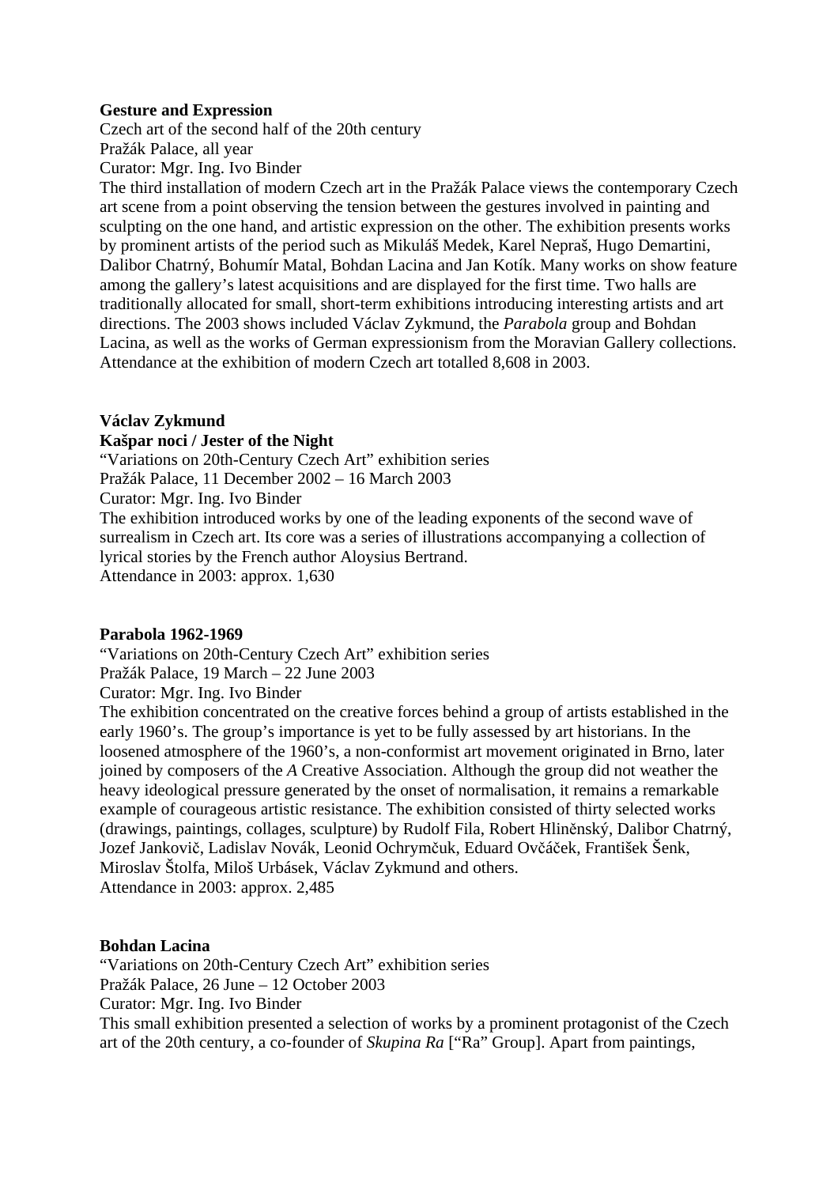**Gesture and Expression**

Czech art of the second half of the 20th century

Pražák Palace, all year

Curator: Mgr. Ing. Ivo Binder

The third installation of modern Czech art in the Pražák Palace views the contemporary Czech art scene from a point observing the tension between the gestures involved in painting and sculpting on the one hand, and artistic expression on the other. The exhibition presents works by prominent artists of the period such as Mikuláš Medek, Karel Nepraš, Hugo Demartini, Dalibor Chatrný, Bohumír Matal, Bohdan Lacina and Jan Kotík. Many works on show feature among the gallery's latest acquisitions and are displayed for the first time. Two halls are traditionally allocated for small, short-term exhibitions introducing interesting artists and art directions. The 2003 shows included Václav Zykmund, the *Parabola* group and Bohdan Lacina, as well as the works of German expressionism from the Moravian Gallery collections. Attendance at the exhibition of modern Czech art totalled 8,608 in 2003.

**Václav Zykmund**

**Kašpar noci / Jester of the Night**

"Variations on 20th-Century Czech Art" exhibition series

Pražák Palace, 11 December 2002 – 16 March 2003

Curator: Mgr. Ing. Ivo Binder

The exhibition introduced works by one of the leading exponents of the second wave of surrealism in Czech art. Its core was a series of illustrations accompanying a collection of lyrical stories by the French author Aloysius Bertrand.

Attendance in 2003: approx. 1,630

**Parabola 1962-1969**

"Variations on 20th-Century Czech Art" exhibition series

Pražák Palace, 19 March – 22 June 2003

Curator: Mgr. Ing. Ivo Binder

The exhibition concentrated on the creative forces behind a group of artists established in the early 1960's. The group's importance is yet to be fully assessed by art historians. In the loosened atmosphere of the 1960's, a non-conformist art movement originated in Brno, later joined by composers of the *A* Creative Association. Although the group did not weather the heavy ideological pressure generated by the onset of normalisation, it remains a remarkable example of courageous artistic resistance. The exhibition consisted of thirty selected works (drawings, paintings, collages, sculpture) by Rudolf Fila, Robert Hliněnský, Dalibor Chatrný, Jozef Jankovič, Ladislav Novák, Leonid Ochrymčuk, Eduard Ovčáček, František Šenk, Miroslav Štolfa, Miloš Urbásek, Václav Zykmund and others.

Attendance in 2003: approx. 2,485

**Bohdan Lacina**

"Variations on 20th-Century Czech Art" exhibition series

Pražák Palace, 26 June – 12 October 2003

Curator: Mgr. Ing. Ivo Binder

This small exhibition presented a selection of works by a prominent protagonist of the Czech art of the 20th century, a co-founder of *Skupina Ra* ["Ra" Group]. Apart from paintings,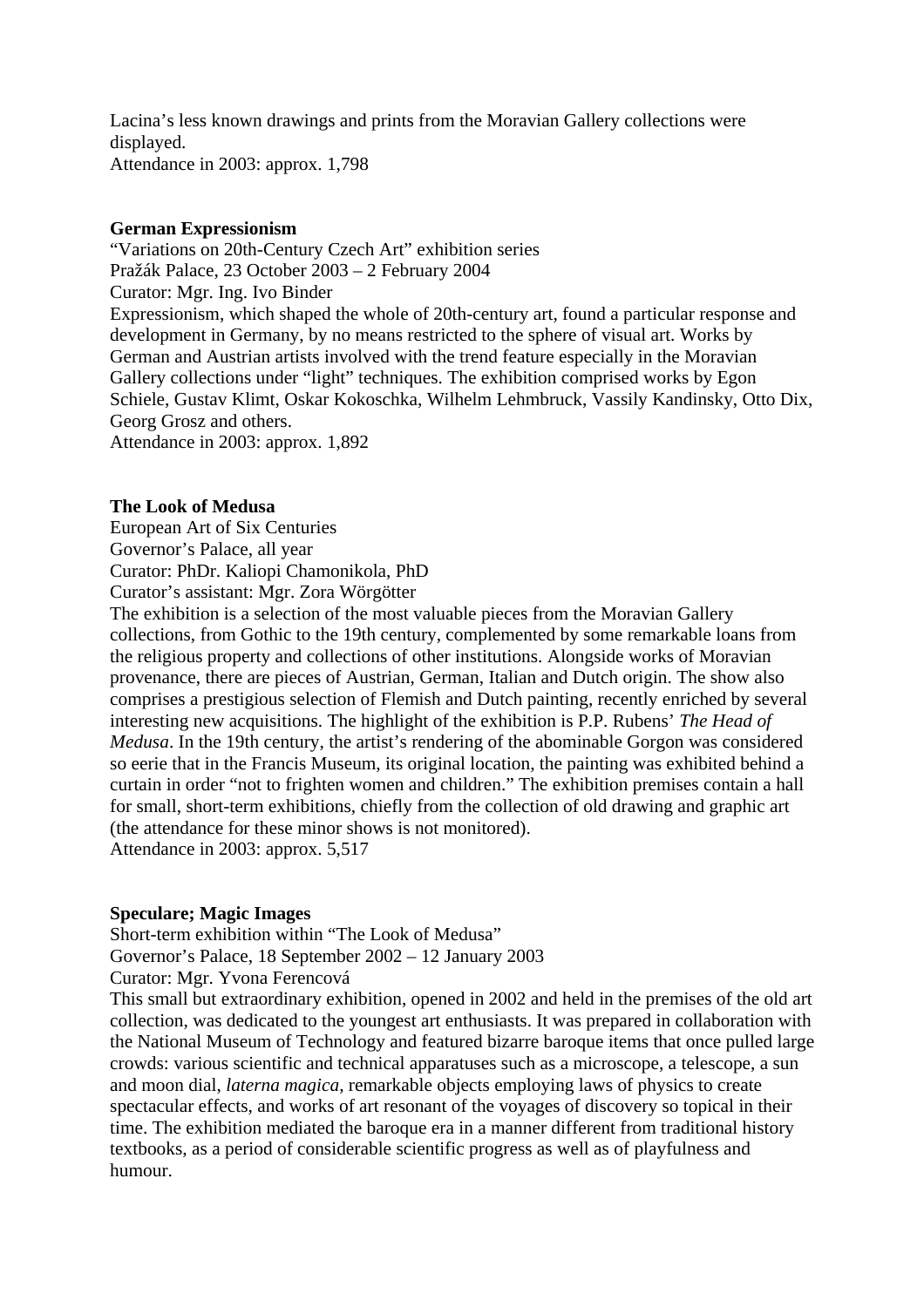Lacina's less known drawings and prints from the Moravian Gallery collections were displayed.
Attendance in 2003: approx. 1,798

**German Expressionism**
"Variations on 20th-Century Czech Art" exhibition series
Pražák Palace, 23 October 2003 – 2 February 2004
Curator: Mgr. Ing. Ivo Binder
Expressionism, which shaped the whole of 20th-century art, found a particular response and development in Germany, by no means restricted to the sphere of visual art. Works by German and Austrian artists involved with the trend feature especially in the Moravian Gallery collections under "light" techniques. The exhibition comprised works by Egon Schiele, Gustav Klimt, Oskar Kokoschka, Wilhelm Lehmbruck, Vassily Kandinsky, Otto Dix, Georg Grosz and others.
Attendance in 2003: approx. 1,892

**The Look of Medusa**
European Art of Six Centuries
Governor's Palace, all year
Curator: PhDr. Kaliopi Chamonikola, PhD
Curator's assistant: Mgr. Zora Wörgötter
The exhibition is a selection of the most valuable pieces from the Moravian Gallery collections, from Gothic to the 19th century, complemented by some remarkable loans from the religious property and collections of other institutions. Alongside works of Moravian provenance, there are pieces of Austrian, German, Italian and Dutch origin. The show also comprises a prestigious selection of Flemish and Dutch painting, recently enriched by several interesting new acquisitions. The highlight of the exhibition is P.P. Rubens' *The Head of Medusa*. In the 19th century, the artist's rendering of the abominable Gorgon was considered so eerie that in the Francis Museum, its original location, the painting was exhibited behind a curtain in order "not to frighten women and children." The exhibition premises contain a hall for small, short-term exhibitions, chiefly from the collection of old drawing and graphic art (the attendance for these minor shows is not monitored).
Attendance in 2003: approx. 5,517

**Speculare; Magic Images**
Short-term exhibition within "The Look of Medusa"
Governor's Palace, 18 September 2002 – 12 January 2003
Curator: Mgr. Yvona Ferencová
This small but extraordinary exhibition, opened in 2002 and held in the premises of the old art collection, was dedicated to the youngest art enthusiasts. It was prepared in collaboration with the National Museum of Technology and featured bizarre baroque items that once pulled large crowds: various scientific and technical apparatuses such as a microscope, a telescope, a sun and moon dial, *laterna magica*, remarkable objects employing laws of physics to create spectacular effects, and works of art resonant of the voyages of discovery so topical in their time. The exhibition mediated the baroque era in a manner different from traditional history textbooks, as a period of considerable scientific progress as well as of playfulness and humour.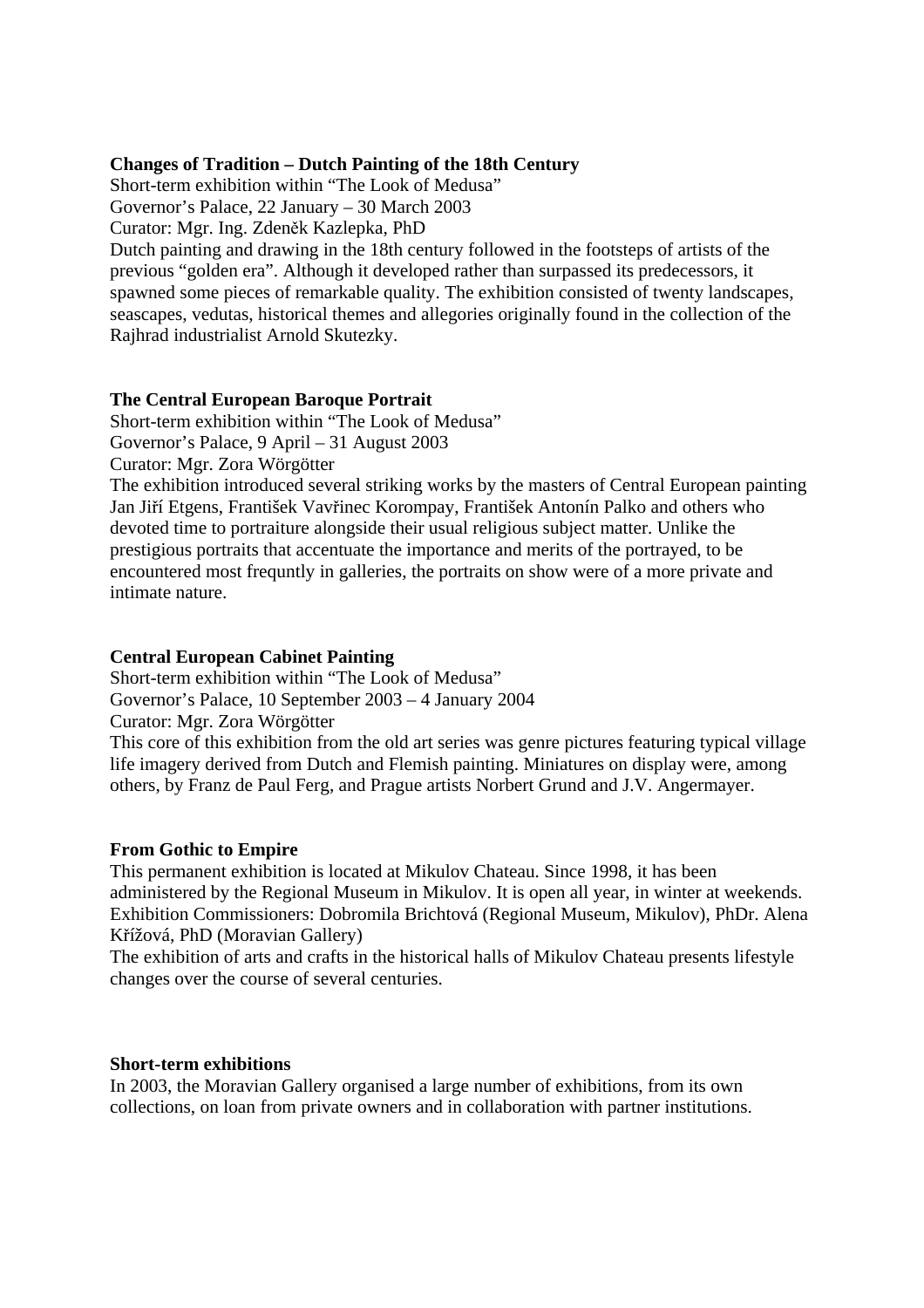**Changes of Tradition – Dutch Painting of the 18th Century**
Short-term exhibition within "The Look of Medusa"
Governor's Palace, 22 January – 30 March 2003
Curator: Mgr. Ing. Zdeněk Kazlepka, PhD
Dutch painting and drawing in the 18th century followed in the footsteps of artists of the previous "golden era". Although it developed rather than surpassed its predecessors, it spawned some pieces of remarkable quality. The exhibition consisted of twenty landscapes, seascapes, vedutas, historical themes and allegories originally found in the collection of the Rajhrad industrialist Arnold Skutezky.

**The Central European Baroque Portrait**
Short-term exhibition within "The Look of Medusa"
Governor's Palace, 9 April – 31 August 2003
Curator: Mgr. Zora Wörgötter
The exhibition introduced several striking works by the masters of Central European painting Jan Jiří Etgens, František Vavřinec Korompay, František Antonín Palko and others who devoted time to portraiture alongside their usual religious subject matter. Unlike the prestigious portraits that accentuate the importance and merits of the portrayed, to be encountered most frequntly in galleries, the portraits on show were of a more private and intimate nature.

**Central European Cabinet Painting**
Short-term exhibition within "The Look of Medusa"
Governor's Palace, 10 September 2003 – 4 January 2004
Curator: Mgr. Zora Wörgötter
This core of this exhibition from the old art series was genre pictures featuring typical village life imagery derived from Dutch and Flemish painting. Miniatures on display were, among others, by Franz de Paul Ferg, and Prague artists Norbert Grund and J.V. Angermayer.

**From Gothic to Empire**
This permanent exhibition is located at Mikulov Chateau. Since 1998, it has been administered by the Regional Museum in Mikulov. It is open all year, in winter at weekends.
Exhibition Commissioners: Dobromila Brichtová (Regional Museum, Mikulov), PhDr. Alena Křížová, PhD (Moravian Gallery)
The exhibition of arts and crafts in the historical halls of Mikulov Chateau presents lifestyle changes over the course of several centuries.

**Short-term exhibitions**
In 2003, the Moravian Gallery organised a large number of exhibitions, from its own collections, on loan from private owners and in collaboration with partner institutions.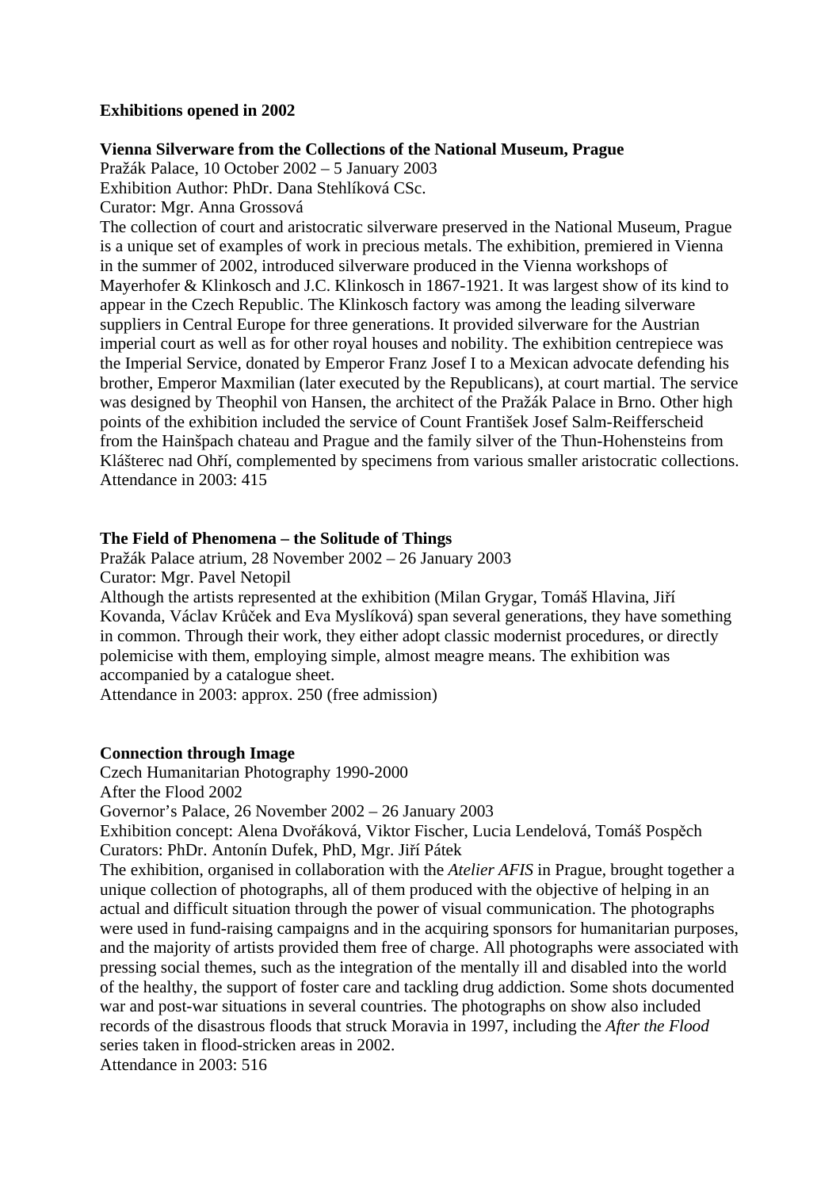**Exhibitions opened in 2002**

**Vienna Silverware from the Collections of the National Museum, Prague**

Pražák Palace, 10 October 2002 – 5 January 2003
Exhibition Author: PhDr. Dana Stehlíková CSc.
Curator: Mgr. Anna Grossová
The collection of court and aristocratic silverware preserved in the National Museum, Prague is a unique set of examples of work in precious metals. The exhibition, premiered in Vienna in the summer of 2002, introduced silverware produced in the Vienna workshops of Mayerhofer & Klinkosch and J.C. Klinkosch in 1867-1921. It was largest show of its kind to appear in the Czech Republic. The Klinkosch factory was among the leading silverware suppliers in Central Europe for three generations. It provided silverware for the Austrian imperial court as well as for other royal houses and nobility. The exhibition centrepiece was the Imperial Service, donated by Emperor Franz Josef I to a Mexican advocate defending his brother, Emperor Maxmilian (later executed by the Republicans), at court martial. The service was designed by Theophil von Hansen, the architect of the Pražák Palace in Brno. Other high points of the exhibition included the service of Count František Josef Salm-Reifferscheid from the Hainšpach chateau and Prague and the family silver of the Thun-Hohensteins from Klášterec nad Ohří, complemented by specimens from various smaller aristocratic collections.
Attendance in 2003: 415

**The Field of Phenomena – the Solitude of Things**

Pražák Palace atrium, 28 November 2002 – 26 January 2003
Curator: Mgr. Pavel Netopil
Although the artists represented at the exhibition (Milan Grygar, Tomáš Hlavina, Jiří Kovanda, Václav Krůček and Eva Myslíková) span several generations, they have something in common. Through their work, they either adopt classic modernist procedures, or directly polemicise with them, employing simple, almost meagre means. The exhibition was accompanied by a catalogue sheet.
Attendance in 2003: approx. 250 (free admission)

**Connection through Image**

Czech Humanitarian Photography 1990-2000
After the Flood 2002
Governor's Palace, 26 November 2002 – 26 January 2003
Exhibition concept: Alena Dvořáková, Viktor Fischer, Lucia Lendelová, Tomáš Pospěch
Curators: PhDr. Antonín Dufek, PhD, Mgr. Jiří Pátek
The exhibition, organised in collaboration with the *Atelier AFIS* in Prague, brought together a unique collection of photographs, all of them produced with the objective of helping in an actual and difficult situation through the power of visual communication. The photographs were used in fund-raising campaigns and in the acquiring sponsors for humanitarian purposes, and the majority of artists provided them free of charge. All photographs were associated with pressing social themes, such as the integration of the mentally ill and disabled into the world of the healthy, the support of foster care and tackling drug addiction. Some shots documented war and post-war situations in several countries. The photographs on show also included records of the disastrous floods that struck Moravia in 1997, including the *After the Flood* series taken in flood-stricken areas in 2002.
Attendance in 2003: 516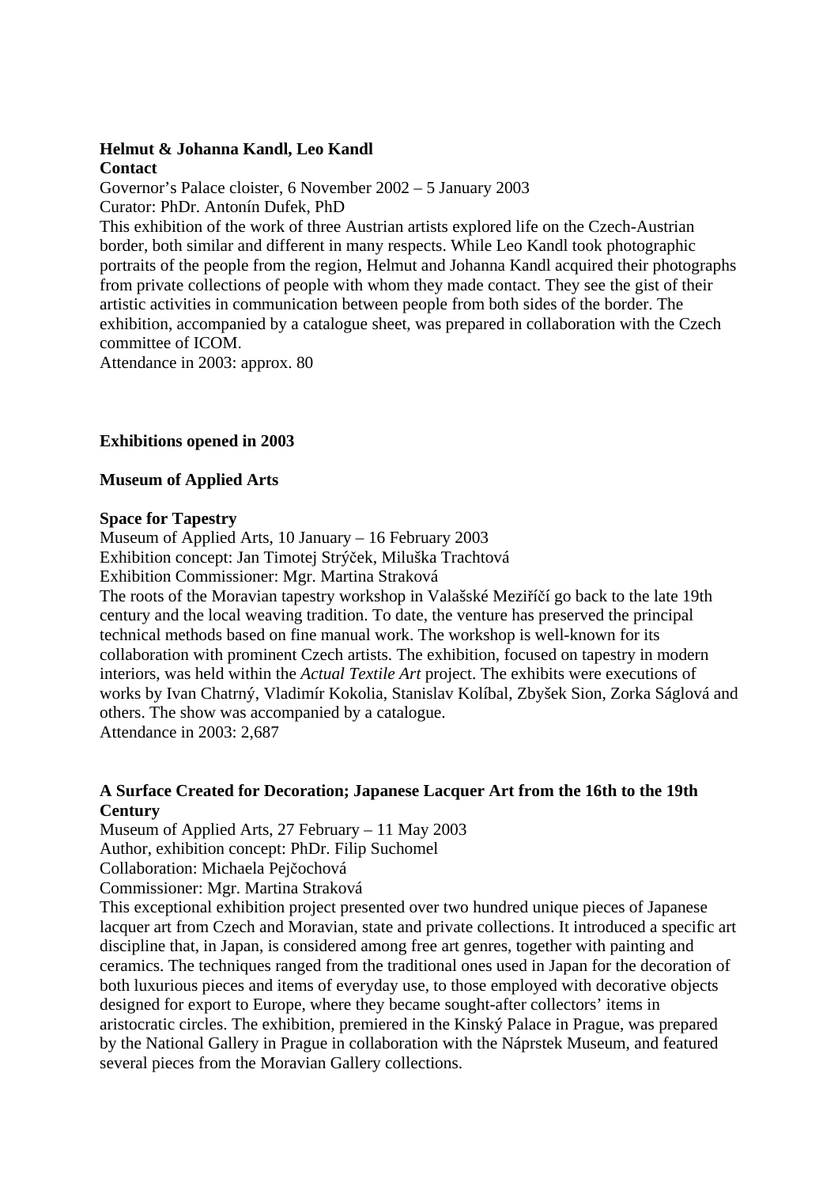**Helmut & Johanna Kandl, Leo Kandl**
**Contact**
Governor's Palace cloister, 6 November 2002 – 5 January 2003
Curator: PhDr. Antonín Dufek, PhD
This exhibition of the work of three Austrian artists explored life on the Czech-Austrian border, both similar and different in many respects. While Leo Kandl took photographic portraits of the people from the region, Helmut and Johanna Kandl acquired their photographs from private collections of people with whom they made contact. They see the gist of their artistic activities in communication between people from both sides of the border. The exhibition, accompanied by a catalogue sheet, was prepared in collaboration with the Czech committee of ICOM.
Attendance in 2003: approx. 80

## Exhibitions opened in 2003

### Museum of Applied Arts

**Space for Tapestry**
Museum of Applied Arts, 10 January – 16 February 2003
Exhibition concept: Jan Timotej Strýček, Miluška Trachtová
Exhibition Commissioner: Mgr. Martina Straková
The roots of the Moravian tapestry workshop in Valašské Meziříčí go back to the late 19th century and the local weaving tradition. To date, the venture has preserved the principal technical methods based on fine manual work. The workshop is well-known for its collaboration with prominent Czech artists. The exhibition, focused on tapestry in modern interiors, was held within the *Actual Textile Art* project. The exhibits were executions of works by Ivan Chatrný, Vladimír Kokolia, Stanislav Kolíbal, Zbyšek Sion, Zorka Ságlová and others. The show was accompanied by a catalogue.
Attendance in 2003: 2,687

**A Surface Created for Decoration; Japanese Lacquer Art from the 16th to the 19th Century**
Museum of Applied Arts, 27 February – 11 May 2003
Author, exhibition concept: PhDr. Filip Suchomel
Collaboration: Michaela Pejčochová
Commissioner: Mgr. Martina Straková
This exceptional exhibition project presented over two hundred unique pieces of Japanese lacquer art from Czech and Moravian, state and private collections. It introduced a specific art discipline that, in Japan, is considered among free art genres, together with painting and ceramics. The techniques ranged from the traditional ones used in Japan for the decoration of both luxurious pieces and items of everyday use, to those employed with decorative objects designed for export to Europe, where they became sought-after collectors' items in aristocratic circles. The exhibition, premiered in the Kinský Palace in Prague, was prepared by the National Gallery in Prague in collaboration with the Náprstek Museum, and featured several pieces from the Moravian Gallery collections.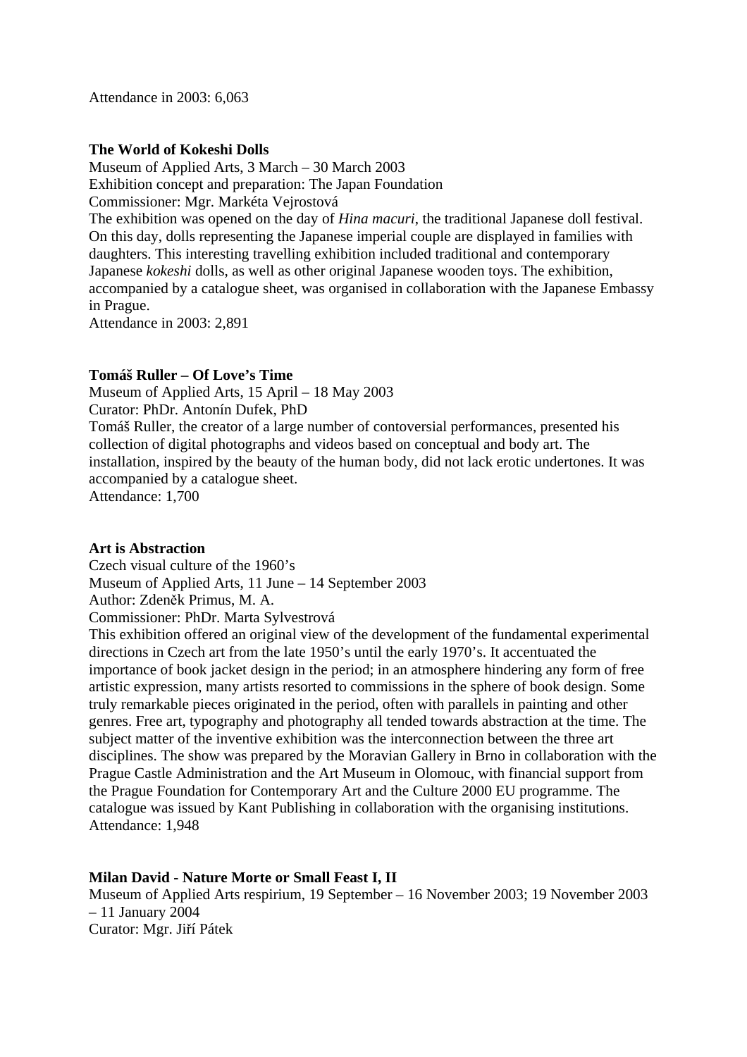Attendance in 2003: 6,063

**The World of Kokeshi Dolls**

Museum of Applied Arts, 3 March – 30 March 2003
Exhibition concept and preparation: The Japan Foundation
Commissioner: Mgr. Markéta Vejrostová
The exhibition was opened on the day of *Hina macuri*, the traditional Japanese doll festival. On this day, dolls representing the Japanese imperial couple are displayed in families with daughters. This interesting travelling exhibition included traditional and contemporary Japanese *kokeshi* dolls, as well as other original Japanese wooden toys. The exhibition, accompanied by a catalogue sheet, was organised in collaboration with the Japanese Embassy in Prague.
Attendance in 2003: 2,891

**Tomáš Ruller – Of Love's Time**

Museum of Applied Arts, 15 April – 18 May 2003
Curator: PhDr. Antonín Dufek, PhD
Tomáš Ruller, the creator of a large number of contoversial performances, presented his collection of digital photographs and videos based on conceptual and body art. The installation, inspired by the beauty of the human body, did not lack erotic undertones. It was accompanied by a catalogue sheet.
Attendance: 1,700

**Art is Abstraction**

Czech visual culture of the 1960's
Museum of Applied Arts, 11 June – 14 September 2003
Author: Zdeněk Primus, M. A.
Commissioner: PhDr. Marta Sylvestrová
This exhibition offered an original view of the development of the fundamental experimental directions in Czech art from the late 1950's until the early 1970's. It accentuated the importance of book jacket design in the period; in an atmosphere hindering any form of free artistic expression, many artists resorted to commissions in the sphere of book design. Some truly remarkable pieces originated in the period, often with parallels in painting and other genres. Free art, typography and photography all tended towards abstraction at the time. The subject matter of the inventive exhibition was the interconnection between the three art disciplines. The show was prepared by the Moravian Gallery in Brno in collaboration with the Prague Castle Administration and the Art Museum in Olomouc, with financial support from the Prague Foundation for Contemporary Art and the Culture 2000 EU programme. The catalogue was issued by Kant Publishing in collaboration with the organising institutions.
Attendance: 1,948

**Milan David - Nature Morte or Small Feast I, II**

Museum of Applied Arts respirium, 19 September – 16 November 2003; 19 November 2003 – 11 January 2004
Curator: Mgr. Jiří Pátek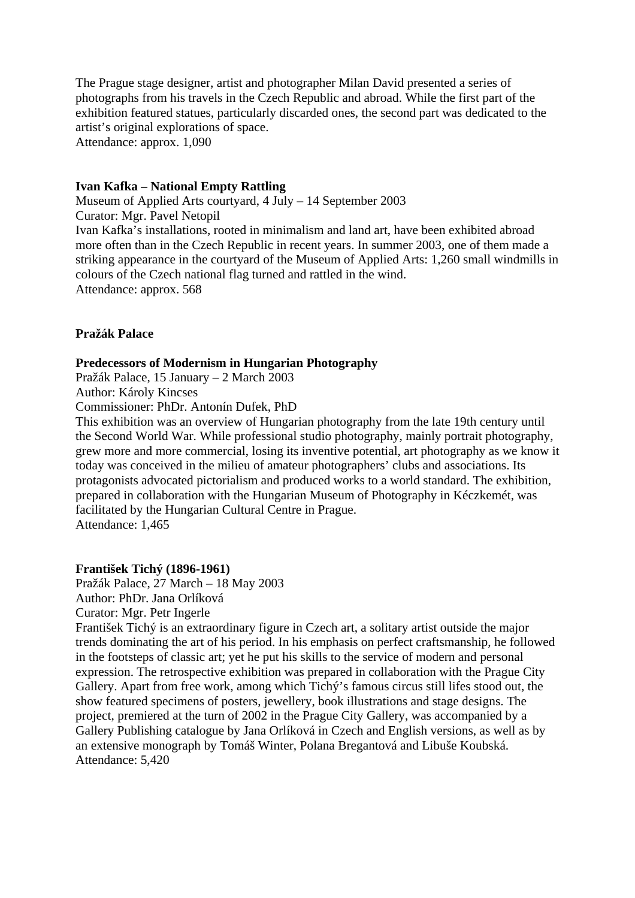The Prague stage designer, artist and photographer Milan David presented a series of photographs from his travels in the Czech Republic and abroad. While the first part of the exhibition featured statues, particularly discarded ones, the second part was dedicated to the artist's original explorations of space.
Attendance: approx. 1,090

**Ivan Kafka – National Empty Rattling**
Museum of Applied Arts courtyard, 4 July – 14 September 2003
Curator: Mgr. Pavel Netopil
Ivan Kafka's installations, rooted in minimalism and land art, have been exhibited abroad more often than in the Czech Republic in recent years. In summer 2003, one of them made a striking appearance in the courtyard of the Museum of Applied Arts: 1,260 small windmills in colours of the Czech national flag turned and rattled in the wind.
Attendance: approx. 568

**Pražák Palace**

**Predecessors of Modernism in Hungarian Photography**
Pražák Palace, 15 January – 2 March 2003
Author: Károly Kincses
Commissioner: PhDr. Antonín Dufek, PhD
This exhibition was an overview of Hungarian photography from the late 19th century until the Second World War. While professional studio photography, mainly portrait photography, grew more and more commercial, losing its inventive potential, art photography as we know it today was conceived in the milieu of amateur photographers' clubs and associations. Its protagonists advocated pictorialism and produced works to a world standard. The exhibition, prepared in collaboration with the Hungarian Museum of Photography in Kéczkemét, was facilitated by the Hungarian Cultural Centre in Prague.
Attendance: 1,465

**František Tichý (1896-1961)**
Pražák Palace, 27 March – 18 May 2003
Author: PhDr. Jana Orlíková
Curator: Mgr. Petr Ingerle
František Tichý is an extraordinary figure in Czech art, a solitary artist outside the major trends dominating the art of his period. In his emphasis on perfect craftsmanship, he followed in the footsteps of classic art; yet he put his skills to the service of modern and personal expression. The retrospective exhibition was prepared in collaboration with the Prague City Gallery. Apart from free work, among which Tichý's famous circus still lifes stood out, the show featured specimens of posters, jewellery, book illustrations and stage designs. The project, premiered at the turn of 2002 in the Prague City Gallery, was accompanied by a Gallery Publishing catalogue by Jana Orlíková in Czech and English versions, as well as by an extensive monograph by Tomáš Winter, Polana Bregantová and Libuše Koubská.
Attendance: 5,420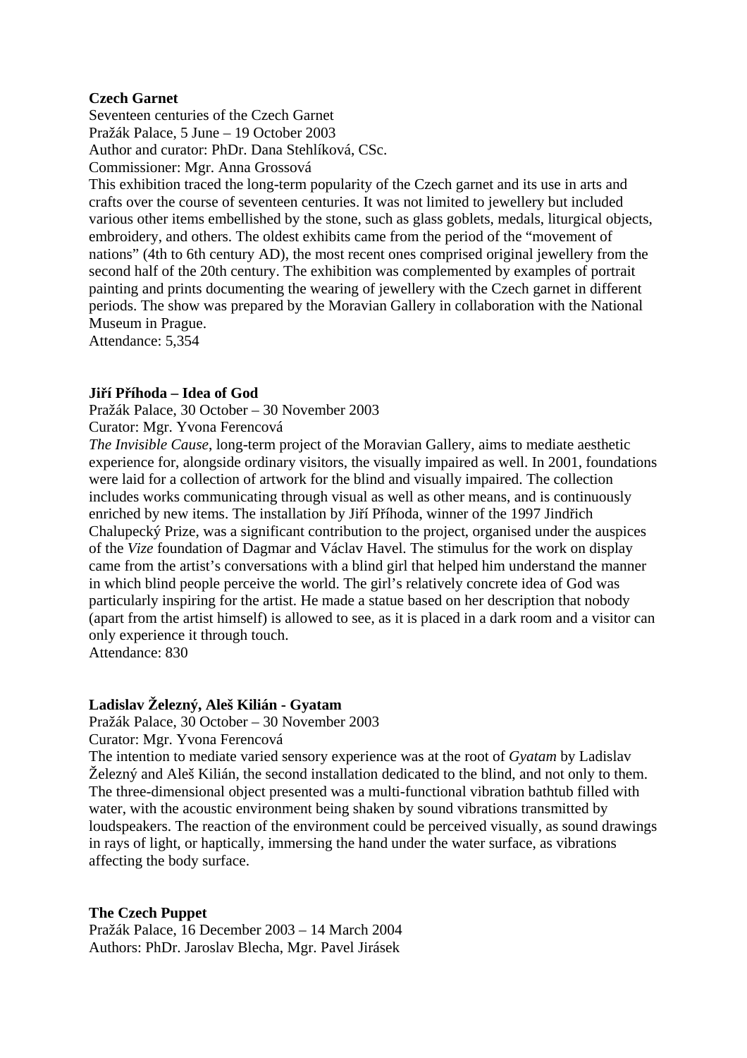**Czech Garnet**

Seventeen centuries of the Czech Garnet
Pražák Palace, 5 June – 19 October 2003
Author and curator: PhDr. Dana Stehlíková, CSc.
Commissioner: Mgr. Anna Grossová

This exhibition traced the long-term popularity of the Czech garnet and its use in arts and crafts over the course of seventeen centuries. It was not limited to jewellery but included various other items embellished by the stone, such as glass goblets, medals, liturgical objects, embroidery, and others. The oldest exhibits came from the period of the "movement of nations" (4th to 6th century AD), the most recent ones comprised original jewellery from the second half of the 20th century. The exhibition was complemented by examples of portrait painting and prints documenting the wearing of jewellery with the Czech garnet in different periods. The show was prepared by the Moravian Gallery in collaboration with the National Museum in Prague.

Attendance: 5,354

**Jiří Příhoda – Idea of God**

Pražák Palace, 30 October – 30 November 2003
Curator: Mgr. Yvona Ferencová

*The Invisible Cause*, long-term project of the Moravian Gallery, aims to mediate aesthetic experience for, alongside ordinary visitors, the visually impaired as well. In 2001, foundations were laid for a collection of artwork for the blind and visually impaired. The collection includes works communicating through visual as well as other means, and is continuously enriched by new items. The installation by Jiří Příhoda, winner of the 1997 Jindřich Chalupecký Prize, was a significant contribution to the project, organised under the auspices of the *Vize* foundation of Dagmar and Václav Havel. The stimulus for the work on display came from the artist's conversations with a blind girl that helped him understand the manner in which blind people perceive the world. The girl's relatively concrete idea of God was particularly inspiring for the artist. He made a statue based on her description that nobody (apart from the artist himself) is allowed to see, as it is placed in a dark room and a visitor can only experience it through touch.

Attendance: 830

**Ladislav Železný, Aleš Kilián - Gyatam**

Pražák Palace, 30 October – 30 November 2003
Curator: Mgr. Yvona Ferencová

The intention to mediate varied sensory experience was at the root of *Gyatam* by Ladislav Železný and Aleš Kilián, the second installation dedicated to the blind, and not only to them. The three-dimensional object presented was a multi-functional vibration bathtub filled with water, with the acoustic environment being shaken by sound vibrations transmitted by loudspeakers. The reaction of the environment could be perceived visually, as sound drawings in rays of light, or haptically, immersing the hand under the water surface, as vibrations affecting the body surface.

**The Czech Puppet**

Pražák Palace, 16 December 2003 – 14 March 2004
Authors: PhDr. Jaroslav Blecha, Mgr. Pavel Jirásek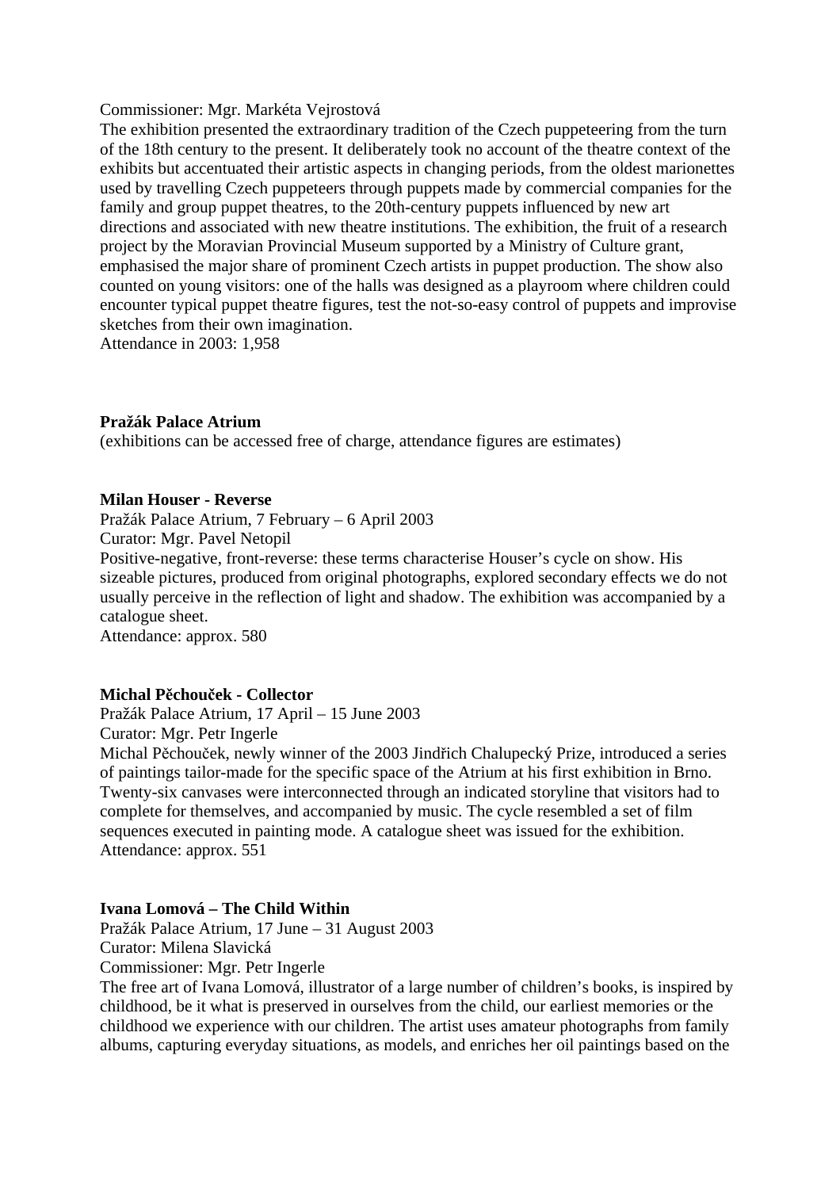Commissioner: Mgr. Markéta Vejrostová

The exhibition presented the extraordinary tradition of the Czech puppeteering from the turn of the 18th century to the present. It deliberately took no account of the theatre context of the exhibits but accentuated their artistic aspects in changing periods, from the oldest marionettes used by travelling Czech puppeteers through puppets made by commercial companies for the family and group puppet theatres, to the 20th-century puppets influenced by new art directions and associated with new theatre institutions. The exhibition, the fruit of a research project by the Moravian Provincial Museum supported by a Ministry of Culture grant, emphasised the major share of prominent Czech artists in puppet production. The show also counted on young visitors: one of the halls was designed as a playroom where children could encounter typical puppet theatre figures, test the not-so-easy control of puppets and improvise sketches from their own imagination.

Attendance in 2003: 1,958

**Pražák Palace Atrium**

(exhibitions can be accessed free of charge, attendance figures are estimates)

**Milan Houser - Reverse**

Pražák Palace Atrium, 7 February – 6 April 2003

Curator: Mgr. Pavel Netopil

Positive-negative, front-reverse: these terms characterise Houser's cycle on show. His sizeable pictures, produced from original photographs, explored secondary effects we do not usually perceive in the reflection of light and shadow. The exhibition was accompanied by a catalogue sheet.

Attendance: approx. 580

**Michal Pěchouček - Collector**

Pražák Palace Atrium, 17 April – 15 June 2003

Curator: Mgr. Petr Ingerle

Michal Pěchouček, newly winner of the 2003 Jindřich Chalupecký Prize, introduced a series of paintings tailor-made for the specific space of the Atrium at his first exhibition in Brno. Twenty-six canvases were interconnected through an indicated storyline that visitors had to complete for themselves, and accompanied by music. The cycle resembled a set of film sequences executed in painting mode. A catalogue sheet was issued for the exhibition.

Attendance: approx. 551

**Ivana Lomová – The Child Within**

Pražák Palace Atrium, 17 June – 31 August 2003

Curator: Milena Slavická

Commissioner: Mgr. Petr Ingerle

The free art of Ivana Lomová, illustrator of a large number of children's books, is inspired by childhood, be it what is preserved in ourselves from the child, our earliest memories or the childhood we experience with our children. The artist uses amateur photographs from family albums, capturing everyday situations, as models, and enriches her oil paintings based on the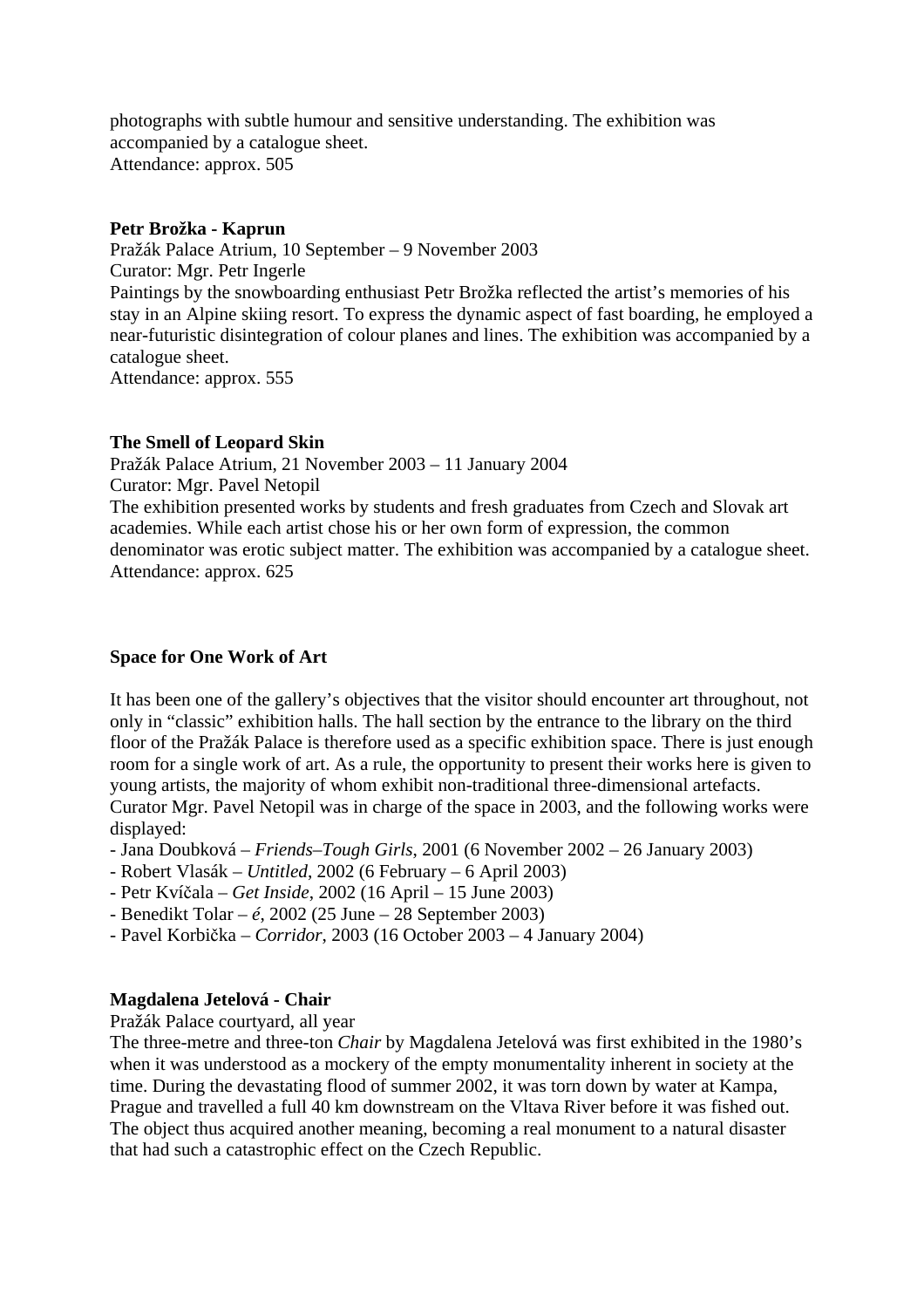photographs with subtle humour and sensitive understanding. The exhibition was accompanied by a catalogue sheet.
Attendance: approx. 505

**Petr Brožka - Kaprun**

Pražák Palace Atrium, 10 September – 9 November 2003
Curator: Mgr. Petr Ingerle
Paintings by the snowboarding enthusiast Petr Brožka reflected the artist's memories of his stay in an Alpine skiing resort. To express the dynamic aspect of fast boarding, he employed a near-futuristic disintegration of colour planes and lines. The exhibition was accompanied by a catalogue sheet.
Attendance: approx. 555

**The Smell of Leopard Skin**

Pražák Palace Atrium, 21 November 2003 – 11 January 2004
Curator: Mgr. Pavel Netopil
The exhibition presented works by students and fresh graduates from Czech and Slovak art academies. While each artist chose his or her own form of expression, the common denominator was erotic subject matter. The exhibition was accompanied by a catalogue sheet.
Attendance: approx. 625

**Space for One Work of Art**

It has been one of the gallery's objectives that the visitor should encounter art throughout, not only in "classic" exhibition halls. The hall section by the entrance to the library on the third floor of the Pražák Palace is therefore used as a specific exhibition space. There is just enough room for a single work of art. As a rule, the opportunity to present their works here is given to young artists, the majority of whom exhibit non-traditional three-dimensional artefacts. Curator Mgr. Pavel Netopil was in charge of the space in 2003, and the following works were displayed:

- Jana Doubková – *Friends–Tough Girls*, 2001 (6 November 2002 – 26 January 2003)
- Robert Vlasák – *Untitled*, 2002 (6 February – 6 April 2003)
- Petr Kvíčala – *Get Inside*, 2002 (16 April – 15 June 2003)
- Benedikt Tolar – *é*, 2002 (25 June – 28 September 2003)
- Pavel Korbička – *Corridor*, 2003 (16 October 2003 – 4 January 2004)

**Magdalena Jetelová - Chair**

Pražák Palace courtyard, all year
The three-metre and three-ton *Chair* by Magdalena Jetelová was first exhibited in the 1980's when it was understood as a mockery of the empty monumentality inherent in society at the time. During the devastating flood of summer 2002, it was torn down by water at Kampa, Prague and travelled a full 40 km downstream on the Vltava River before it was fished out. The object thus acquired another meaning, becoming a real monument to a natural disaster that had such a catastrophic effect on the Czech Republic.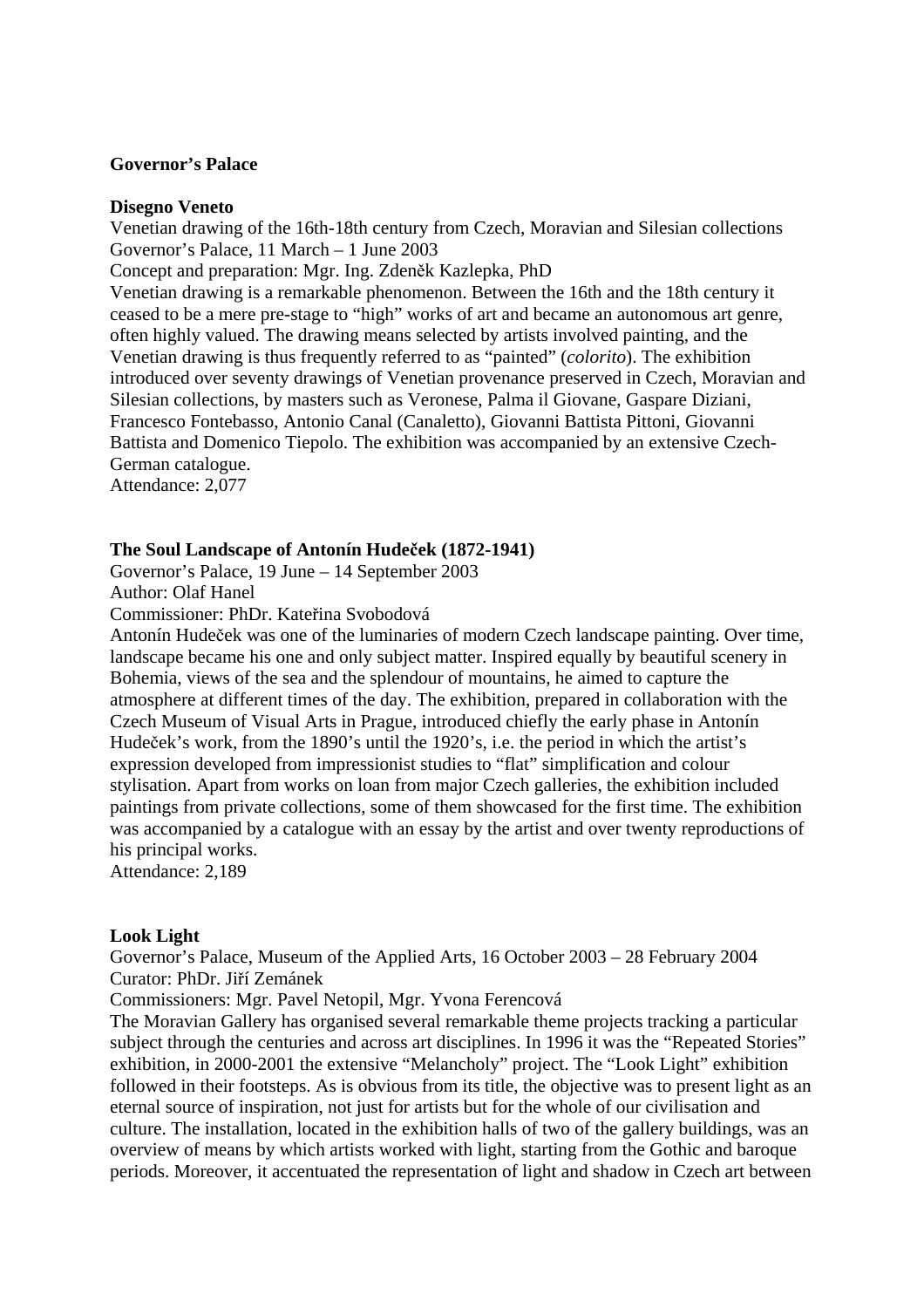**Governor's Palace**

**Disegno Veneto**

Venetian drawing of the 16th-18th century from Czech, Moravian and Silesian collections
Governor's Palace, 11 March – 1 June 2003
Concept and preparation: Mgr. Ing. Zdeněk Kazlepka, PhD
Venetian drawing is a remarkable phenomenon. Between the 16th and the 18th century it ceased to be a mere pre-stage to "high" works of art and became an autonomous art genre, often highly valued. The drawing means selected by artists involved painting, and the Venetian drawing is thus frequently referred to as "painted" (*colorito*). The exhibition introduced over seventy drawings of Venetian provenance preserved in Czech, Moravian and Silesian collections, by masters such as Veronese, Palma il Giovane, Gaspare Diziani, Francesco Fontebasso, Antonio Canal (Canaletto), Giovanni Battista Pittoni, Giovanni Battista and Domenico Tiepolo. The exhibition was accompanied by an extensive Czech-German catalogue.
Attendance: 2,077

**The Soul Landscape of Antonín Hudeček (1872-1941)**

Governor's Palace, 19 June – 14 September 2003
Author: Olaf Hanel
Commissioner: PhDr. Kateřina Svobodová
Antonín Hudeček was one of the luminaries of modern Czech landscape painting. Over time, landscape became his one and only subject matter. Inspired equally by beautiful scenery in Bohemia, views of the sea and the splendour of mountains, he aimed to capture the atmosphere at different times of the day. The exhibition, prepared in collaboration with the Czech Museum of Visual Arts in Prague, introduced chiefly the early phase in Antonín Hudeček's work, from the 1890's until the 1920's, i.e. the period in which the artist's expression developed from impressionist studies to "flat" simplification and colour stylisation. Apart from works on loan from major Czech galleries, the exhibition included paintings from private collections, some of them showcased for the first time. The exhibition was accompanied by a catalogue with an essay by the artist and over twenty reproductions of his principal works.
Attendance: 2,189

**Look Light**

Governor's Palace, Museum of the Applied Arts, 16 October 2003 – 28 February 2004
Curator: PhDr. Jiří Zemánek
Commissioners: Mgr. Pavel Netopil, Mgr. Yvona Ferencová
The Moravian Gallery has organised several remarkable theme projects tracking a particular subject through the centuries and across art disciplines. In 1996 it was the "Repeated Stories" exhibition, in 2000-2001 the extensive "Melancholy" project. The "Look Light" exhibition followed in their footsteps. As is obvious from its title, the objective was to present light as an eternal source of inspiration, not just for artists but for the whole of our civilisation and culture. The installation, located in the exhibition halls of two of the gallery buildings, was an overview of means by which artists worked with light, starting from the Gothic and baroque periods. Moreover, it accentuated the representation of light and shadow in Czech art between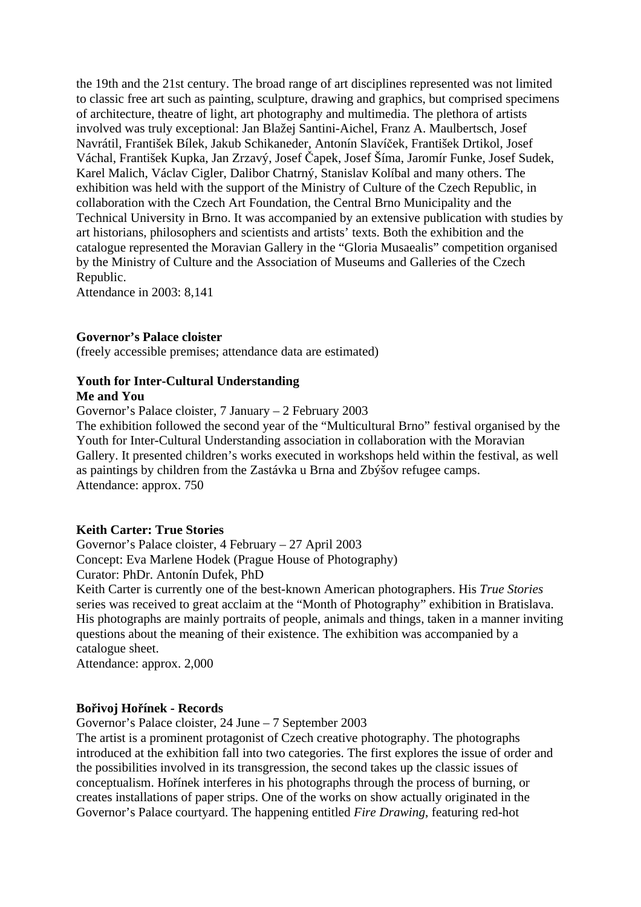the 19th and the 21st century. The broad range of art disciplines represented was not limited to classic free art such as painting, sculpture, drawing and graphics, but comprised specimens of architecture, theatre of light, art photography and multimedia. The plethora of artists involved was truly exceptional: Jan Blažej Santini-Aichel, Franz A. Maulbertsch, Josef Navrátil, František Bílek, Jakub Schikaneder, Antonín Slavíček, František Drtikol, Josef Váchal, František Kupka, Jan Zrzavý, Josef Čapek, Josef Šíma, Jaromír Funke, Josef Sudek, Karel Malich, Václav Cigler, Dalibor Chatrný, Stanislav Kolíbal and many others. The exhibition was held with the support of the Ministry of Culture of the Czech Republic, in collaboration with the Czech Art Foundation, the Central Brno Municipality and the Technical University in Brno. It was accompanied by an extensive publication with studies by art historians, philosophers and scientists and artists' texts. Both the exhibition and the catalogue represented the Moravian Gallery in the "Gloria Musaealis" competition organised by the Ministry of Culture and the Association of Museums and Galleries of the Czech Republic.
Attendance in 2003: 8,141

**Governor's Palace cloister**
(freely accessible premises; attendance data are estimated)

**Youth for Inter-Cultural Understanding**
**Me and You**
Governor's Palace cloister, 7 January – 2 February 2003
The exhibition followed the second year of the "Multicultural Brno" festival organised by the Youth for Inter-Cultural Understanding association in collaboration with the Moravian Gallery. It presented children's works executed in workshops held within the festival, as well as paintings by children from the Zastávka u Brna and Zbýšov refugee camps.
Attendance: approx. 750

**Keith Carter: True Stories**
Governor's Palace cloister, 4 February – 27 April 2003
Concept: Eva Marlene Hodek (Prague House of Photography)
Curator: PhDr. Antonín Dufek, PhD
Keith Carter is currently one of the best-known American photographers. His *True Stories* series was received to great acclaim at the "Month of Photography" exhibition in Bratislava. His photographs are mainly portraits of people, animals and things, taken in a manner inviting questions about the meaning of their existence. The exhibition was accompanied by a catalogue sheet.
Attendance: approx. 2,000

**Bořivoj Hořínek - Records**
Governor's Palace cloister, 24 June – 7 September 2003
The artist is a prominent protagonist of Czech creative photography. The photographs introduced at the exhibition fall into two categories. The first explores the issue of order and the possibilities involved in its transgression, the second takes up the classic issues of conceptualism. Hořínek interferes in his photographs through the process of burning, or creates installations of paper strips. One of the works on show actually originated in the Governor's Palace courtyard. The happening entitled *Fire Drawing*, featuring red-hot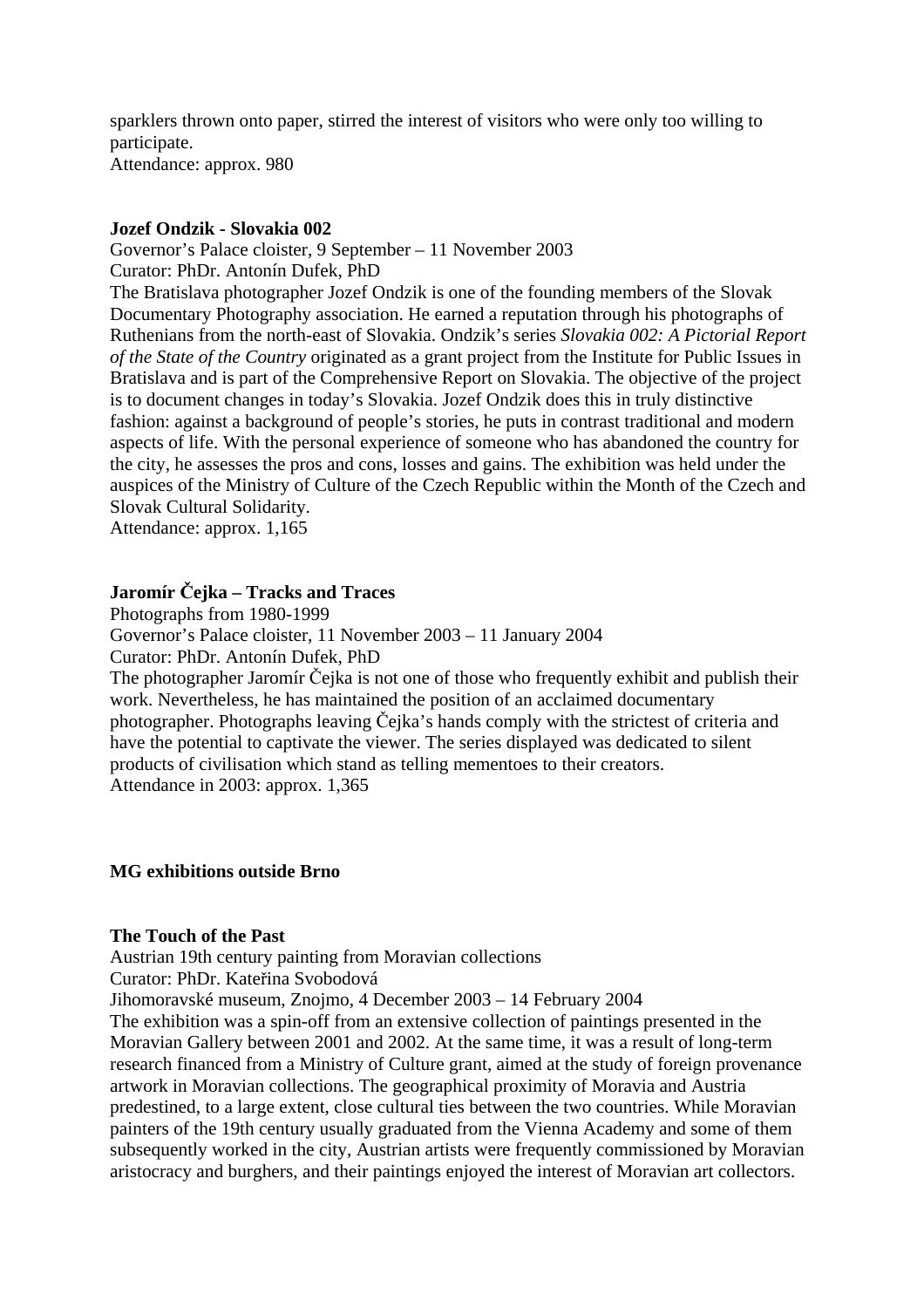sparklers thrown onto paper, stirred the interest of visitors who were only too willing to participate.
Attendance: approx. 980

**Jozef Ondzik - Slovakia 002**
Governor's Palace cloister, 9 September – 11 November 2003
Curator: PhDr. Antonín Dufek, PhD
The Bratislava photographer Jozef Ondzik is one of the founding members of the Slovak Documentary Photography association. He earned a reputation through his photographs of Ruthenians from the north-east of Slovakia. Ondzik's series *Slovakia 002: A Pictorial Report of the State of the Country* originated as a grant project from the Institute for Public Issues in Bratislava and is part of the Comprehensive Report on Slovakia. The objective of the project is to document changes in today's Slovakia. Jozef Ondzik does this in truly distinctive fashion: against a background of people's stories, he puts in contrast traditional and modern aspects of life. With the personal experience of someone who has abandoned the country for the city, he assesses the pros and cons, losses and gains. The exhibition was held under the auspices of the Ministry of Culture of the Czech Republic within the Month of the Czech and Slovak Cultural Solidarity.
Attendance: approx. 1,165

**Jaromír Čejka – Tracks and Traces**
Photographs from 1980-1999
Governor's Palace cloister, 11 November 2003 – 11 January 2004
Curator: PhDr. Antonín Dufek, PhD
The photographer Jaromír Čejka is not one of those who frequently exhibit and publish their work. Nevertheless, he has maintained the position of an acclaimed documentary photographer. Photographs leaving Čejka's hands comply with the strictest of criteria and have the potential to captivate the viewer. The series displayed was dedicated to silent products of civilisation which stand as telling mementoes to their creators.
Attendance in 2003: approx. 1,365

**MG exhibitions outside Brno**

**The Touch of the Past**
Austrian 19th century painting from Moravian collections
Curator: PhDr. Kateřina Svobodová
Jihomoravské museum, Znojmo, 4 December 2003 – 14 February 2004
The exhibition was a spin-off from an extensive collection of paintings presented in the Moravian Gallery between 2001 and 2002. At the same time, it was a result of long-term research financed from a Ministry of Culture grant, aimed at the study of foreign provenance artwork in Moravian collections. The geographical proximity of Moravia and Austria predestined, to a large extent, close cultural ties between the two countries. While Moravian painters of the 19th century usually graduated from the Vienna Academy and some of them subsequently worked in the city, Austrian artists were frequently commissioned by Moravian aristocracy and burghers, and their paintings enjoyed the interest of Moravian art collectors.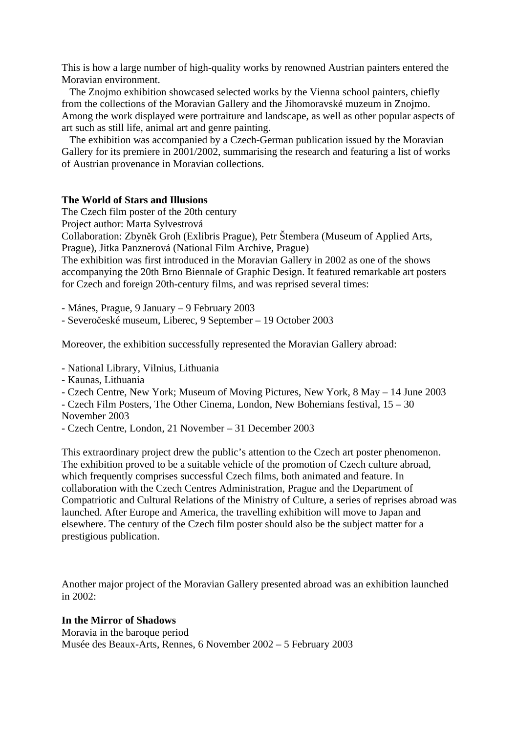This is how a large number of high-quality works by renowned Austrian painters entered the Moravian environment.

The Znojmo exhibition showcased selected works by the Vienna school painters, chiefly from the collections of the Moravian Gallery and the Jihomoravské muzeum in Znojmo. Among the work displayed were portraiture and landscape, as well as other popular aspects of art such as still life, animal art and genre painting.

The exhibition was accompanied by a Czech-German publication issued by the Moravian Gallery for its premiere in 2001/2002, summarising the research and featuring a list of works of Austrian provenance in Moravian collections.

**The World of Stars and Illusions**

The Czech film poster of the 20th century
Project author: Marta Sylvestrová
Collaboration: Zbyněk Groh (Exlibris Prague), Petr Štembera (Museum of Applied Arts, Prague), Jitka Panznerová (National Film Archive, Prague)
The exhibition was first introduced in the Moravian Gallery in 2002 as one of the shows accompanying the 20th Brno Biennale of Graphic Design. It featured remarkable art posters for Czech and foreign 20th-century films, and was reprised several times:

- Mánes, Prague, 9 January – 9 February 2003
- Severočeské museum, Liberec, 9 September – 19 October 2003

Moreover, the exhibition successfully represented the Moravian Gallery abroad:

- National Library, Vilnius, Lithuania
- Kaunas, Lithuania
- Czech Centre, New York; Museum of Moving Pictures, New York, 8 May – 14 June 2003
- Czech Film Posters, The Other Cinema, London, New Bohemians festival, 15 – 30 November 2003
- Czech Centre, London, 21 November – 31 December 2003

This extraordinary project drew the public's attention to the Czech art poster phenomenon. The exhibition proved to be a suitable vehicle of the promotion of Czech culture abroad, which frequently comprises successful Czech films, both animated and feature. In collaboration with the Czech Centres Administration, Prague and the Department of Compatriotic and Cultural Relations of the Ministry of Culture, a series of reprises abroad was launched. After Europe and America, the travelling exhibition will move to Japan and elsewhere. The century of the Czech film poster should also be the subject matter for a prestigious publication.

Another major project of the Moravian Gallery presented abroad was an exhibition launched in 2002:

**In the Mirror of Shadows**

Moravia in the baroque period
Musée des Beaux-Arts, Rennes, 6 November 2002 – 5 February 2003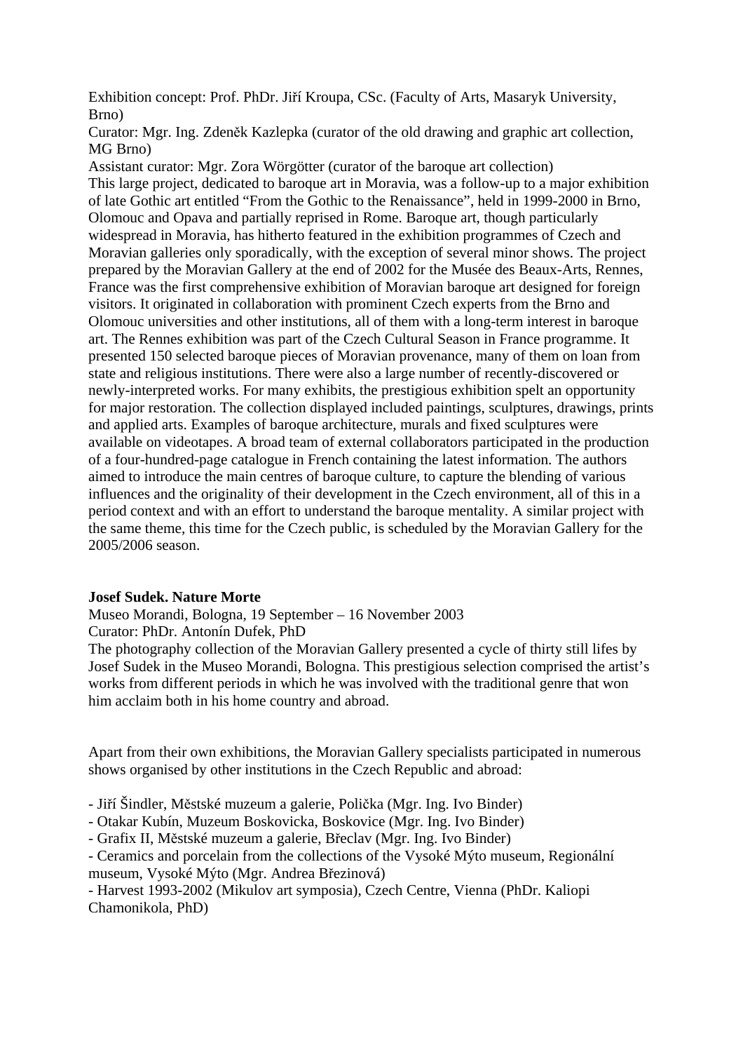Exhibition concept: Prof. PhDr. Jiří Kroupa, CSc. (Faculty of Arts, Masaryk University, Brno)
Curator: Mgr. Ing. Zdeněk Kazlepka (curator of the old drawing and graphic art collection, MG Brno)
Assistant curator: Mgr. Zora Wörgötter (curator of the baroque art collection)
This large project, dedicated to baroque art in Moravia, was a follow-up to a major exhibition of late Gothic art entitled "From the Gothic to the Renaissance", held in 1999-2000 in Brno, Olomouc and Opava and partially reprised in Rome. Baroque art, though particularly widespread in Moravia, has hitherto featured in the exhibition programmes of Czech and Moravian galleries only sporadically, with the exception of several minor shows. The project prepared by the Moravian Gallery at the end of 2002 for the Musée des Beaux-Arts, Rennes, France was the first comprehensive exhibition of Moravian baroque art designed for foreign visitors. It originated in collaboration with prominent Czech experts from the Brno and Olomouc universities and other institutions, all of them with a long-term interest in baroque art. The Rennes exhibition was part of the Czech Cultural Season in France programme. It presented 150 selected baroque pieces of Moravian provenance, many of them on loan from state and religious institutions. There were also a large number of recently-discovered or newly-interpreted works. For many exhibits, the prestigious exhibition spelt an opportunity for major restoration. The collection displayed included paintings, sculptures, drawings, prints and applied arts. Examples of baroque architecture, murals and fixed sculptures were available on videotapes. A broad team of external collaborators participated in the production of a four-hundred-page catalogue in French containing the latest information. The authors aimed to introduce the main centres of baroque culture, to capture the blending of various influences and the originality of their development in the Czech environment, all of this in a period context and with an effort to understand the baroque mentality. A similar project with the same theme, this time for the Czech public, is scheduled by the Moravian Gallery for the 2005/2006 season.

**Josef Sudek. Nature Morte**
Museo Morandi, Bologna, 19 September – 16 November 2003
Curator: PhDr. Antonín Dufek, PhD
The photography collection of the Moravian Gallery presented a cycle of thirty still lifes by Josef Sudek in the Museo Morandi, Bologna. This prestigious selection comprised the artist's works from different periods in which he was involved with the traditional genre that won him acclaim both in his home country and abroad.

Apart from their own exhibitions, the Moravian Gallery specialists participated in numerous shows organised by other institutions in the Czech Republic and abroad:

- Jiří Šindler, Městské muzeum a galerie, Polička (Mgr. Ing. Ivo Binder)
- Otakar Kubín, Muzeum Boskovicka, Boskovice (Mgr. Ing. Ivo Binder)
- Grafix II, Městské muzeum a galerie, Břeclav (Mgr. Ing. Ivo Binder)
- Ceramics and porcelain from the collections of the Vysoké Mýto museum, Regionální museum, Vysoké Mýto (Mgr. Andrea Březinová)
- Harvest 1993-2002 (Mikulov art symposia), Czech Centre, Vienna (PhDr. Kaliopi Chamonikola, PhD)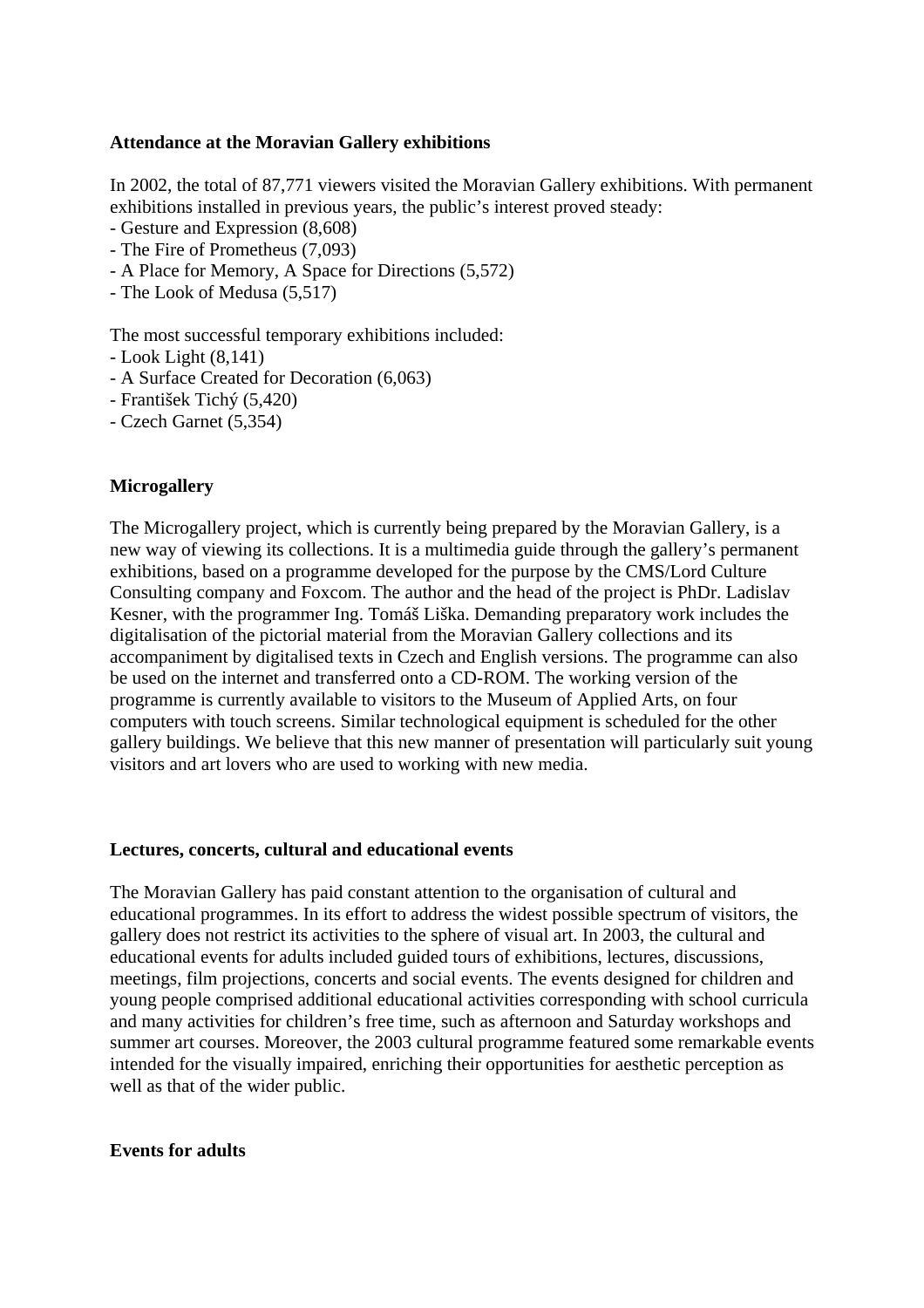**Attendance at the Moravian Gallery exhibitions**

In 2002, the total of 87,771 viewers visited the Moravian Gallery exhibitions. With permanent exhibitions installed in previous years, the public's interest proved steady:
- Gesture and Expression (8,608)
- The Fire of Prometheus (7,093)
- A Place for Memory, A Space for Directions (5,572)
- The Look of Medusa (5,517)

The most successful temporary exhibitions included:
- Look Light (8,141)
- A Surface Created for Decoration (6,063)
- František Tichý (5,420)
- Czech Garnet (5,354)

**Microgallery**

The Microgallery project, which is currently being prepared by the Moravian Gallery, is a new way of viewing its collections. It is a multimedia guide through the gallery's permanent exhibitions, based on a programme developed for the purpose by the CMS/Lord Culture Consulting company and Foxcom. The author and the head of the project is PhDr. Ladislav Kesner, with the programmer Ing. Tomáš Liška. Demanding preparatory work includes the digitalisation of the pictorial material from the Moravian Gallery collections and its accompaniment by digitalised texts in Czech and English versions. The programme can also be used on the internet and transferred onto a CD-ROM. The working version of the programme is currently available to visitors to the Museum of Applied Arts, on four computers with touch screens. Similar technological equipment is scheduled for the other gallery buildings. We believe that this new manner of presentation will particularly suit young visitors and art lovers who are used to working with new media.

**Lectures, concerts, cultural and educational events**

The Moravian Gallery has paid constant attention to the organisation of cultural and educational programmes. In its effort to address the widest possible spectrum of visitors, the gallery does not restrict its activities to the sphere of visual art. In 2003, the cultural and educational events for adults included guided tours of exhibitions, lectures, discussions, meetings, film projections, concerts and social events. The events designed for children and young people comprised additional educational activities corresponding with school curricula and many activities for children's free time, such as afternoon and Saturday workshops and summer art courses. Moreover, the 2003 cultural programme featured some remarkable events intended for the visually impaired, enriching their opportunities for aesthetic perception as well as that of the wider public.

**Events for adults**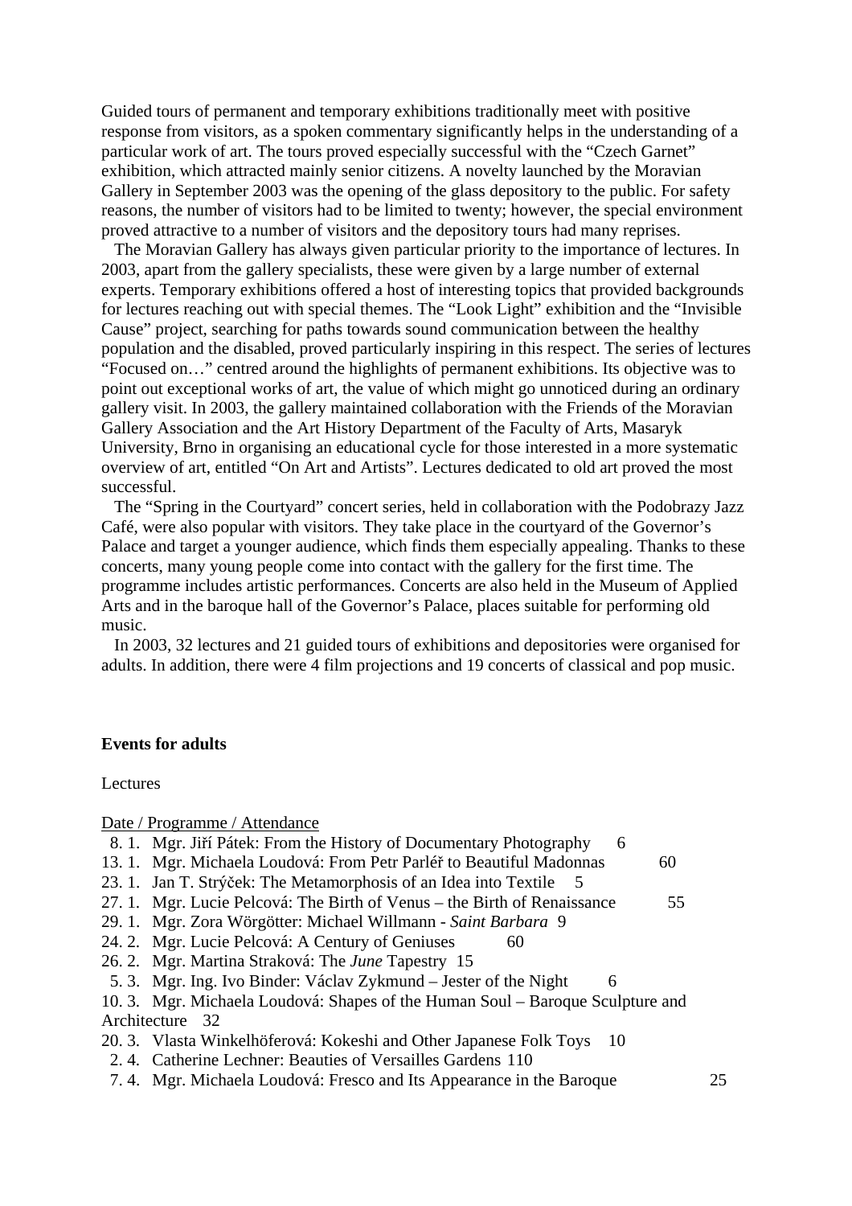Guided tours of permanent and temporary exhibitions traditionally meet with positive response from visitors, as a spoken commentary significantly helps in the understanding of a particular work of art. The tours proved especially successful with the "Czech Garnet" exhibition, which attracted mainly senior citizens. A novelty launched by the Moravian Gallery in September 2003 was the opening of the glass depository to the public. For safety reasons, the number of visitors had to be limited to twenty; however, the special environment proved attractive to a number of visitors and the depository tours had many reprises.

The Moravian Gallery has always given particular priority to the importance of lectures. In 2003, apart from the gallery specialists, these were given by a large number of external experts. Temporary exhibitions offered a host of interesting topics that provided backgrounds for lectures reaching out with special themes. The "Look Light" exhibition and the "Invisible Cause" project, searching for paths towards sound communication between the healthy population and the disabled, proved particularly inspiring in this respect. The series of lectures "Focused on…" centred around the highlights of permanent exhibitions. Its objective was to point out exceptional works of art, the value of which might go unnoticed during an ordinary gallery visit. In 2003, the gallery maintained collaboration with the Friends of the Moravian Gallery Association and the Art History Department of the Faculty of Arts, Masaryk University, Brno in organising an educational cycle for those interested in a more systematic overview of art, entitled "On Art and Artists". Lectures dedicated to old art proved the most successful.

The "Spring in the Courtyard" concert series, held in collaboration with the Podobrazy Jazz Café, were also popular with visitors. They take place in the courtyard of the Governor's Palace and target a younger audience, which finds them especially appealing. Thanks to these concerts, many young people come into contact with the gallery for the first time. The programme includes artistic performances. Concerts are also held in the Museum of Applied Arts and in the baroque hall of the Governor's Palace, places suitable for performing old music.

In 2003, 32 lectures and 21 guided tours of exhibitions and depositories were organised for adults. In addition, there were 4 film projections and 19 concerts of classical and pop music.

**Events for adults**

Lectures

| Date | Programme | Attendance |
|---|---|---|
| 8. 1. | Mgr. Jiří Pátek: From the History of Documentary Photography | 6 |
| 13. 1. | Mgr. Michaela Loudová: From Petr Parléř to Beautiful Madonnas | 60 |
| 23. 1. | Jan T. Strýček: The Metamorphosis of an Idea into Textile | 5 |
| 27. 1. | Mgr. Lucie Pelcová: The Birth of Venus – the Birth of Renaissance | 55 |
| 29. 1. | Mgr. Zora Wörgötter: Michael Willmann - *Saint Barbara* | 9 |
| 24. 2. | Mgr. Lucie Pelcová: A Century of Geniuses | 60 |
| 26. 2. | Mgr. Martina Straková: The *June* Tapestry | 15 |
| 5. 3. | Mgr. Ing. Ivo Binder: Václav Zykmund – Jester of the Night | 6 |
| 10. 3. | Mgr. Michaela Loudová: Shapes of the Human Soul – Baroque Sculpture and Architecture | 32 |
| 20. 3. | Vlasta Winkelhöferová: Kokeshi and Other Japanese Folk Toys | 10 |
| 2. 4. | Catherine Lechner: Beauties of Versailles Gardens | 110 |
| 7. 4. | Mgr. Michaela Loudová: Fresco and Its Appearance in the Baroque | 25 |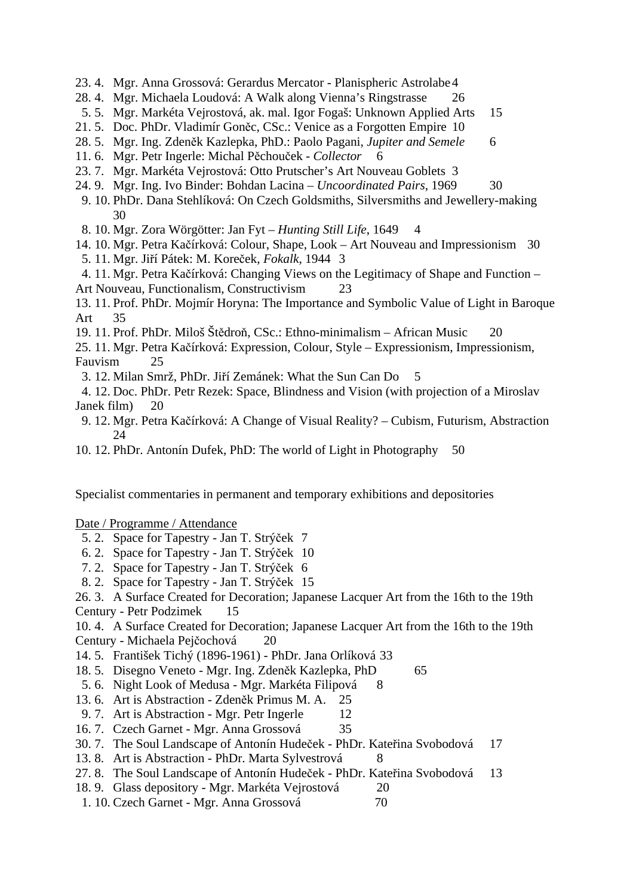23. 4. Mgr. Anna Grossová: Gerardus Mercator - Planispheric Astrolabe 4
28. 4. Mgr. Michaela Loudová: A Walk along Vienna's Ringstrasse 26
5. 5. Mgr. Markéta Vejrostová, ak. mal. Igor Fogaš: Unknown Applied Arts 15
21. 5. Doc. PhDr. Vladimír Goněc, CSc.: Venice as a Forgotten Empire 10
28. 5. Mgr. Ing. Zdeněk Kazlepka, PhD.: Paolo Pagani, *Jupiter and Semele* 6
11. 6. Mgr. Petr Ingerle: Michal Pěchouček - *Collector* 6
23. 7. Mgr. Markéta Vejrostová: Otto Prutscher's Art Nouveau Goblets 3
24. 9. Mgr. Ing. Ivo Binder: Bohdan Lacina – *Uncoordinated Pairs*, 1969 30
9. 10. PhDr. Dana Stehlíková: On Czech Goldsmiths, Silversmiths and Jewellery-making 30
8. 10. Mgr. Zora Wörgötter: Jan Fyt – *Hunting Still Life*, 1649 4
14. 10. Mgr. Petra Kačírková: Colour, Shape, Look – Art Nouveau and Impressionism 30
5. 11. Mgr. Jiří Pátek: M. Koreček, *Fokalk*, 1944 3
4. 11. Mgr. Petra Kačírková: Changing Views on the Legitimacy of Shape and Function – Art Nouveau, Functionalism, Constructivism 23
13. 11. Prof. PhDr. Mojmír Horyna: The Importance and Symbolic Value of Light in Baroque Art 35
19. 11. Prof. PhDr. Miloš Štědroň, CSc.: Ethno-minimalism – African Music 20
25. 11. Mgr. Petra Kačírková: Expression, Colour, Style – Expressionism, Impressionism, Fauvism 25
3. 12. Milan Smrž, PhDr. Jiří Zemánek: What the Sun Can Do 5
4. 12. Doc. PhDr. Petr Rezek: Space, Blindness and Vision (with projection of a Miroslav Janek film) 20
9. 12. Mgr. Petra Kačírková: A Change of Visual Reality? – Cubism, Futurism, Abstraction 24
10. 12. PhDr. Antonín Dufek, PhD: The world of Light in Photography 50

Specialist commentaries in permanent and temporary exhibitions and depositories

Date / Programme / Attendance

5. 2. Space for Tapestry - Jan T. Strýček 7
6. 2. Space for Tapestry - Jan T. Strýček 10
7. 2. Space for Tapestry - Jan T. Strýček 6
8. 2. Space for Tapestry - Jan T. Strýček 15
26. 3. A Surface Created for Decoration; Japanese Lacquer Art from the 16th to the 19th Century - Petr Podzimek 15
10. 4. A Surface Created for Decoration; Japanese Lacquer Art from the 16th to the 19th Century - Michaela Pejčochová 20
14. 5. František Tichý (1896-1961) - PhDr. Jana Orlíková 33
18. 5. Disegno Veneto - Mgr. Ing. Zdeněk Kazlepka, PhD 65
5. 6. Night Look of Medusa - Mgr. Markéta Filipová 8
13. 6. Art is Abstraction - Zdeněk Primus M. A. 25
9. 7. Art is Abstraction - Mgr. Petr Ingerle 12
16. 7. Czech Garnet - Mgr. Anna Grossová 35
30. 7. The Soul Landscape of Antonín Hudeček - PhDr. Kateřina Svobodová 17
13. 8. Art is Abstraction - PhDr. Marta Sylvestrová 8
27. 8. The Soul Landscape of Antonín Hudeček - PhDr. Kateřina Svobodová 13
18. 9. Glass depository - Mgr. Markéta Vejrostová 20
1. 10. Czech Garnet - Mgr. Anna Grossová 70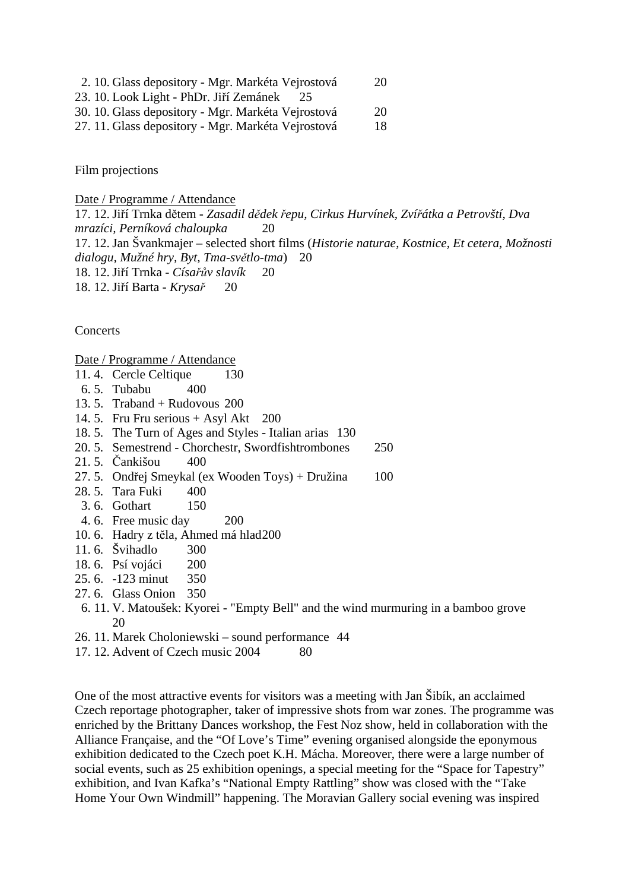2. 10. Glass depository - Mgr. Markéta Vejrostová 20
23. 10. Look Light - PhDr. Jiří Zemánek 25
30. 10. Glass depository - Mgr. Markéta Vejrostová 20
27. 11. Glass depository - Mgr. Markéta Vejrostová 18

Film projections

Date / Programme / Attendance
17. 12. Jiří Trnka dětem - *Zasadil dědek řepu, Cirkus Hurvínek, Zvířátka a Petrovští, Dva mrazíci, Perníková chaloupka* 20
17. 12. Jan Švankmajer – selected short films (*Historie naturae, Kostnice, Et cetera, Možnosti dialogu, Mužné hry, Byt, Tma-světlo-tma*) 20
18. 12. Jiří Trnka - *Císařův slavík* 20
18. 12. Jiří Barta - *Krysař* 20

Concerts

Date / Programme / Attendance
11. 4. Cercle Celtique 130
6. 5. Tubabu 400
13. 5. Traband + Rudovous 200
14. 5. Fru Fru serious + Asyl Akt 200
18. 5. The Turn of Ages and Styles - Italian arias 130
20. 5. Semestrend - Chorchestr, Swordfishtrombones 250
21. 5. Čankišou 400
27. 5. Ondřej Smeykal (ex Wooden Toys) + Družina 100
28. 5. Tara Fuki 400
3. 6. Gothart 150
4. 6. Free music day 200
10. 6. Hadry z těla, Ahmed má hlad 200
11. 6. Švihadlo 300
18. 6. Psí vojáci 200
25. 6. -123 minut 350
27. 6. Glass Onion 350
6. 11. V. Matoušek: Kyorei - "Empty Bell" and the wind murmuring in a bamboo grove 20
26. 11. Marek Choloniewski – sound performance 44
17. 12. Advent of Czech music 2004 80

One of the most attractive events for visitors was a meeting with Jan Šibík, an acclaimed Czech reportage photographer, taker of impressive shots from war zones. The programme was enriched by the Brittany Dances workshop, the Fest Noz show, held in collaboration with the Alliance Française, and the "Of Love's Time" evening organised alongside the eponymous exhibition dedicated to the Czech poet K.H. Mácha. Moreover, there were a large number of social events, such as 25 exhibition openings, a special meeting for the "Space for Tapestry" exhibition, and Ivan Kafka's "National Empty Rattling" show was closed with the "Take Home Your Own Windmill" happening. The Moravian Gallery social evening was inspired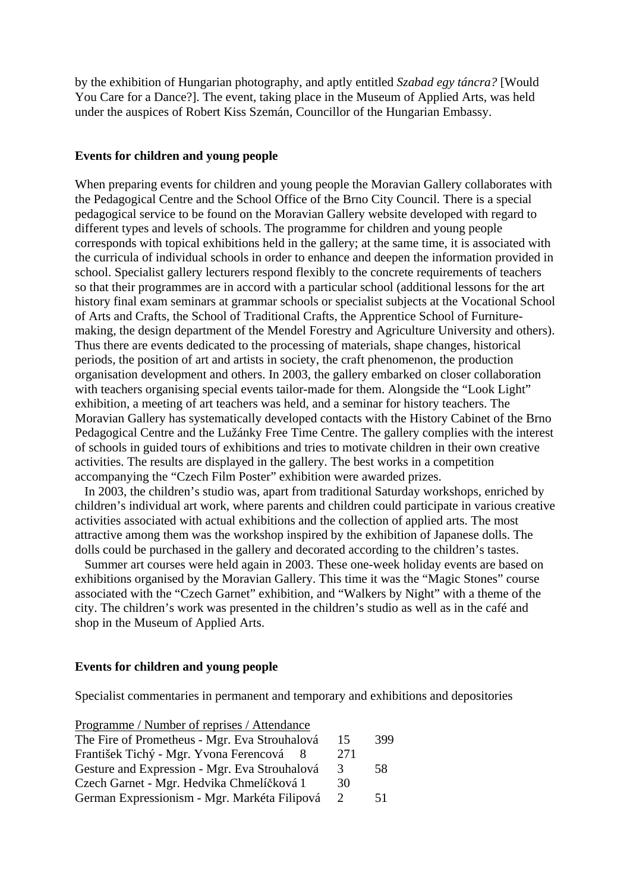by the exhibition of Hungarian photography, and aptly entitled *Szabad egy táncra?* [Would You Care for a Dance?]. The event, taking place in the Museum of Applied Arts, was held under the auspices of Robert Kiss Szemán, Councillor of the Hungarian Embassy.

**Events for children and young people**

When preparing events for children and young people the Moravian Gallery collaborates with the Pedagogical Centre and the School Office of the Brno City Council. There is a special pedagogical service to be found on the Moravian Gallery website developed with regard to different types and levels of schools. The programme for children and young people corresponds with topical exhibitions held in the gallery; at the same time, it is associated with the curricula of individual schools in order to enhance and deepen the information provided in school. Specialist gallery lecturers respond flexibly to the concrete requirements of teachers so that their programmes are in accord with a particular school (additional lessons for the art history final exam seminars at grammar schools or specialist subjects at the Vocational School of Arts and Crafts, the School of Traditional Crafts, the Apprentice School of Furniture-making, the design department of the Mendel Forestry and Agriculture University and others). Thus there are events dedicated to the processing of materials, shape changes, historical periods, the position of art and artists in society, the craft phenomenon, the production organisation development and others. In 2003, the gallery embarked on closer collaboration with teachers organising special events tailor-made for them. Alongside the "Look Light" exhibition, a meeting of art teachers was held, and a seminar for history teachers. The Moravian Gallery has systematically developed contacts with the History Cabinet of the Brno Pedagogical Centre and the Lužánky Free Time Centre. The gallery complies with the interest of schools in guided tours of exhibitions and tries to motivate children in their own creative activities. The results are displayed in the gallery. The best works in a competition accompanying the "Czech Film Poster" exhibition were awarded prizes.

In 2003, the children's studio was, apart from traditional Saturday workshops, enriched by children's individual art work, where parents and children could participate in various creative activities associated with actual exhibitions and the collection of applied arts. The most attractive among them was the workshop inspired by the exhibition of Japanese dolls. The dolls could be purchased in the gallery and decorated according to the children's tastes.

Summer art courses were held again in 2003. These one-week holiday events are based on exhibitions organised by the Moravian Gallery. This time it was the "Magic Stones" course associated with the "Czech Garnet" exhibition, and "Walkers by Night" with a theme of the city. The children's work was presented in the children's studio as well as in the café and shop in the Museum of Applied Arts.

**Events for children and young people**

Specialist commentaries in permanent and temporary and exhibitions and depositories

| Programme | Number of reprises | Attendance |
|---|---|---|
| The Fire of Prometheus - Mgr. Eva Strouhalová | 15 | 399 |
| František Tichý - Mgr. Yvona Ferencová | 8 | 271 |
| Gesture and Expression - Mgr. Eva Strouhalová | 3 | 58 |
| Czech Garnet - Mgr. Hedvika Chmelíčková | 1 | 30 |
| German Expressionism - Mgr. Markéta Filipová | 2 | 51 |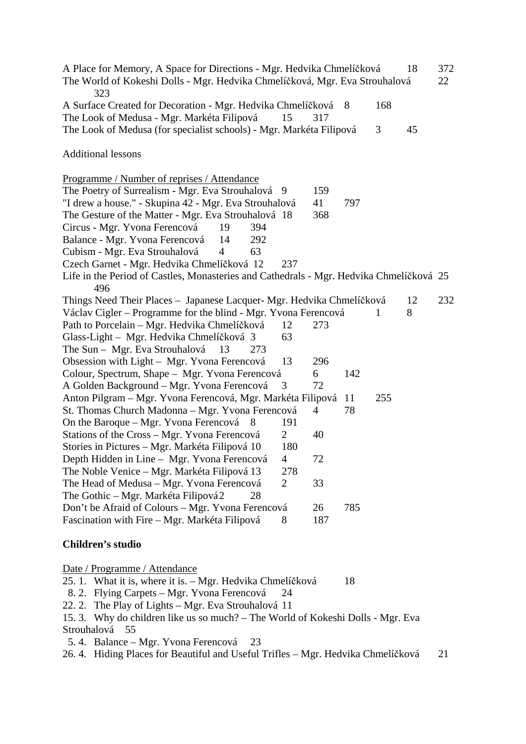A Place for Memory, A Space for Directions - Mgr. Hedvika Chmelíčková 18 372
The World of Kokeshi Dolls - Mgr. Hedvika Chmelíčková, Mgr. Eva Strouhalová 22 323
A Surface Created for Decoration - Mgr. Hedvika Chmelíčková 8 168
The Look of Medusa - Mgr. Markéta Filipová 15 317
The Look of Medusa (for specialist schools) - Mgr. Markéta Filipová 3 45

Additional lessons

Programme / Number of reprises / Attendance
The Poetry of Surrealism - Mgr. Eva Strouhalová 9 159
"I drew a house." - Skupina 42 - Mgr. Eva Strouhalová 41 797
The Gesture of the Matter - Mgr. Eva Strouhalová 18 368
Circus - Mgr. Yvona Ferencová 19 394
Balance - Mgr. Yvona Ferencová 14 292
Cubism - Mgr. Eva Strouhalová 4 63
Czech Garnet - Mgr. Hedvika Chmelíčková 12 237
Life in the Period of Castles, Monasteries and Cathedrals - Mgr. Hedvika Chmelíčková 25 496
Things Need Their Places – Japanese Lacquer- Mgr. Hedvika Chmelíčková 12 232
Václav Cigler – Programme for the blind - Mgr. Yvona Ferencová 1 8
Path to Porcelain – Mgr. Hedvika Chmelíčková 12 273
Glass-Light – Mgr. Hedvika Chmelíčková 3 63
The Sun – Mgr. Eva Strouhalová 13 273
Obsession with Light – Mgr. Yvona Ferencová 13 296
Colour, Spectrum, Shape – Mgr. Yvona Ferencová 6 142
A Golden Background – Mgr. Yvona Ferencová 3 72
Anton Pilgram – Mgr. Yvona Ferencová, Mgr. Markéta Filipová 11 255
St. Thomas Church Madonna – Mgr. Yvona Ferencová 4 78
On the Baroque – Mgr. Yvona Ferencová 8 191
Stations of the Cross – Mgr. Yvona Ferencová 2 40
Stories in Pictures – Mgr. Markéta Filipová 10 180
Depth Hidden in Line – Mgr. Yvona Ferencová 4 72
The Noble Venice – Mgr. Markéta Filipová 13 278
The Head of Medusa – Mgr. Yvona Ferencová 2 33
The Gothic – Mgr. Markéta Filipová 2 28
Don't be Afraid of Colours – Mgr. Yvona Ferencová 26 785
Fascination with Fire – Mgr. Markéta Filipová 8 187

**Children's studio**

Date / Programme / Attendance
25. 1. What it is, where it is. – Mgr. Hedvika Chmelíčková 18
8. 2. Flying Carpets – Mgr. Yvona Ferencová 24
22. 2. The Play of Lights – Mgr. Eva Strouhalová 11
15. 3. Why do children like us so much? – The World of Kokeshi Dolls - Mgr. Eva Strouhalová 55
5. 4. Balance – Mgr. Yvona Ferencová 23
26. 4. Hiding Places for Beautiful and Useful Trifles – Mgr. Hedvika Chmelíčková 21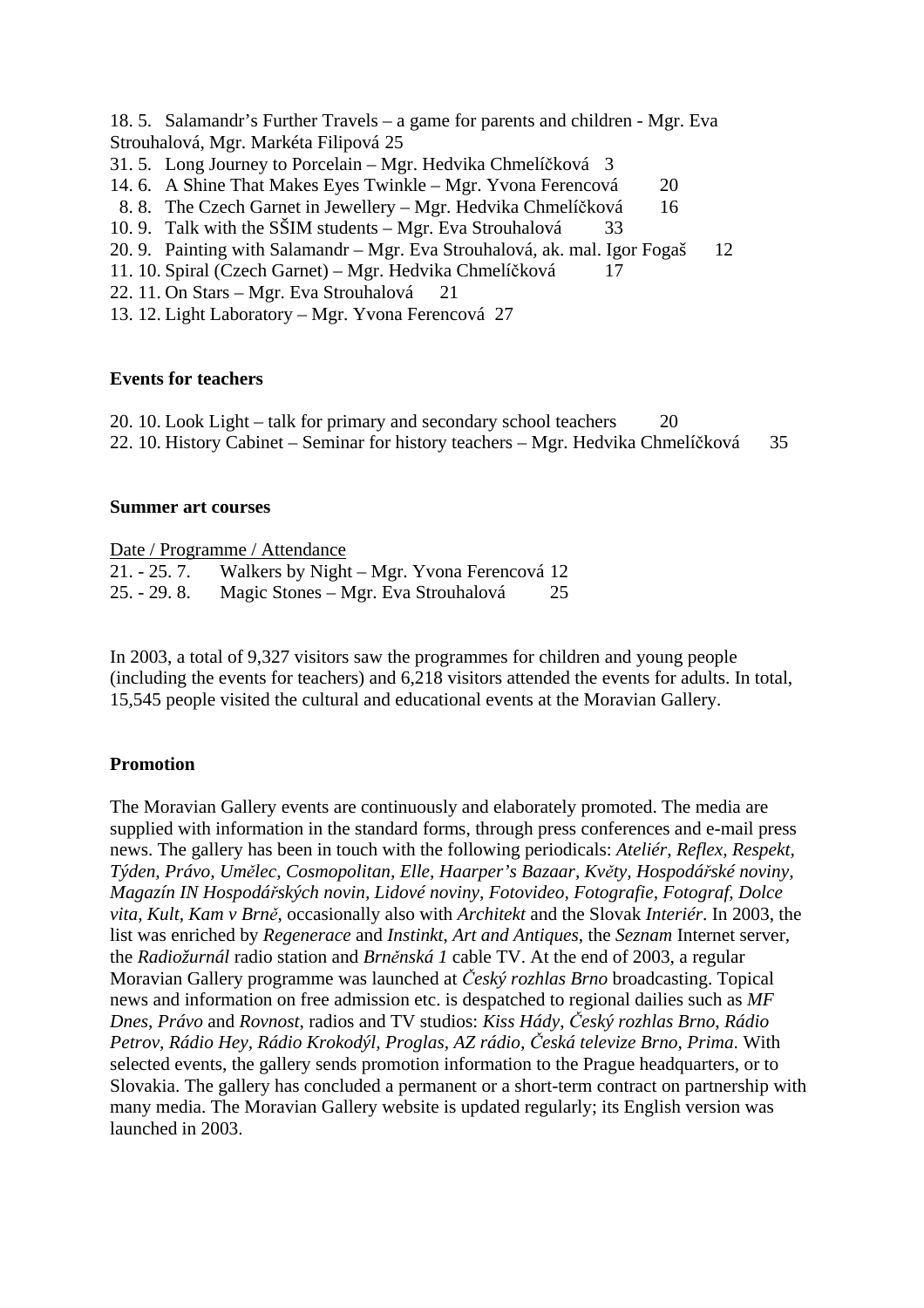18. 5. Salamandr's Further Travels – a game for parents and children - Mgr. Eva Strouhalová, Mgr. Markéta Filipová 25
31. 5. Long Journey to Porcelain – Mgr. Hedvika Chmelíčková 3
14. 6. A Shine That Makes Eyes Twinkle – Mgr. Yvona Ferencová 20
8. 8. The Czech Garnet in Jewellery – Mgr. Hedvika Chmelíčková 16
10. 9. Talk with the SŠIM students – Mgr. Eva Strouhalová 33
20. 9. Painting with Salamandr – Mgr. Eva Strouhalová, ak. mal. Igor Fogaš 12
11. 10. Spiral (Czech Garnet) – Mgr. Hedvika Chmelíčková 17
22. 11. On Stars – Mgr. Eva Strouhalová 21
13. 12. Light Laboratory – Mgr. Yvona Ferencová 27

**Events for teachers**

20. 10. Look Light – talk for primary and secondary school teachers 20
22. 10. History Cabinet – Seminar for history teachers – Mgr. Hedvika Chmelíčková 35

**Summer art courses**

Date / Programme / Attendance
21. - 25. 7. Walkers by Night – Mgr. Yvona Ferencová 12
25. - 29. 8. Magic Stones – Mgr. Eva Strouhalová 25

In 2003, a total of 9,327 visitors saw the programmes for children and young people (including the events for teachers) and 6,218 visitors attended the events for adults. In total, 15,545 people visited the cultural and educational events at the Moravian Gallery.

**Promotion**

The Moravian Gallery events are continuously and elaborately promoted. The media are supplied with information in the standard forms, through press conferences and e-mail press news. The gallery has been in touch with the following periodicals: *Ateliér, Reflex, Respekt, Týden, Právo, Umělec, Cosmopolitan, Elle, Haarper's Bazaar, Květy, Hospodářské noviny, Magazín IN Hospodářských novin, Lidové noviny, Fotovideo, Fotografie, Fotograf, Dolce vita, Kult, Kam v Brně*, occasionally also with *Architekt* and the Slovak *Interiér*. In 2003, the list was enriched by *Regenerace* and *Instinkt, Art and Antiques*, the *Seznam* Internet server, the *Radiožurnál* radio station and *Brněnská 1* cable TV. At the end of 2003, a regular Moravian Gallery programme was launched at *Český rozhlas Brno* broadcasting. Topical news and information on free admission etc. is despatched to regional dailies such as *MF Dnes, Právo* and *Rovnost*, radios and TV studios: *Kiss Hády, Český rozhlas Brno, Rádio Petrov, Rádio Hey, Rádio Krokodýl, Proglas, AZ rádio, Česká televize Brno, Prima*. With selected events, the gallery sends promotion information to the Prague headquarters, or to Slovakia. The gallery has concluded a permanent or a short-term contract on partnership with many media. The Moravian Gallery website is updated regularly; its English version was launched in 2003.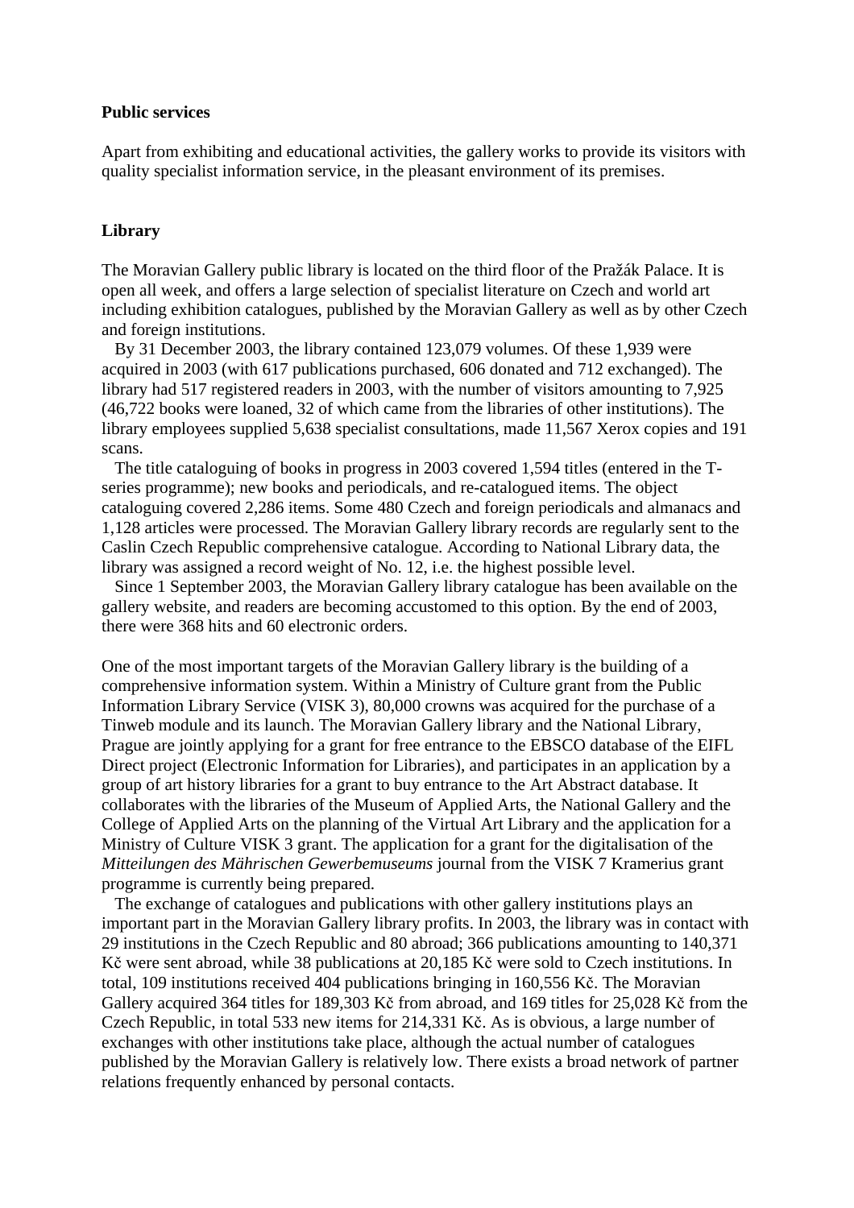**Public services**

Apart from exhibiting and educational activities, the gallery works to provide its visitors with quality specialist information service, in the pleasant environment of its premises.

**Library**

The Moravian Gallery public library is located on the third floor of the Pražák Palace. It is open all week, and offers a large selection of specialist literature on Czech and world art including exhibition catalogues, published by the Moravian Gallery as well as by other Czech and foreign institutions.

By 31 December 2003, the library contained 123,079 volumes. Of these 1,939 were acquired in 2003 (with 617 publications purchased, 606 donated and 712 exchanged). The library had 517 registered readers in 2003, with the number of visitors amounting to 7,925 (46,722 books were loaned, 32 of which came from the libraries of other institutions). The library employees supplied 5,638 specialist consultations, made 11,567 Xerox copies and 191 scans.

The title cataloguing of books in progress in 2003 covered 1,594 titles (entered in the T-series programme); new books and periodicals, and re-catalogued items. The object cataloguing covered 2,286 items. Some 480 Czech and foreign periodicals and almanacs and 1,128 articles were processed. The Moravian Gallery library records are regularly sent to the Caslin Czech Republic comprehensive catalogue. According to National Library data, the library was assigned a record weight of No. 12, i.e. the highest possible level.

Since 1 September 2003, the Moravian Gallery library catalogue has been available on the gallery website, and readers are becoming accustomed to this option. By the end of 2003, there were 368 hits and 60 electronic orders.

One of the most important targets of the Moravian Gallery library is the building of a comprehensive information system. Within a Ministry of Culture grant from the Public Information Library Service (VISK 3), 80,000 crowns was acquired for the purchase of a Tinweb module and its launch. The Moravian Gallery library and the National Library, Prague are jointly applying for a grant for free entrance to the EBSCO database of the EIFL Direct project (Electronic Information for Libraries), and participates in an application by a group of art history libraries for a grant to buy entrance to the Art Abstract database. It collaborates with the libraries of the Museum of Applied Arts, the National Gallery and the College of Applied Arts on the planning of the Virtual Art Library and the application for a Ministry of Culture VISK 3 grant. The application for a grant for the digitalisation of the *Mitteilungen des Mährischen Gewerbemuseums* journal from the VISK 7 Kramerius grant programme is currently being prepared.

The exchange of catalogues and publications with other gallery institutions plays an important part in the Moravian Gallery library profits. In 2003, the library was in contact with 29 institutions in the Czech Republic and 80 abroad; 366 publications amounting to 140,371 Kč were sent abroad, while 38 publications at 20,185 Kč were sold to Czech institutions. In total, 109 institutions received 404 publications bringing in 160,556 Kč. The Moravian Gallery acquired 364 titles for 189,303 Kč from abroad, and 169 titles for 25,028 Kč from the Czech Republic, in total 533 new items for 214,331 Kč. As is obvious, a large number of exchanges with other institutions take place, although the actual number of catalogues published by the Moravian Gallery is relatively low. There exists a broad network of partner relations frequently enhanced by personal contacts.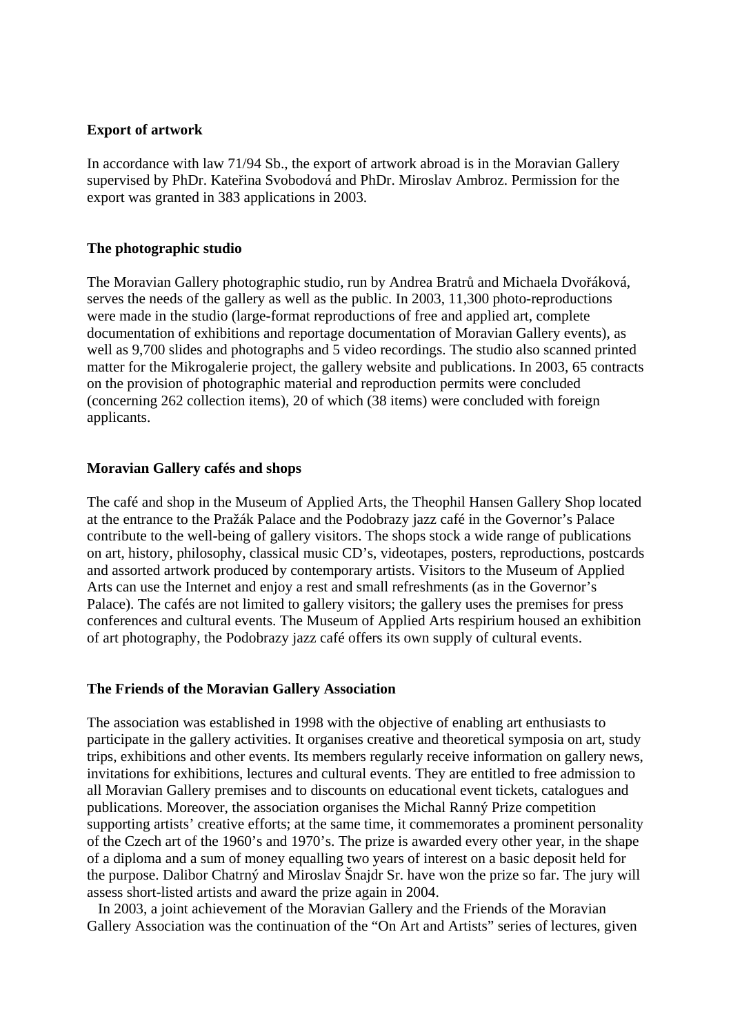**Export of artwork**

In accordance with law 71/94 Sb., the export of artwork abroad is in the Moravian Gallery supervised by PhDr. Kateřina Svobodová and PhDr. Miroslav Ambroz. Permission for the export was granted in 383 applications in 2003.

**The photographic studio**

The Moravian Gallery photographic studio, run by Andrea Bratrů and Michaela Dvořáková, serves the needs of the gallery as well as the public. In 2003, 11,300 photo-reproductions were made in the studio (large-format reproductions of free and applied art, complete documentation of exhibitions and reportage documentation of Moravian Gallery events), as well as 9,700 slides and photographs and 5 video recordings. The studio also scanned printed matter for the Mikrogalerie project, the gallery website and publications. In 2003, 65 contracts on the provision of photographic material and reproduction permits were concluded (concerning 262 collection items), 20 of which (38 items) were concluded with foreign applicants.

**Moravian Gallery cafés and shops**

The café and shop in the Museum of Applied Arts, the Theophil Hansen Gallery Shop located at the entrance to the Pražák Palace and the Podobrazy jazz café in the Governor's Palace contribute to the well-being of gallery visitors. The shops stock a wide range of publications on art, history, philosophy, classical music CD's, videotapes, posters, reproductions, postcards and assorted artwork produced by contemporary artists. Visitors to the Museum of Applied Arts can use the Internet and enjoy a rest and small refreshments (as in the Governor's Palace). The cafés are not limited to gallery visitors; the gallery uses the premises for press conferences and cultural events. The Museum of Applied Arts respirium housed an exhibition of art photography, the Podobrazy jazz café offers its own supply of cultural events.

**The Friends of the Moravian Gallery Association**

The association was established in 1998 with the objective of enabling art enthusiasts to participate in the gallery activities. It organises creative and theoretical symposia on art, study trips, exhibitions and other events. Its members regularly receive information on gallery news, invitations for exhibitions, lectures and cultural events. They are entitled to free admission to all Moravian Gallery premises and to discounts on educational event tickets, catalogues and publications. Moreover, the association organises the Michal Ranný Prize competition supporting artists' creative efforts; at the same time, it commemorates a prominent personality of the Czech art of the 1960's and 1970's. The prize is awarded every other year, in the shape of a diploma and a sum of money equalling two years of interest on a basic deposit held for the purpose. Dalibor Chatrný and Miroslav Šnajdr Sr. have won the prize so far. The jury will assess short-listed artists and award the prize again in 2004.

In 2003, a joint achievement of the Moravian Gallery and the Friends of the Moravian Gallery Association was the continuation of the "On Art and Artists" series of lectures, given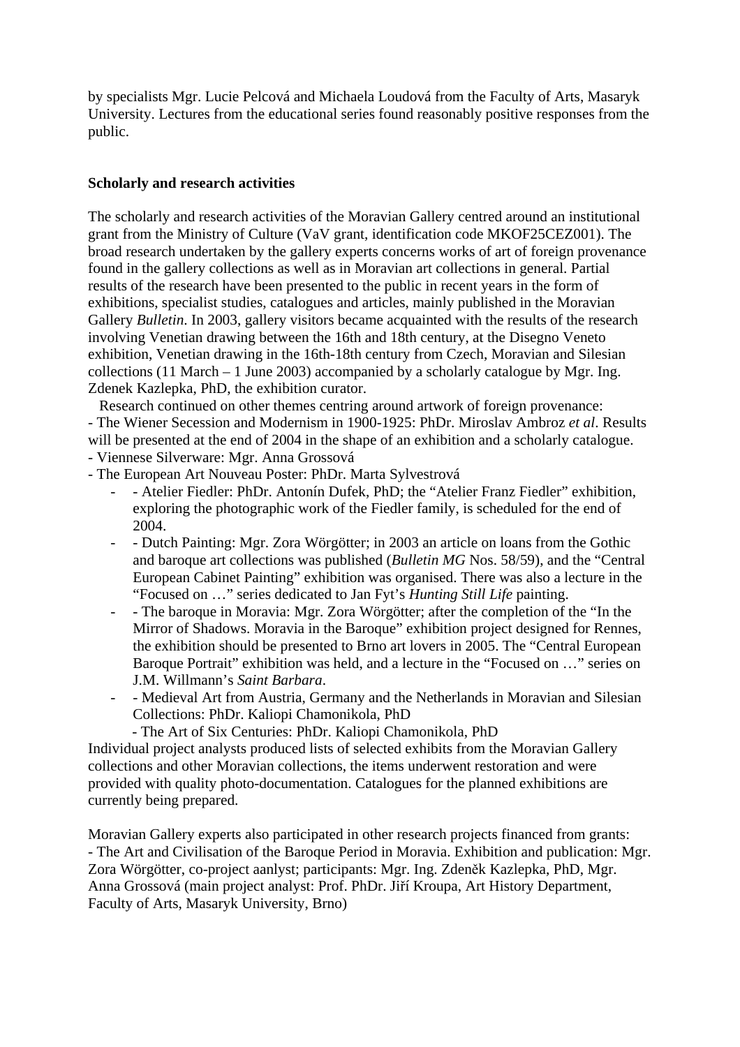by specialists Mgr. Lucie Pelcová and Michaela Loudová from the Faculty of Arts, Masaryk University. Lectures from the educational series found reasonably positive responses from the public.

**Scholarly and research activities**

The scholarly and research activities of the Moravian Gallery centred around an institutional grant from the Ministry of Culture (VaV grant, identification code MKOF25CEZ001). The broad research undertaken by the gallery experts concerns works of art of foreign provenance found in the gallery collections as well as in Moravian art collections in general. Partial results of the research have been presented to the public in recent years in the form of exhibitions, specialist studies, catalogues and articles, mainly published in the Moravian Gallery *Bulletin*. In 2003, gallery visitors became acquainted with the results of the research involving Venetian drawing between the 16th and 18th century, at the Disegno Veneto exhibition, Venetian drawing in the 16th-18th century from Czech, Moravian and Silesian collections (11 March – 1 June 2003) accompanied by a scholarly catalogue by Mgr. Ing. Zdenek Kazlepka, PhD, the exhibition curator.

Research continued on other themes centring around artwork of foreign provenance:
- The Wiener Secession and Modernism in 1900-1925: PhDr. Miroslav Ambroz *et al*. Results will be presented at the end of 2004 in the shape of an exhibition and a scholarly catalogue.
- Viennese Silverware: Mgr. Anna Grossová
- The European Art Nouveau Poster: PhDr. Marta Sylvestrová
  - - Atelier Fiedler: PhDr. Antonín Dufek, PhD; the “Atelier Franz Fiedler” exhibition, exploring the photographic work of the Fiedler family, is scheduled for the end of 2004.
  - - Dutch Painting: Mgr. Zora Wörgötter; in 2003 an article on loans from the Gothic and baroque art collections was published (*Bulletin MG* Nos. 58/59), and the “Central European Cabinet Painting” exhibition was organised. There was also a lecture in the “Focused on …” series dedicated to Jan Fyt’s *Hunting Still Life* painting.
  - - The baroque in Moravia: Mgr. Zora Wörgötter; after the completion of the “In the Mirror of Shadows. Moravia in the Baroque” exhibition project designed for Rennes, the exhibition should be presented to Brno art lovers in 2005. The “Central European Baroque Portrait” exhibition was held, and a lecture in the “Focused on …” series on J.M. Willmann’s *Saint Barbara*.
  - - Medieval Art from Austria, Germany and the Netherlands in Moravian and Silesian Collections: PhDr. Kaliopi Chamonikola, PhD
  - - The Art of Six Centuries: PhDr. Kaliopi Chamonikola, PhD

Individual project analysts produced lists of selected exhibits from the Moravian Gallery collections and other Moravian collections, the items underwent restoration and were provided with quality photo-documentation. Catalogues for the planned exhibitions are currently being prepared.

Moravian Gallery experts also participated in other research projects financed from grants:
- The Art and Civilisation of the Baroque Period in Moravia. Exhibition and publication: Mgr. Zora Wörgötter, co-project aanlyst; participants: Mgr. Ing. Zdeněk Kazlepka, PhD, Mgr. Anna Grossová (main project analyst: Prof. PhDr. Jiří Kroupa, Art History Department, Faculty of Arts, Masaryk University, Brno)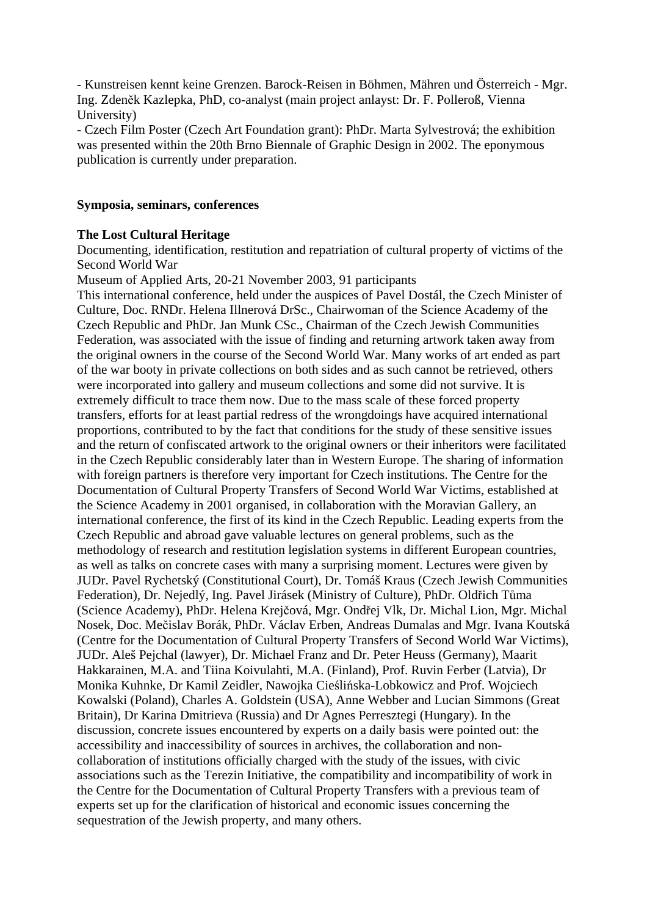- Kunstreisen kennt keine Grenzen. Barock-Reisen in Böhmen, Mähren und Österreich - Mgr. Ing. Zdeněk Kazlepka, PhD, co-analyst (main project anlayst: Dr. F. Polleroß, Vienna University)
- Czech Film Poster (Czech Art Foundation grant): PhDr. Marta Sylvestrová; the exhibition was presented within the 20th Brno Biennale of Graphic Design in 2002. The eponymous publication is currently under preparation.

**Symposia, seminars, conferences**

**The Lost Cultural Heritage**

Documenting, identification, restitution and repatriation of cultural property of victims of the Second World War

Museum of Applied Arts, 20-21 November 2003, 91 participants

This international conference, held under the auspices of Pavel Dostál, the Czech Minister of Culture, Doc. RNDr. Helena Illnerová DrSc., Chairwoman of the Science Academy of the Czech Republic and PhDr. Jan Munk CSc., Chairman of the Czech Jewish Communities Federation, was associated with the issue of finding and returning artwork taken away from the original owners in the course of the Second World War. Many works of art ended as part of the war booty in private collections on both sides and as such cannot be retrieved, others were incorporated into gallery and museum collections and some did not survive. It is extremely difficult to trace them now. Due to the mass scale of these forced property transfers, efforts for at least partial redress of the wrongdoings have acquired international proportions, contributed to by the fact that conditions for the study of these sensitive issues and the return of confiscated artwork to the original owners or their inheritors were facilitated in the Czech Republic considerably later than in Western Europe. The sharing of information with foreign partners is therefore very important for Czech institutions. The Centre for the Documentation of Cultural Property Transfers of Second World War Victims, established at the Science Academy in 2001 organised, in collaboration with the Moravian Gallery, an international conference, the first of its kind in the Czech Republic. Leading experts from the Czech Republic and abroad gave valuable lectures on general problems, such as the methodology of research and restitution legislation systems in different European countries, as well as talks on concrete cases with many a surprising moment. Lectures were given by JUDr. Pavel Rychetský (Constitutional Court), Dr. Tomáš Kraus (Czech Jewish Communities Federation), Dr. Nejedlý, Ing. Pavel Jirásek (Ministry of Culture), PhDr. Oldřich Tůma (Science Academy), PhDr. Helena Krejčová, Mgr. Ondřej Vlk, Dr. Michal Lion, Mgr. Michal Nosek, Doc. Mečislav Borák, PhDr. Václav Erben, Andreas Dumalas and Mgr. Ivana Koutská (Centre for the Documentation of Cultural Property Transfers of Second World War Victims), JUDr. Aleš Pejchal (lawyer), Dr. Michael Franz and Dr. Peter Heuss (Germany), Maarit Hakkarainen, M.A. and Tiina Koivulahti, M.A. (Finland), Prof. Ruvin Ferber (Latvia), Dr Monika Kuhnke, Dr Kamil Zeidler, Nawojka Cieślińska-Lobkowicz and Prof. Wojciech Kowalski (Poland), Charles A. Goldstein (USA), Anne Webber and Lucian Simmons (Great Britain), Dr Karina Dmitrieva (Russia) and Dr Agnes Perresztegi (Hungary). In the discussion, concrete issues encountered by experts on a daily basis were pointed out: the accessibility and inaccessibility of sources in archives, the collaboration and non-collaboration of institutions officially charged with the study of the issues, with civic associations such as the Terezin Initiative, the compatibility and incompatibility of work in the Centre for the Documentation of Cultural Property Transfers with a previous team of experts set up for the clarification of historical and economic issues concerning the sequestration of the Jewish property, and many others.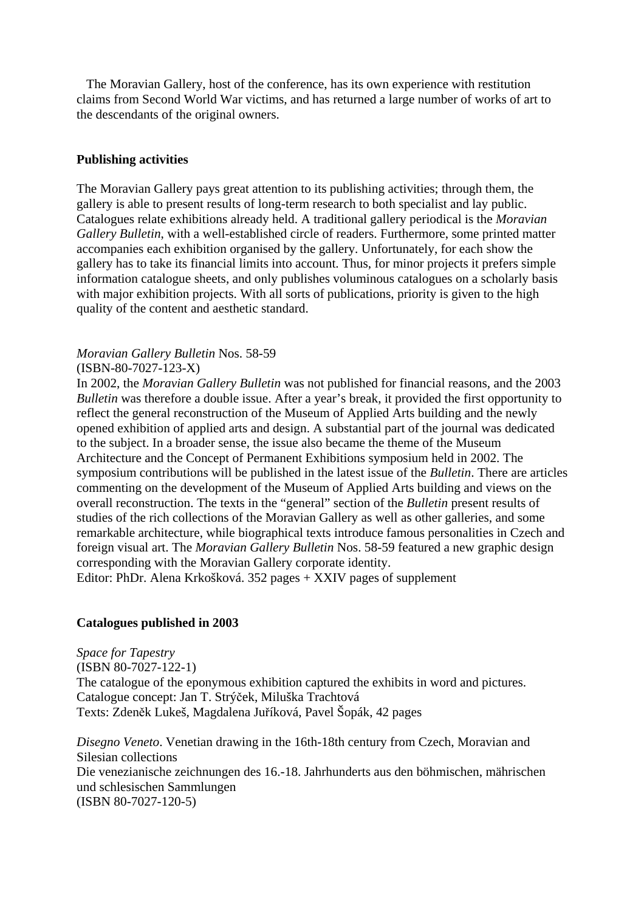The Moravian Gallery, host of the conference, has its own experience with restitution claims from Second World War victims, and has returned a large number of works of art to the descendants of the original owners.

**Publishing activities**

The Moravian Gallery pays great attention to its publishing activities; through them, the gallery is able to present results of long-term research to both specialist and lay public. Catalogues relate exhibitions already held. A traditional gallery periodical is the *Moravian Gallery Bulletin*, with a well-established circle of readers. Furthermore, some printed matter accompanies each exhibition organised by the gallery. Unfortunately, for each show the gallery has to take its financial limits into account. Thus, for minor projects it prefers simple information catalogue sheets, and only publishes voluminous catalogues on a scholarly basis with major exhibition projects. With all sorts of publications, priority is given to the high quality of the content and aesthetic standard.

*Moravian Gallery Bulletin* Nos. 58-59
(ISBN-80-7027-123-X)
In 2002, the *Moravian Gallery Bulletin* was not published for financial reasons, and the 2003 *Bulletin* was therefore a double issue. After a year's break, it provided the first opportunity to reflect the general reconstruction of the Museum of Applied Arts building and the newly opened exhibition of applied arts and design. A substantial part of the journal was dedicated to the subject. In a broader sense, the issue also became the theme of the Museum Architecture and the Concept of Permanent Exhibitions symposium held in 2002. The symposium contributions will be published in the latest issue of the *Bulletin*. There are articles commenting on the development of the Museum of Applied Arts building and views on the overall reconstruction. The texts in the "general" section of the *Bulletin* present results of studies of the rich collections of the Moravian Gallery as well as other galleries, and some remarkable architecture, while biographical texts introduce famous personalities in Czech and foreign visual art. The *Moravian Gallery Bulletin* Nos. 58-59 featured a new graphic design corresponding with the Moravian Gallery corporate identity.
Editor: PhDr. Alena Krkošková. 352 pages + XXIV pages of supplement

**Catalogues published in 2003**

*Space for Tapestry*
(ISBN 80-7027-122-1)
The catalogue of the eponymous exhibition captured the exhibits in word and pictures.
Catalogue concept: Jan T. Strýček, Miluška Trachtová
Texts: Zdeněk Lukeš, Magdalena Juříková, Pavel Šopák, 42 pages

*Disegno Veneto*. Venetian drawing in the 16th-18th century from Czech, Moravian and Silesian collections
Die venezianische zeichnungen des 16.-18. Jahrhunderts aus den böhmischen, mährischen und schlesischen Sammlungen
(ISBN 80-7027-120-5)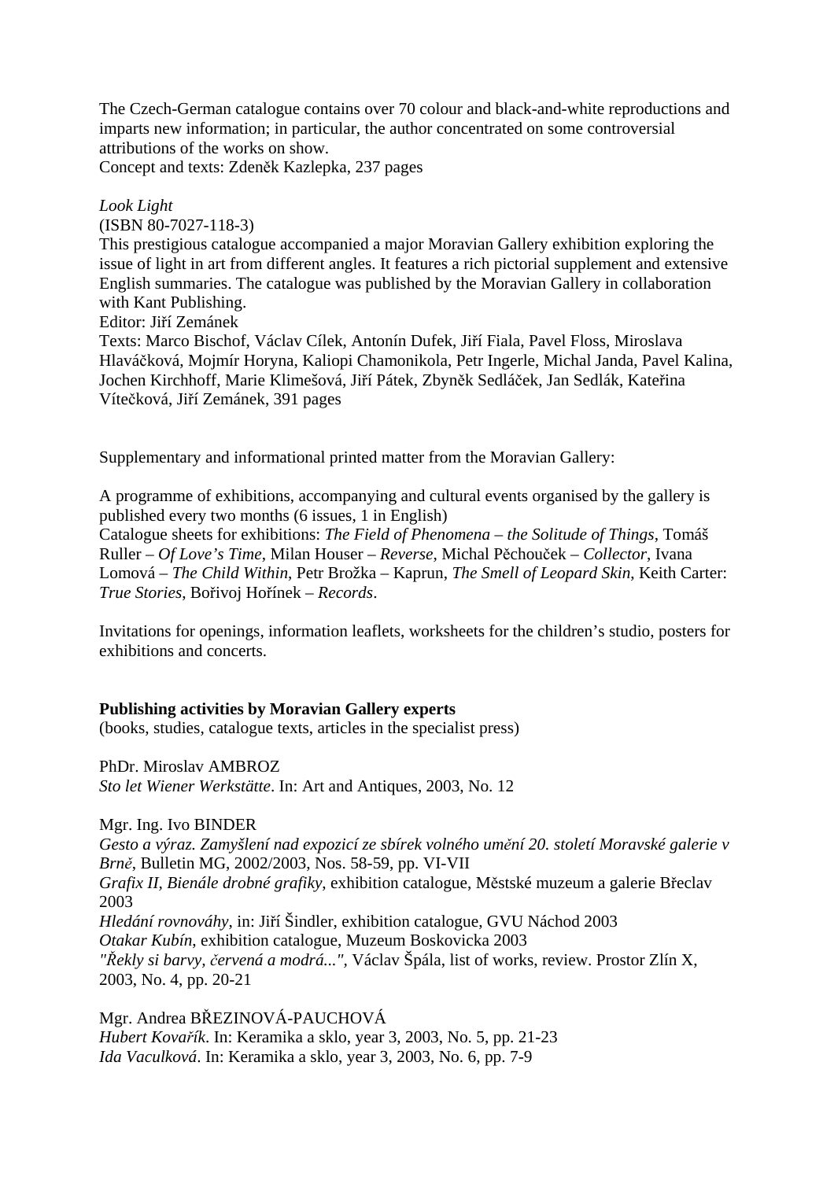The Czech-German catalogue contains over 70 colour and black-and-white reproductions and imparts new information; in particular, the author concentrated on some controversial attributions of the works on show.
Concept and texts: Zdeněk Kazlepka, 237 pages

*Look Light*
(ISBN 80-7027-118-3)
This prestigious catalogue accompanied a major Moravian Gallery exhibition exploring the issue of light in art from different angles. It features a rich pictorial supplement and extensive English summaries. The catalogue was published by the Moravian Gallery in collaboration with Kant Publishing.
Editor: Jiří Zemánek
Texts: Marco Bischof, Václav Cílek, Antonín Dufek, Jiří Fiala, Pavel Floss, Miroslava Hlaváčková, Mojmír Horyna, Kaliopi Chamonikola, Petr Ingerle, Michal Janda, Pavel Kalina, Jochen Kirchhoff, Marie Klimešová, Jiří Pátek, Zbyněk Sedláček, Jan Sedlák, Kateřina Vítečková, Jiří Zemánek, 391 pages

Supplementary and informational printed matter from the Moravian Gallery:

A programme of exhibitions, accompanying and cultural events organised by the gallery is published every two months (6 issues, 1 in English)
Catalogue sheets for exhibitions: *The Field of Phenomena – the Solitude of Things*, Tomáš Ruller – *Of Love's Time*, Milan Houser – *Reverse*, Michal Pěchouček – *Collector*, Ivana Lomová – *The Child Within*, Petr Brožka – Kaprun, *The Smell of Leopard Skin*, Keith Carter: *True Stories*, Bořivoj Hořínek – *Records*.

Invitations for openings, information leaflets, worksheets for the children's studio, posters for exhibitions and concerts.

**Publishing activities by Moravian Gallery experts**
(books, studies, catalogue texts, articles in the specialist press)

PhDr. Miroslav AMBROZ
*Sto let Wiener Werkstätte*. In: Art and Antiques, 2003, No. 12

Mgr. Ing. Ivo BINDER
*Gesto a výraz. Zamyšlení nad expozicí ze sbírek volného umění 20. století Moravské galerie v Brně*, Bulletin MG, 2002/2003, Nos. 58-59, pp. VI-VII
*Grafix II, Bienále drobné grafiky*, exhibition catalogue, Městské muzeum a galerie Břeclav 2003
*Hledání rovnováhy*, in: Jiří Šindler, exhibition catalogue, GVU Náchod 2003
*Otakar Kubín*, exhibition catalogue, Muzeum Boskovicka 2003
*"Řekly si barvy, červená a modrá..."*, Václav Špála, list of works, review. Prostor Zlín X, 2003, No. 4, pp. 20-21

Mgr. Andrea BŘEZINOVÁ-PAUCHOVÁ
*Hubert Kovařík*. In: Keramika a sklo, year 3, 2003, No. 5, pp. 21-23
*Ida Vaculková*. In: Keramika a sklo, year 3, 2003, No. 6, pp. 7-9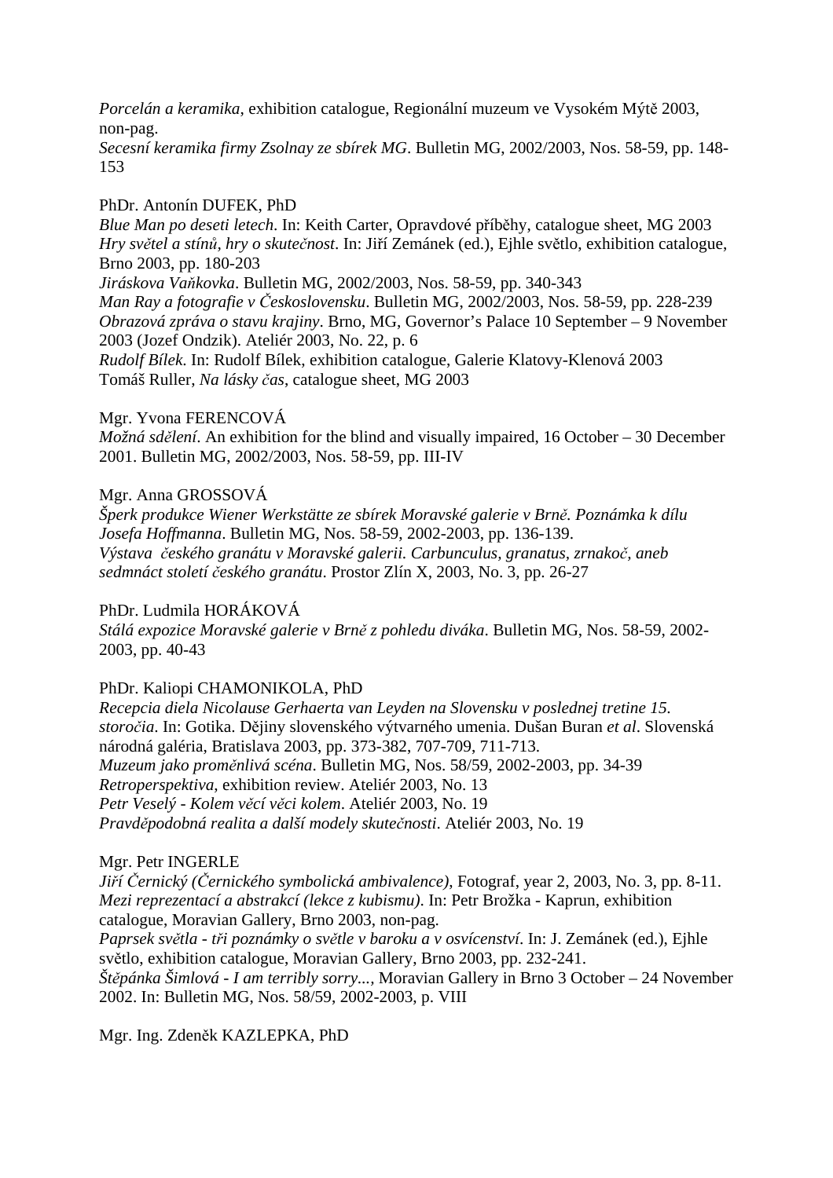*Porcelán a keramika*, exhibition catalogue, Regionální muzeum ve Vysokém Mýtě 2003, non-pag.
*Secesní keramika firmy Zsolnay ze sbírek MG*. Bulletin MG, 2002/2003, Nos. 58-59, pp. 148-153

PhDr. Antonín DUFEK, PhD
*Blue Man po deseti letech*. In: Keith Carter, Opravdové příběhy, catalogue sheet, MG 2003
*Hry světel a stínů, hry o skutečnost*. In: Jiří Zemánek (ed.), Ejhle světlo, exhibition catalogue, Brno 2003, pp. 180-203
*Jiráskova Vaňkovka*. Bulletin MG, 2002/2003, Nos. 58-59, pp. 340-343
*Man Ray a fotografie v Československu*. Bulletin MG, 2002/2003, Nos. 58-59, pp. 228-239
*Obrazová zpráva o stavu krajiny*. Brno, MG, Governor's Palace 10 September – 9 November 2003 (Jozef Ondzik). Ateliér 2003, No. 22, p. 6
*Rudolf Bílek*. In: Rudolf Bílek, exhibition catalogue, Galerie Klatovy-Klenová 2003
Tomáš Ruller, *Na lásky čas*, catalogue sheet, MG 2003

Mgr. Yvona FERENCOVÁ
*Možná sdělení*. An exhibition for the blind and visually impaired, 16 October – 30 December 2001. Bulletin MG, 2002/2003, Nos. 58-59, pp. III-IV

Mgr. Anna GROSSOVÁ
*Šperk produkce Wiener Werkstätte ze sbírek Moravské galerie v Brně. Poznámka k dílu Josefa Hoffmanna*. Bulletin MG, Nos. 58-59, 2002-2003, pp. 136-139.
*Výstava českého granátu v Moravské galerii. Carbunculus, granatus, zrnakoč, aneb sedmnáct století českého granátu*. Prostor Zlín X, 2003, No. 3, pp. 26-27

PhDr. Ludmila HORÁKOVÁ
*Stálá expozice Moravské galerie v Brně z pohledu diváka*. Bulletin MG, Nos. 58-59, 2002-2003, pp. 40-43

PhDr. Kaliopi CHAMONIKOLA, PhD
*Recepcia diela Nicolause Gerhaerta van Leyden na Slovensku v poslednej tretine 15. storočia*. In: Gotika. Dějiny slovenského výtvarného umenia. Dušan Buran *et al*. Slovenská národná galéria, Bratislava 2003, pp. 373-382, 707-709, 711-713.
*Muzeum jako proměnlivá scéna*. Bulletin MG, Nos. 58/59, 2002-2003, pp. 34-39
*Retroperspektiva*, exhibition review. Ateliér 2003, No. 13
*Petr Veselý - Kolem věcí věci kolem*. Ateliér 2003, No. 19
*Pravděpodobná realita a další modely skutečnosti*. Ateliér 2003, No. 19

Mgr. Petr INGERLE
*Jiří Černický (Černického symbolická ambivalence)*, Fotograf, year 2, 2003, No. 3, pp. 8-11.
*Mezi reprezentací a abstrakcí (lekce z kubismu)*. In: Petr Brožka - Kaprun, exhibition catalogue, Moravian Gallery, Brno 2003, non-pag.
*Paprsek světla - tři poznámky o světle v baroku a v osvícenství*. In: J. Zemánek (ed.), Ejhle světlo, exhibition catalogue, Moravian Gallery, Brno 2003, pp. 232-241.
*Štěpánka Šimlová - I am terribly sorry...*, Moravian Gallery in Brno 3 October – 24 November 2002. In: Bulletin MG, Nos. 58/59, 2002-2003, p. VIII

Mgr. Ing. Zdeněk KAZLEPKA, PhD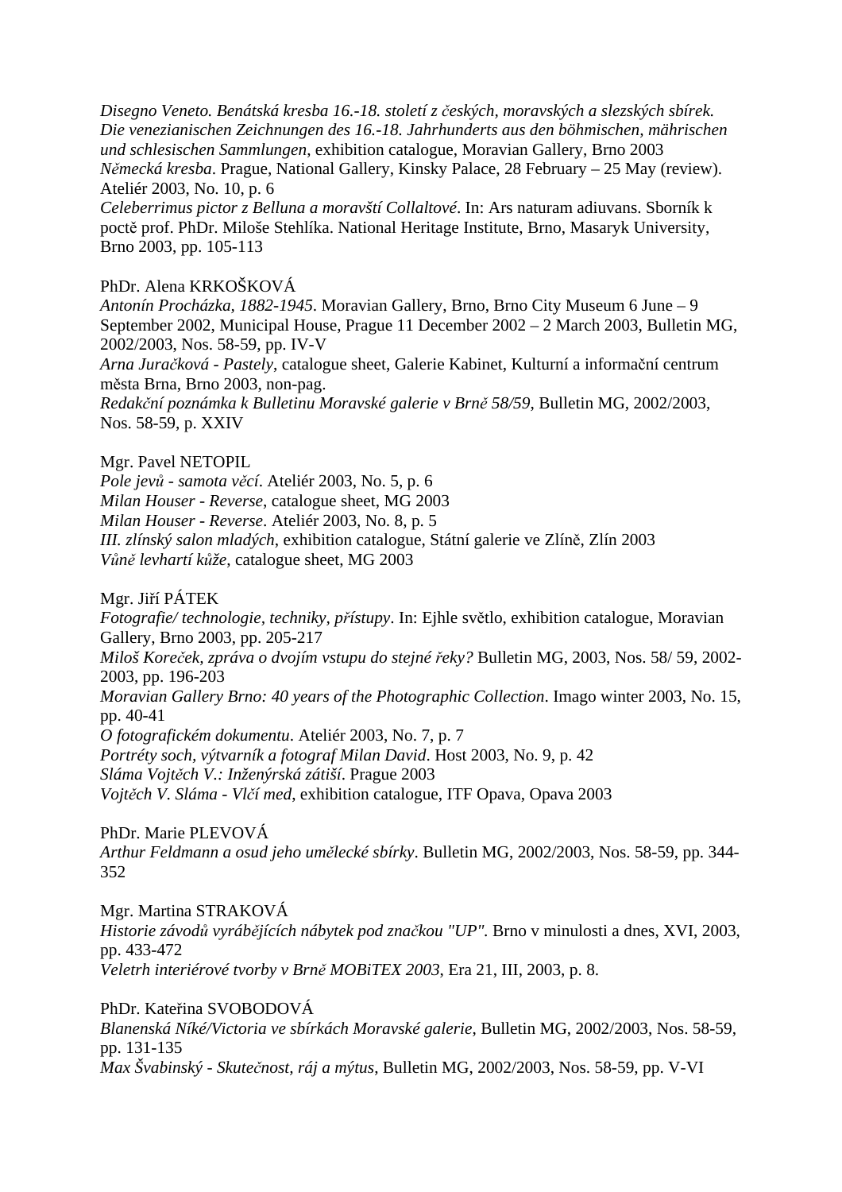*Disegno Veneto. Benátská kresba 16.-18. století z českých, moravských a slezských sbírek. Die venezianischen Zeichnungen des 16.-18. Jahrhunderts aus den böhmischen, mährischen und schlesischen Sammlungen*, exhibition catalogue, Moravian Gallery, Brno 2003
*Německá kresba*. Prague, National Gallery, Kinsky Palace, 28 February – 25 May (review). Ateliér 2003, No. 10, p. 6
*Celeberrimus pictor z Belluna a moravští Collaltové*. In: Ars naturam adiuvans. Sborník k poctě prof. PhDr. Miloše Stehlíka. National Heritage Institute, Brno, Masaryk University, Brno 2003, pp. 105-113

PhDr. Alena KRKOŠKOVÁ
*Antonín Procházka, 1882-1945*. Moravian Gallery, Brno, Brno City Museum 6 June – 9 September 2002, Municipal House, Prague 11 December 2002 – 2 March 2003, Bulletin MG, 2002/2003, Nos. 58-59, pp. IV-V
*Arna Juračková - Pastely*, catalogue sheet, Galerie Kabinet, Kulturní a informační centrum města Brna, Brno 2003, non-pag.
*Redakční poznámka k Bulletinu Moravské galerie v Brně 58/59*, Bulletin MG, 2002/2003, Nos. 58-59, p. XXIV

Mgr. Pavel NETOPIL
*Pole jevů - samota věcí*. Ateliér 2003, No. 5, p. 6
*Milan Houser - Reverse*, catalogue sheet, MG 2003
*Milan Houser - Reverse*. Ateliér 2003, No. 8, p. 5
*III. zlínský salon mladých*, exhibition catalogue, Státní galerie ve Zlíně, Zlín 2003
*Vůně levhartí kůže*, catalogue sheet, MG 2003

Mgr. Jiří PÁTEK
*Fotografie/ technologie, techniky, přístupy*. In: Ejhle světlo, exhibition catalogue, Moravian Gallery, Brno 2003, pp. 205-217
*Miloš Koreček, zpráva o dvojím vstupu do stejné řeky?* Bulletin MG, 2003, Nos. 58/ 59, 2002-2003, pp. 196-203
*Moravian Gallery Brno: 40 years of the Photographic Collection*. Imago winter 2003, No. 15, pp. 40-41
*O fotografickém dokumentu*. Ateliér 2003, No. 7, p. 7
*Portréty soch, výtvarník a fotograf Milan David*. Host 2003, No. 9, p. 42
*Sláma Vojtěch V.: Inženýrská zátiší*. Prague 2003
*Vojtěch V. Sláma - Vlčí med*, exhibition catalogue, ITF Opava, Opava 2003

PhDr. Marie PLEVOVÁ
*Arthur Feldmann a osud jeho umělecké sbírky*. Bulletin MG, 2002/2003, Nos. 58-59, pp. 344-352

Mgr. Martina STRAKOVÁ
*Historie závodů vyrábějících nábytek pod značkou "UP"*. Brno v minulosti a dnes, XVI, 2003, pp. 433-472
*Veletrh interiérové tvorby v Brně MOBiTEX 2003*, Era 21, III, 2003, p. 8.

PhDr. Kateřina SVOBODOVÁ
*Blanenská Níké/Victoria ve sbírkách Moravské galerie*, Bulletin MG, 2002/2003, Nos. 58-59, pp. 131-135
*Max Švabinský - Skutečnost, ráj a mýtus*, Bulletin MG, 2002/2003, Nos. 58-59, pp. V-VI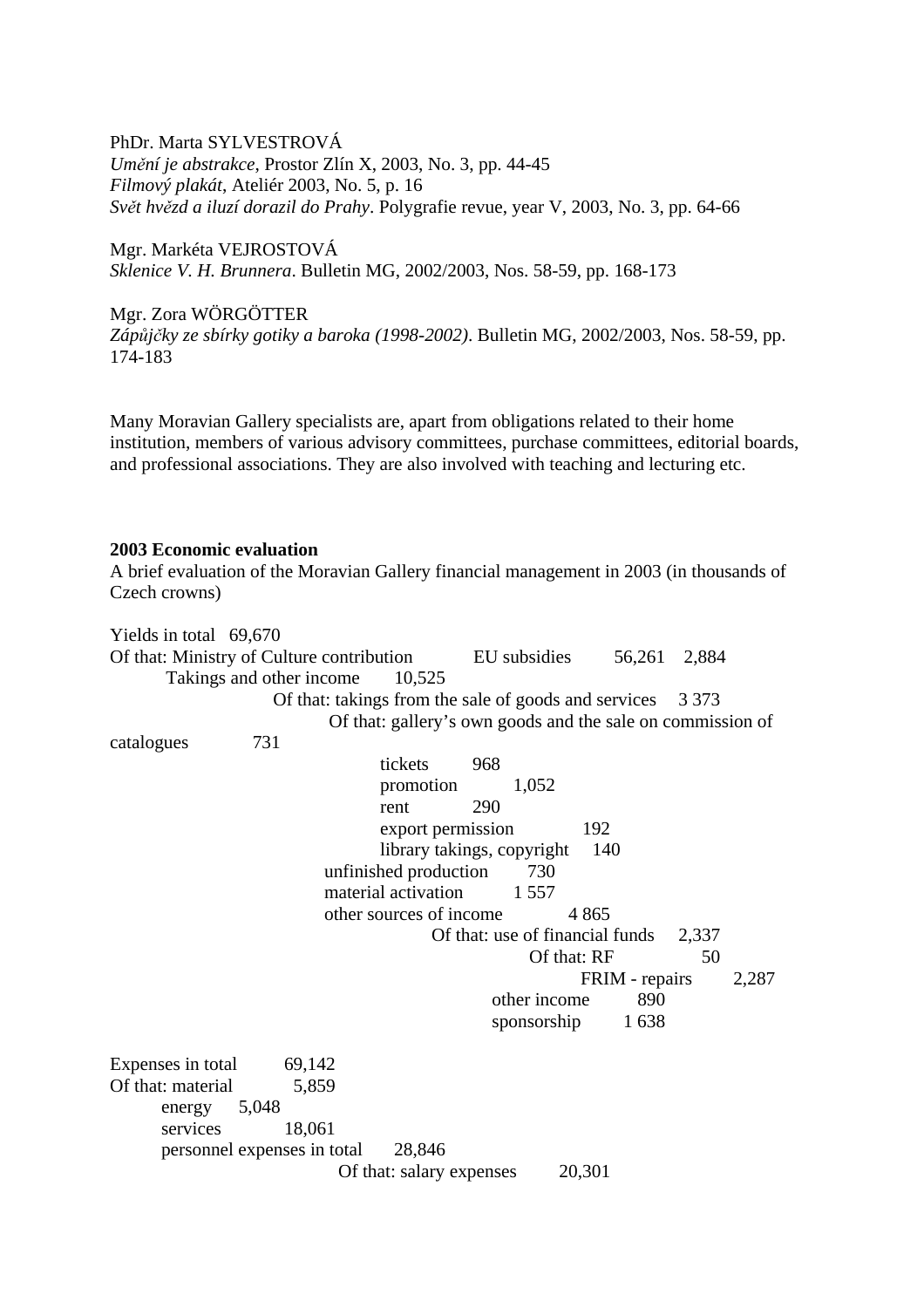PhDr. Marta SYLVESTROVÁ
*Umění je abstrakce*, Prostor Zlín X, 2003, No. 3, pp. 44-45
*Filmový plakát*, Ateliér 2003, No. 5, p. 16
*Svět hvězd a iluzí dorazil do Prahy*. Polygrafie revue, year V, 2003, No. 3, pp. 64-66

Mgr. Markéta VEJROSTOVÁ
*Sklenice V. H. Brunnera*. Bulletin MG, 2002/2003, Nos. 58-59, pp. 168-173

Mgr. Zora WÖRGÖTTER
*Zápůjčky ze sbírky gotiky a baroka (1998-2002)*. Bulletin MG, 2002/2003, Nos. 58-59, pp. 174-183

Many Moravian Gallery specialists are, apart from obligations related to their home institution, members of various advisory committees, purchase committees, editorial boards, and professional associations. They are also involved with teaching and lecturing etc.

**2003 Economic evaluation**

A brief evaluation of the Moravian Gallery financial management in 2003 (in thousands of Czech crowns)

Yields in total 69,670
Of that: Ministry of Culture contribution EU subsidies 56,261 2,884
Takings and other income 10,525
Of that: takings from the sale of goods and services 3 373
Of that: gallery's own goods and the sale on commission of catalogues 731
tickets 968
promotion 1,052
rent 290
export permission 192
library takings, copyright 140
unfinished production 730
material activation 1 557
other sources of income 4 865
Of that: use of financial funds 2,337
Of that: RF 50
FRIM - repairs 2,287
other income 890
sponsorship 1 638

Expenses in total 69,142
Of that: material 5,859
energy 5,048
services 18,061
personnel expenses in total 28,846
Of that: salary expenses 20,301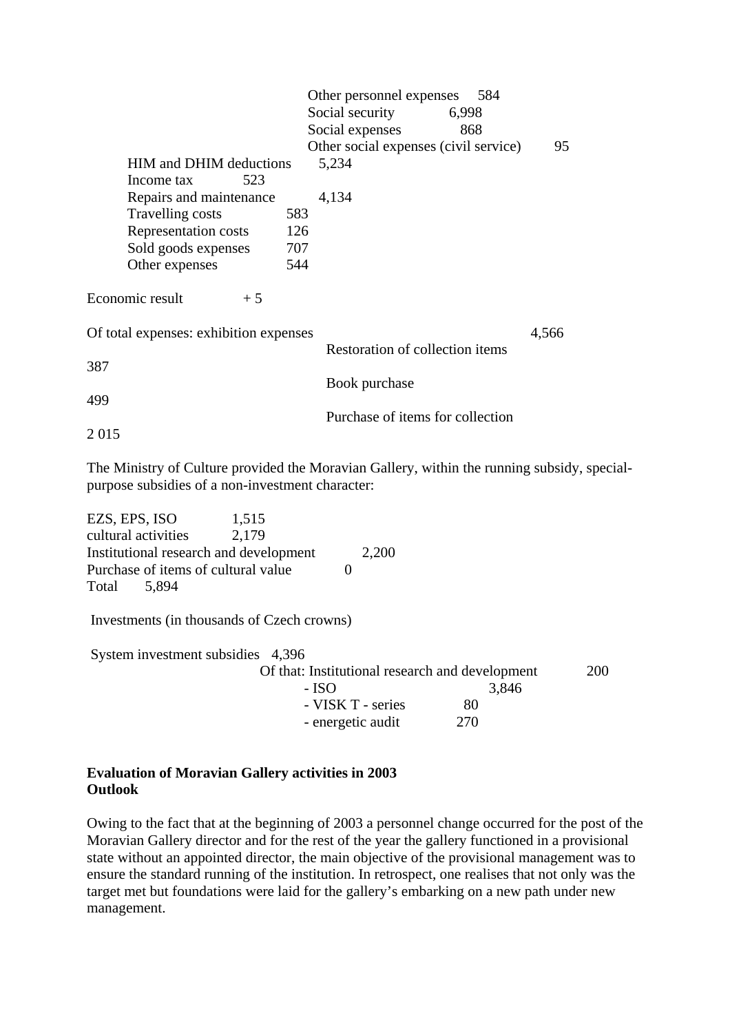Other personnel expenses 584
Social security 6,998
Social expenses 868
Other social expenses (civil service) 95

HIM and DHIM deductions 5,234
Income tax 523
Repairs and maintenance 4,134
Travelling costs 583
Representation costs 126
Sold goods expenses 707
Other expenses 544

Economic result + 5

Of total expenses: exhibition expenses 4,566
Restoration of collection items 387
Book purchase 499
Purchase of items for collection 2 015

The Ministry of Culture provided the Moravian Gallery, within the running subsidy, special-purpose subsidies of a non-investment character:

EZS, EPS, ISO 1,515
cultural activities 2,179
Institutional research and development 2,200
Purchase of items of cultural value 0
Total 5,894

Investments (in thousands of Czech crowns)

System investment subsidies 4,396
Of that: Institutional research and development 200
- ISO 3,846
- VISK T - series 80
- energetic audit 270

**Evaluation of Moravian Gallery activities in 2003**
**Outlook**

Owing to the fact that at the beginning of 2003 a personnel change occurred for the post of the Moravian Gallery director and for the rest of the year the gallery functioned in a provisional state without an appointed director, the main objective of the provisional management was to ensure the standard running of the institution. In retrospect, one realises that not only was the target met but foundations were laid for the gallery's embarking on a new path under new management.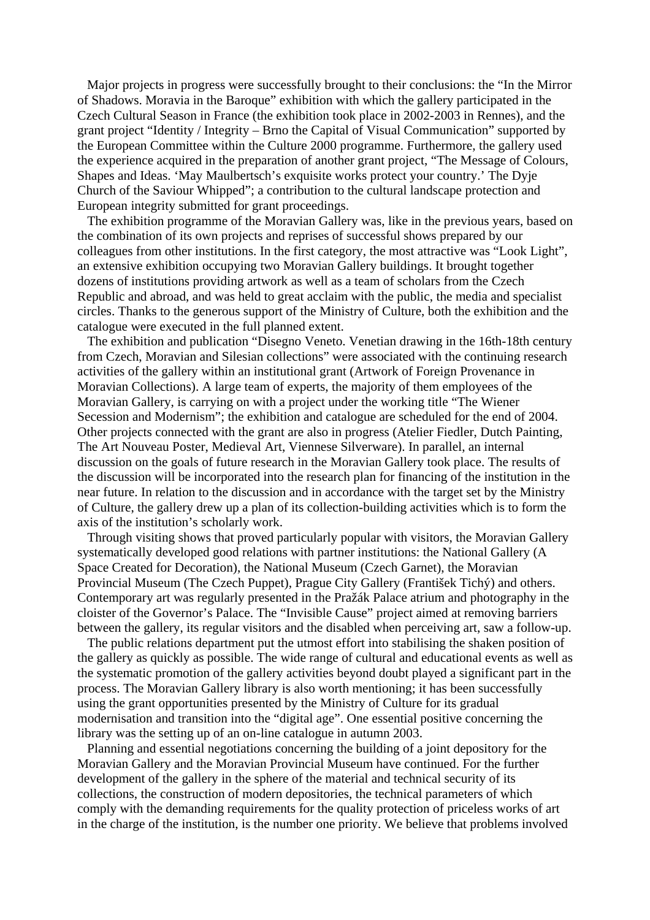Major projects in progress were successfully brought to their conclusions: the "In the Mirror of Shadows. Moravia in the Baroque" exhibition with which the gallery participated in the Czech Cultural Season in France (the exhibition took place in 2002-2003 in Rennes), and the grant project "Identity / Integrity – Brno the Capital of Visual Communication" supported by the European Committee within the Culture 2000 programme. Furthermore, the gallery used the experience acquired in the preparation of another grant project, "The Message of Colours, Shapes and Ideas. 'May Maulbertsch's exquisite works protect your country.' The Dyje Church of the Saviour Whipped"; a contribution to the cultural landscape protection and European integrity submitted for grant proceedings.

The exhibition programme of the Moravian Gallery was, like in the previous years, based on the combination of its own projects and reprises of successful shows prepared by our colleagues from other institutions. In the first category, the most attractive was "Look Light", an extensive exhibition occupying two Moravian Gallery buildings. It brought together dozens of institutions providing artwork as well as a team of scholars from the Czech Republic and abroad, and was held to great acclaim with the public, the media and specialist circles. Thanks to the generous support of the Ministry of Culture, both the exhibition and the catalogue were executed in the full planned extent.

The exhibition and publication "Disegno Veneto. Venetian drawing in the 16th-18th century from Czech, Moravian and Silesian collections" were associated with the continuing research activities of the gallery within an institutional grant (Artwork of Foreign Provenance in Moravian Collections). A large team of experts, the majority of them employees of the Moravian Gallery, is carrying on with a project under the working title "The Wiener Secession and Modernism"; the exhibition and catalogue are scheduled for the end of 2004. Other projects connected with the grant are also in progress (Atelier Fiedler, Dutch Painting, The Art Nouveau Poster, Medieval Art, Viennese Silverware). In parallel, an internal discussion on the goals of future research in the Moravian Gallery took place. The results of the discussion will be incorporated into the research plan for financing of the institution in the near future. In relation to the discussion and in accordance with the target set by the Ministry of Culture, the gallery drew up a plan of its collection-building activities which is to form the axis of the institution's scholarly work.

Through visiting shows that proved particularly popular with visitors, the Moravian Gallery systematically developed good relations with partner institutions: the National Gallery (A Space Created for Decoration), the National Museum (Czech Garnet), the Moravian Provincial Museum (The Czech Puppet), Prague City Gallery (František Tichý) and others. Contemporary art was regularly presented in the Pražák Palace atrium and photography in the cloister of the Governor's Palace. The "Invisible Cause" project aimed at removing barriers between the gallery, its regular visitors and the disabled when perceiving art, saw a follow-up.

The public relations department put the utmost effort into stabilising the shaken position of the gallery as quickly as possible. The wide range of cultural and educational events as well as the systematic promotion of the gallery activities beyond doubt played a significant part in the process. The Moravian Gallery library is also worth mentioning; it has been successfully using the grant opportunities presented by the Ministry of Culture for its gradual modernisation and transition into the "digital age". One essential positive concerning the library was the setting up of an on-line catalogue in autumn 2003.

Planning and essential negotiations concerning the building of a joint depository for the Moravian Gallery and the Moravian Provincial Museum have continued. For the further development of the gallery in the sphere of the material and technical security of its collections, the construction of modern depositories, the technical parameters of which comply with the demanding requirements for the quality protection of priceless works of art in the charge of the institution, is the number one priority. We believe that problems involved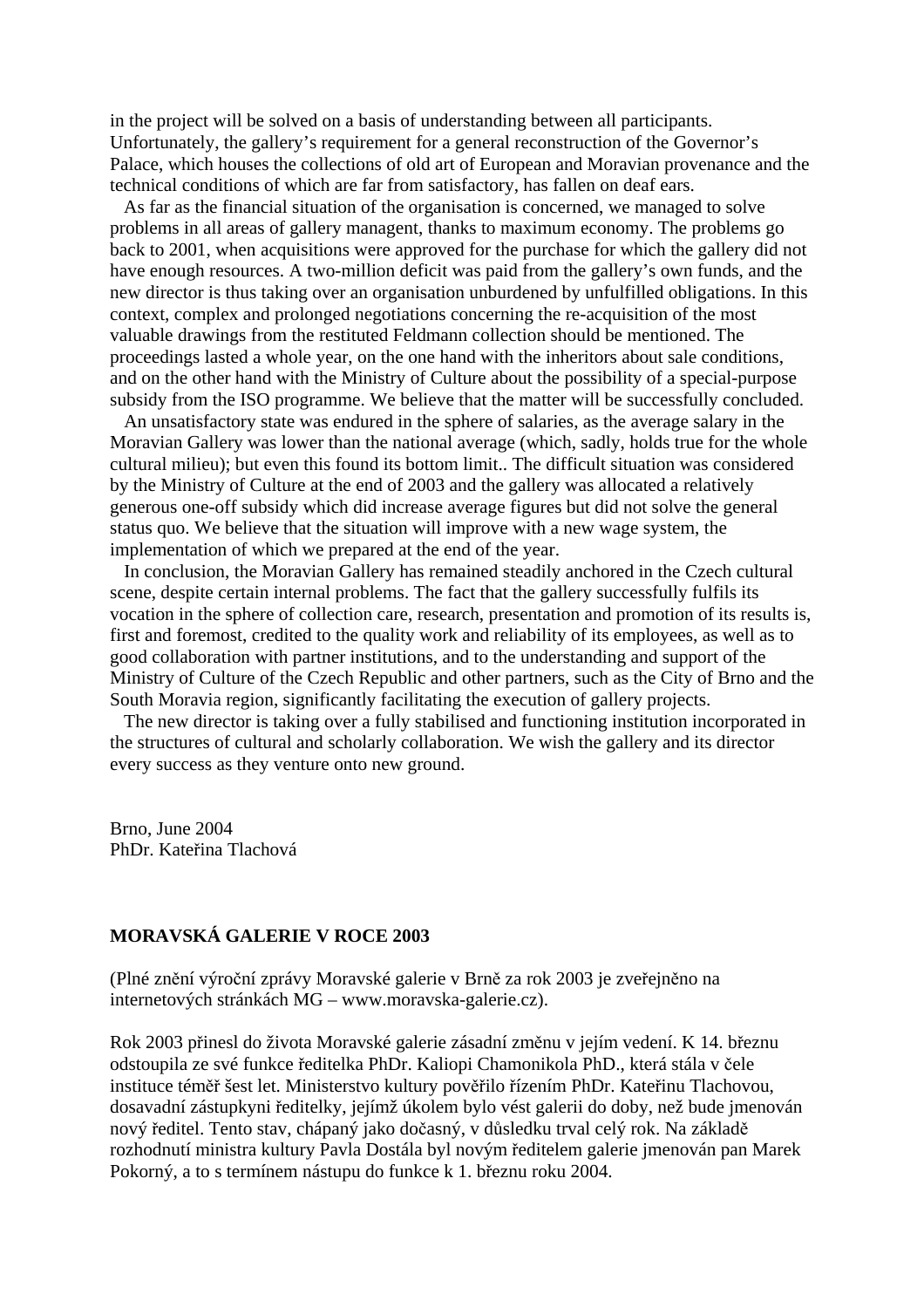in the project will be solved on a basis of understanding between all participants. Unfortunately, the gallery's requirement for a general reconstruction of the Governor's Palace, which houses the collections of old art of European and Moravian provenance and the technical conditions of which are far from satisfactory, has fallen on deaf ears.

As far as the financial situation of the organisation is concerned, we managed to solve problems in all areas of gallery managent, thanks to maximum economy. The problems go back to 2001, when acquisitions were approved for the purchase for which the gallery did not have enough resources. A two-million deficit was paid from the gallery's own funds, and the new director is thus taking over an organisation unburdened by unfulfilled obligations. In this context, complex and prolonged negotiations concerning the re-acquisition of the most valuable drawings from the restituted Feldmann collection should be mentioned. The proceedings lasted a whole year, on the one hand with the inheritors about sale conditions, and on the other hand with the Ministry of Culture about the possibility of a special-purpose subsidy from the ISO programme. We believe that the matter will be successfully concluded.

An unsatisfactory state was endured in the sphere of salaries, as the average salary in the Moravian Gallery was lower than the national average (which, sadly, holds true for the whole cultural milieu); but even this found its bottom limit.. The difficult situation was considered by the Ministry of Culture at the end of 2003 and the gallery was allocated a relatively generous one-off subsidy which did increase average figures but did not solve the general status quo. We believe that the situation will improve with a new wage system, the implementation of which we prepared at the end of the year.

In conclusion, the Moravian Gallery has remained steadily anchored in the Czech cultural scene, despite certain internal problems. The fact that the gallery successfully fulfils its vocation in the sphere of collection care, research, presentation and promotion of its results is, first and foremost, credited to the quality work and reliability of its employees, as well as to good collaboration with partner institutions, and to the understanding and support of the Ministry of Culture of the Czech Republic and other partners, such as the City of Brno and the South Moravia region, significantly facilitating the execution of gallery projects.

The new director is taking over a fully stabilised and functioning institution incorporated in the structures of cultural and scholarly collaboration. We wish the gallery and its director every success as they venture onto new ground.

Brno, June 2004
PhDr. Kateřina Tlachová

**MORAVSKÁ GALERIE V ROCE 2003**

(Plné znění výroční zprávy Moravské galerie v Brně za rok 2003 je zveřejněno na internetových stránkách MG – www.moravska-galerie.cz).

Rok 2003 přinesl do života Moravské galerie zásadní změnu v jejím vedení. K 14. březnu odstoupila ze své funkce ředitelka PhDr. Kaliopi Chamonikola PhD., která stála v čele instituce téměř šest let. Ministerstvo kultury pověřilo řízením PhDr. Kateřinu Tlachovou, dosavadní zástupkyni ředitelky, jejímž úkolem bylo vést galerii do doby, než bude jmenován nový ředitel. Tento stav, chápaný jako dočasný, v důsledku trval celý rok. Na základě rozhodnutí ministra kultury Pavla Dostála byl novým ředitelem galerie jmenován pan Marek Pokorný, a to s termínem nástupu do funkce k 1. březnu roku 2004.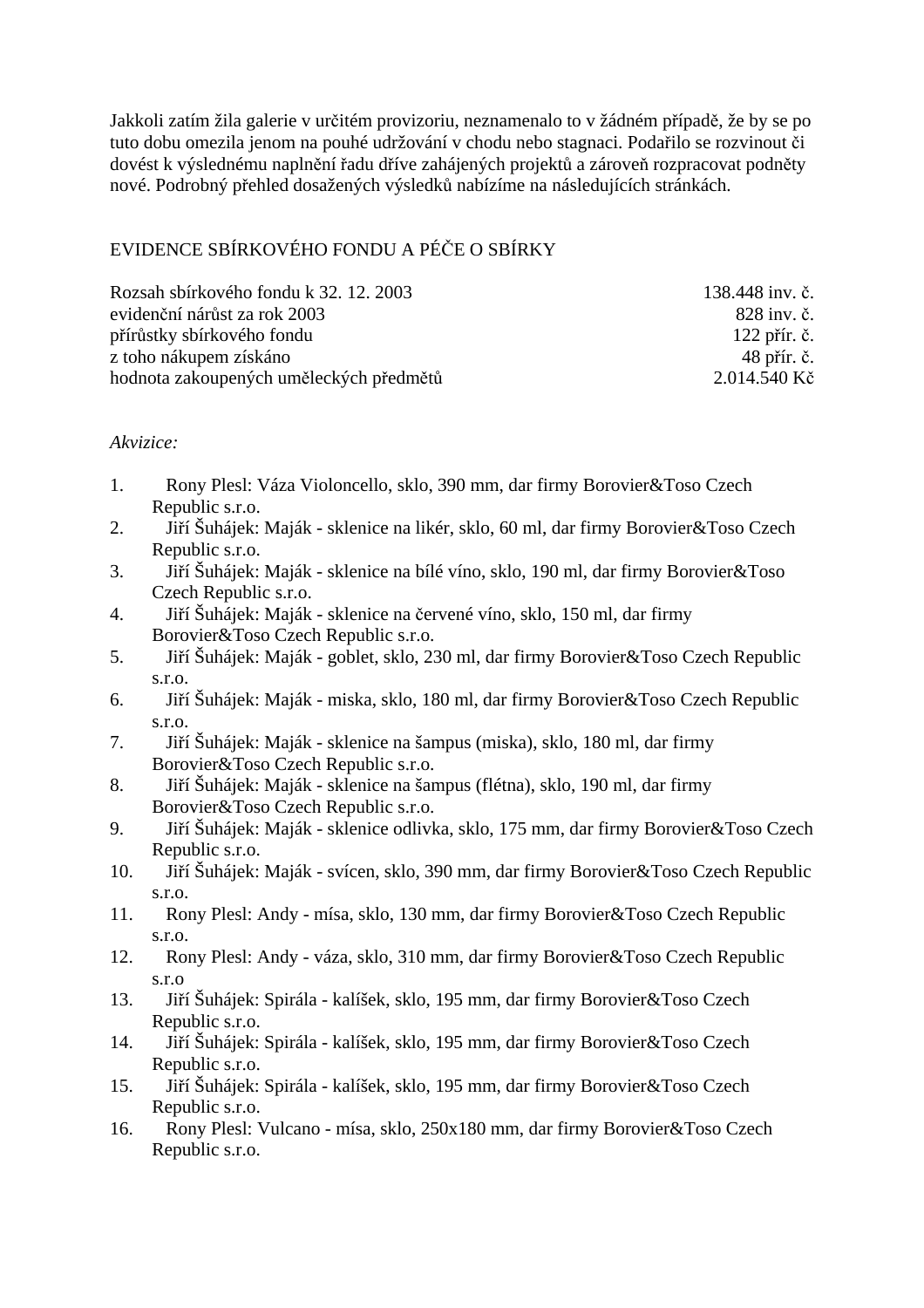Jakkoli zatím žila galerie v určitém provizoriu, neznamenalo to v žádném případě, že by se po tuto dobu omezila jenom na pouhé udržování v chodu nebo stagnaci. Podařilo se rozvinout či dovést k výslednému naplnění řadu dříve zahájených projektů a zároveň rozpracovat podněty nové. Podrobný přehled dosažených výsledků nabízíme na následujících stránkách.

## EVIDENCE SBÍRKOVÉHO FONDU A PÉČE O SBÍRKY

| | |
|---|---|
| Rozsah sbírkového fondu k 32. 12. 2003 | 138.448 inv. č. |
| evidenční nárůst za rok 2003 | 828 inv. č. |
| přírůstky sbírkového fondu | 122 přír. č. |
| z toho nákupem získáno | 48 přír. č. |
| hodnota zakoupených uměleckých předmětů | 2.014.540 Kč |

*Akvizice:*

1. Rony Plesl: Váza Violoncello, sklo, 390 mm, dar firmy Borovier&Toso Czech Republic s.r.o.
2. Jiří Šuhájek: Maják - sklenice na likér, sklo, 60 ml, dar firmy Borovier&Toso Czech Republic s.r.o.
3. Jiří Šuhájek: Maják - sklenice na bílé víno, sklo, 190 ml, dar firmy Borovier&Toso Czech Republic s.r.o.
4. Jiří Šuhájek: Maják - sklenice na červené víno, sklo, 150 ml, dar firmy Borovier&Toso Czech Republic s.r.o.
5. Jiří Šuhájek: Maják - goblet, sklo, 230 ml, dar firmy Borovier&Toso Czech Republic s.r.o.
6. Jiří Šuhájek: Maják - miska, sklo, 180 ml, dar firmy Borovier&Toso Czech Republic s.r.o.
7. Jiří Šuhájek: Maják - sklenice na šampus (miska), sklo, 180 ml, dar firmy Borovier&Toso Czech Republic s.r.o.
8. Jiří Šuhájek: Maják - sklenice na šampus (flétna), sklo, 190 ml, dar firmy Borovier&Toso Czech Republic s.r.o.
9. Jiří Šuhájek: Maják - sklenice odlivka, sklo, 175 mm, dar firmy Borovier&Toso Czech Republic s.r.o.
10. Jiří Šuhájek: Maják - svícen, sklo, 390 mm, dar firmy Borovier&Toso Czech Republic s.r.o.
11. Rony Plesl: Andy - mísa, sklo, 130 mm, dar firmy Borovier&Toso Czech Republic s.r.o.
12. Rony Plesl: Andy - váza, sklo, 310 mm, dar firmy Borovier&Toso Czech Republic s.r.o
13. Jiří Šuhájek: Spirála - kalíšek, sklo, 195 mm, dar firmy Borovier&Toso Czech Republic s.r.o.
14. Jiří Šuhájek: Spirála - kalíšek, sklo, 195 mm, dar firmy Borovier&Toso Czech Republic s.r.o.
15. Jiří Šuhájek: Spirála - kalíšek, sklo, 195 mm, dar firmy Borovier&Toso Czech Republic s.r.o.
16. Rony Plesl: Vulcano - mísa, sklo, 250x180 mm, dar firmy Borovier&Toso Czech Republic s.r.o.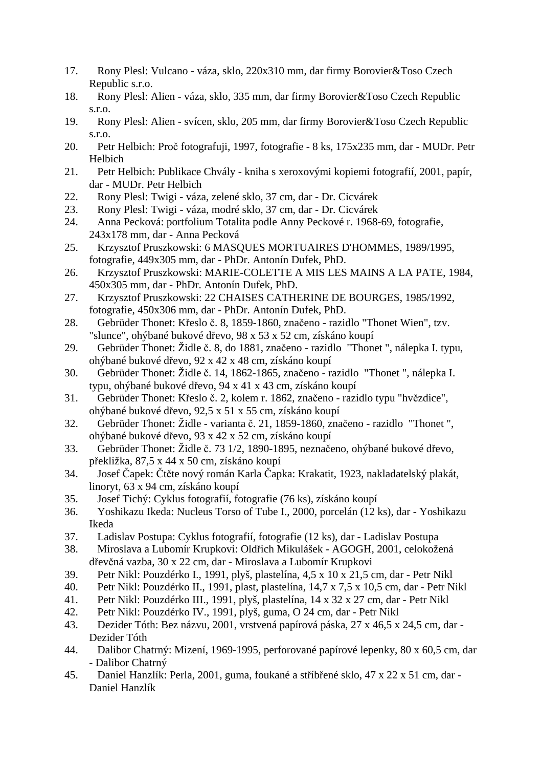17. Rony Plesl: Vulcano - váza, sklo, 220x310 mm, dar firmy Borovier&Toso Czech Republic s.r.o.
18. Rony Plesl: Alien - váza, sklo, 335 mm, dar firmy Borovier&Toso Czech Republic s.r.o.
19. Rony Plesl: Alien - svícen, sklo, 205 mm, dar firmy Borovier&Toso Czech Republic s.r.o.
20. Petr Helbich: Proč fotografuji, 1997, fotografie - 8 ks, 175x235 mm, dar - MUDr. Petr Helbich
21. Petr Helbich: Publikace Chvály - kniha s xeroxovými kopiemi fotografií, 2001, papír, dar - MUDr. Petr Helbich
22. Rony Plesl: Twigi - váza, zelené sklo, 37 cm, dar - Dr. Cicvárek
23. Rony Plesl: Twigi - váza, modré sklo, 37 cm, dar - Dr. Cicvárek
24. Anna Pecková: portfolium Totalita podle Anny Peckové r. 1968-69, fotografie, 243x178 mm, dar - Anna Pecková
25. Krzysztof Pruszkowski: 6 MASQUES MORTUAIRES D'HOMMES, 1989/1995, fotografie, 449x305 mm, dar - PhDr. Antonín Dufek, PhD.
26. Krzysztof Pruszkowski: MARIE-COLETTE A MIS LES MAINS A LA PATE, 1984, 450x305 mm, dar - PhDr. Antonín Dufek, PhD.
27. Krzysztof Pruszkowski: 22 CHAISES CATHERINE DE BOURGES, 1985/1992, fotografie, 450x306 mm, dar - PhDr. Antonín Dufek, PhD.
28. Gebrüder Thonet: Křeslo č. 8, 1859-1860, značeno - razidlo "Thonet Wien", tzv. "slunce", ohýbané bukové dřevo, 98 x 53 x 52 cm, získáno koupí
29. Gebrüder Thonet: Židle č. 8, do 1881, značeno - razidlo "Thonet ", nálepka I. typu, ohýbané bukové dřevo, 92 x 42 x 48 cm, získáno koupí
30. Gebrüder Thonet: Židle č. 14, 1862-1865, značeno - razidlo "Thonet ", nálepka I. typu, ohýbané bukové dřevo, 94 x 41 x 43 cm, získáno koupí
31. Gebrüder Thonet: Křeslo č. 2, kolem r. 1862, značeno - razidlo typu "hvězdice", ohýbané bukové dřevo, 92,5 x 51 x 55 cm, získáno koupí
32. Gebrüder Thonet: Židle - varianta č. 21, 1859-1860, značeno - razidlo "Thonet ", ohýbané bukové dřevo, 93 x 42 x 52 cm, získáno koupí
33. Gebrüder Thonet: Židle č. 73 1/2, 1890-1895, neznačeno, ohýbané bukové dřevo, překližka, 87,5 x 44 x 50 cm, získáno koupí
34. Josef Čapek: Čtěte nový román Karla Čapka: Krakatit, 1923, nakladatelský plakát, linoryt, 63 x 94 cm, získáno koupí
35. Josef Tichý: Cyklus fotografií, fotografie (76 ks), získáno koupí
36. Yoshikazu Ikeda: Nucleus Torso of Tube I., 2000, porcelán (12 ks), dar - Yoshikazu Ikeda
37. Ladislav Postupa: Cyklus fotografií, fotografie (12 ks), dar - Ladislav Postupa
38. Miroslava a Lubomír Krupkovi: Oldřich Mikulášek - AGOGH, 2001, celokožená dřevěná vazba, 30 x 22 cm, dar - Miroslava a Lubomír Krupkovi
39. Petr Nikl: Pouzdérko I., 1991, plyš, plastelína, 4,5 x 10 x 21,5 cm, dar - Petr Nikl
40. Petr Nikl: Pouzdérko II., 1991, plast, plastelína, 14,7 x 7,5 x 10,5 cm, dar - Petr Nikl
41. Petr Nikl: Pouzdérko III., 1991, plyš, plastelína, 14 x 32 x 27 cm, dar - Petr Nikl
42. Petr Nikl: Pouzdérko IV., 1991, plyš, guma, O 24 cm, dar - Petr Nikl
43. Dezider Tóth: Bez názvu, 2001, vrstvená papírová páska, 27 x 46,5 x 24,5 cm, dar - Dezider Tóth
44. Dalibor Chatrný: Mizení, 1969-1995, perforované papírové lepenky, 80 x 60,5 cm, dar - Dalibor Chatrný
45. Daniel Hanzlík: Perla, 2001, guma, foukané a stříbřené sklo, 47 x 22 x 51 cm, dar - Daniel Hanzlík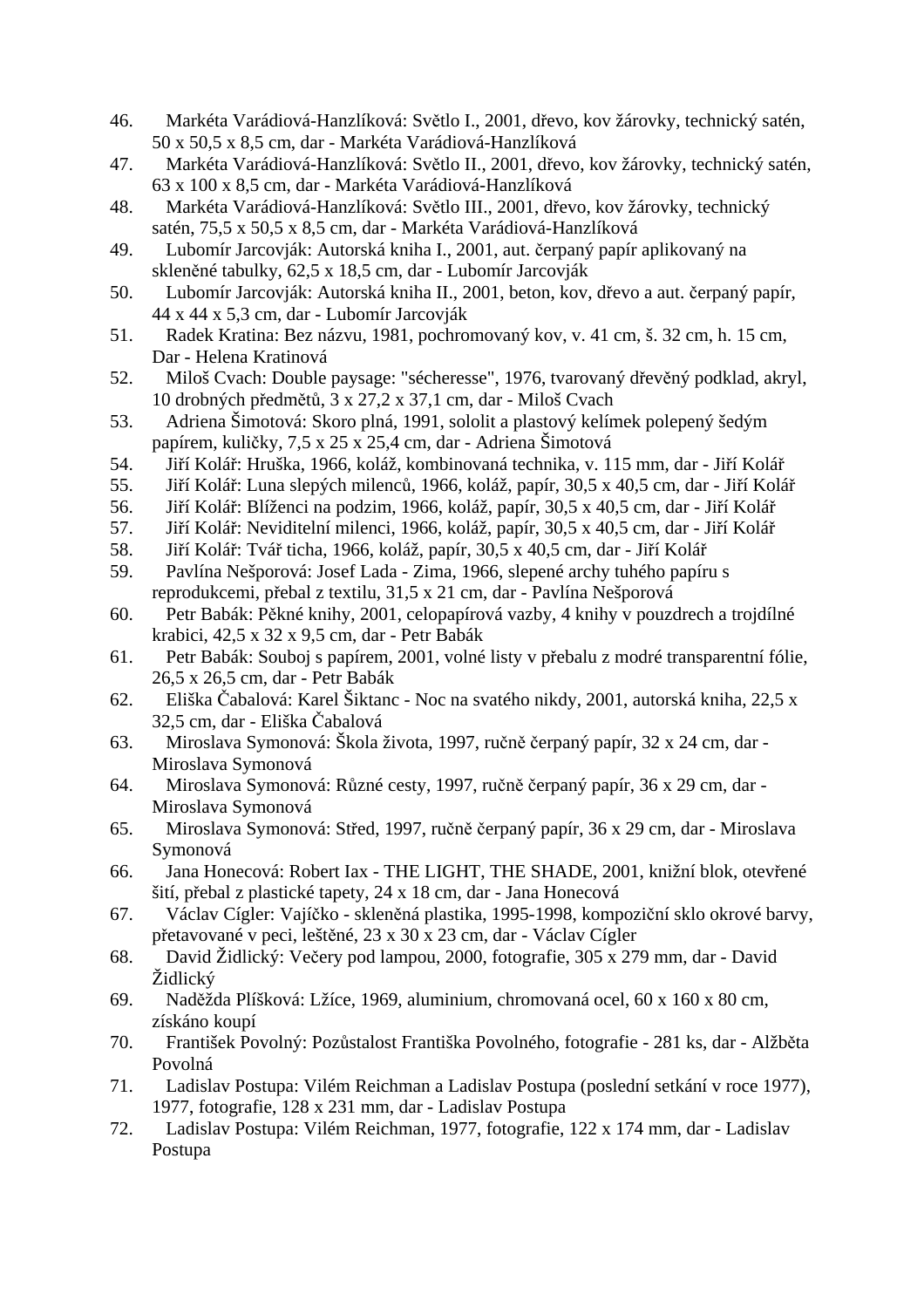46. Markéta Varádiová-Hanzlíková: Světlo I., 2001, dřevo, kov žárovky, technický satén, 50 x 50,5 x 8,5 cm, dar - Markéta Varádiová-Hanzlíková
47. Markéta Varádiová-Hanzlíková: Světlo II., 2001, dřevo, kov žárovky, technický satén, 63 x 100 x 8,5 cm, dar - Markéta Varádiová-Hanzlíková
48. Markéta Varádiová-Hanzlíková: Světlo III., 2001, dřevo, kov žárovky, technický satén, 75,5 x 50,5 x 8,5 cm, dar - Markéta Varádiová-Hanzlíková
49. Lubomír Jarcovják: Autorská kniha I., 2001, aut. čerpaný papír aplikovaný na skleněné tabulky, 62,5 x 18,5 cm, dar - Lubomír Jarcovják
50. Lubomír Jarcovják: Autorská kniha II., 2001, beton, kov, dřevo a aut. čerpaný papír, 44 x 44 x 5,3 cm, dar - Lubomír Jarcovják
51. Radek Kratina: Bez názvu, 1981, pochromovaný kov, v. 41 cm, š. 32 cm, h. 15 cm, Dar - Helena Kratinová
52. Miloš Cvach: Double paysage: "sécheresse", 1976, tvarovaný dřevěný podklad, akryl, 10 drobných předmětů, 3 x 27,2 x 37,1 cm, dar - Miloš Cvach
53. Adriena Šimotová: Skoro plná, 1991, sololit a plastový kelímek polepený šedým papírem, kuličky, 7,5 x 25 x 25,4 cm, dar - Adriena Šimotová
54. Jiří Kolář: Hruška, 1966, koláž, kombinovaná technika, v. 115 mm, dar - Jiří Kolář
55. Jiří Kolář: Luna slepých milenců, 1966, koláž, papír, 30,5 x 40,5 cm, dar - Jiří Kolář
56. Jiří Kolář: Blíženci na podzim, 1966, koláž, papír, 30,5 x 40,5 cm, dar - Jiří Kolář
57. Jiří Kolář: Neviditelní milenci, 1966, koláž, papír, 30,5 x 40,5 cm, dar - Jiří Kolář
58. Jiří Kolář: Tvář ticha, 1966, koláž, papír, 30,5 x 40,5 cm, dar - Jiří Kolář
59. Pavlína Nešporová: Josef Lada - Zima, 1966, slepené archy tuhého papíru s reprodukcemi, přebal z textilu, 31,5 x 21 cm, dar - Pavlína Nešporová
60. Petr Babák: Pěkné knihy, 2001, celopapírová vazby, 4 knihy v pouzdrech a trojdílné krabici, 42,5 x 32 x 9,5 cm, dar - Petr Babák
61. Petr Babák: Souboj s papírem, 2001, volné listy v přebalu z modré transparentní fólie, 26,5 x 26,5 cm, dar - Petr Babák
62. Eliška Čabalová: Karel Šiktanc - Noc na svatého nikdy, 2001, autorská kniha, 22,5 x 32,5 cm, dar - Eliška Čabalová
63. Miroslava Symonová: Škola života, 1997, ručně čerpaný papír, 32 x 24 cm, dar - Miroslava Symonová
64. Miroslava Symonová: Různé cesty, 1997, ručně čerpaný papír, 36 x 29 cm, dar - Miroslava Symonová
65. Miroslava Symonová: Střed, 1997, ručně čerpaný papír, 36 x 29 cm, dar - Miroslava Symonová
66. Jana Honecová: Robert Iax - THE LIGHT, THE SHADE, 2001, knižní blok, otevřené šití, přebal z plastické tapety, 24 x 18 cm, dar - Jana Honecová
67. Václav Cígler: Vajíčko - skleněná plastika, 1995-1998, kompoziční sklo okrové barvy, přetavované v peci, leštěné, 23 x 30 x 23 cm, dar - Václav Cígler
68. David Židlický: Večery pod lampou, 2000, fotografie, 305 x 279 mm, dar - David Židlický
69. Naděžda Plíšková: Lžíce, 1969, aluminium, chromovaná ocel, 60 x 160 x 80 cm, získáno koupí
70. František Povolný: Pozůstalost Františka Povolného, fotografie - 281 ks, dar - Alžběta Povolná
71. Ladislav Postupa: Vilém Reichman a Ladislav Postupa (poslední setkání v roce 1977), 1977, fotografie, 128 x 231 mm, dar - Ladislav Postupa
72. Ladislav Postupa: Vilém Reichman, 1977, fotografie, 122 x 174 mm, dar - Ladislav Postupa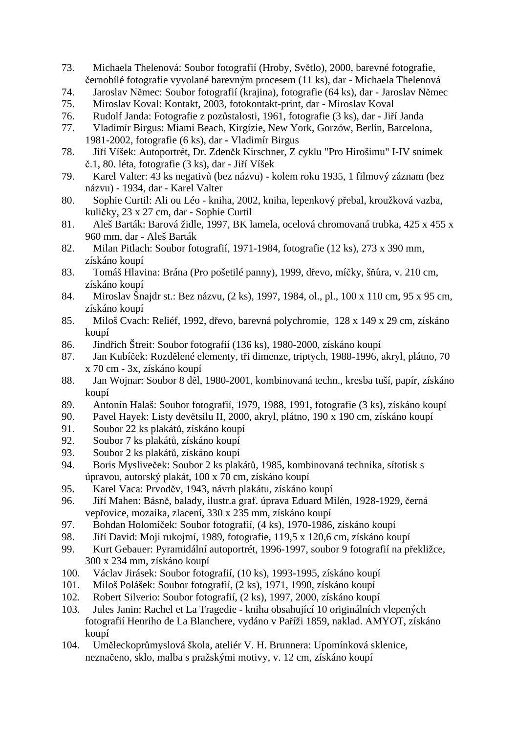73. Michaela Thelenová: Soubor fotografií (Hroby, Světlo), 2000, barevné fotografie, černobílé fotografie vyvolané barevným procesem (11 ks), dar - Michaela Thelenová
74. Jaroslav Němec: Soubor fotografií (krajina), fotografie (64 ks), dar - Jaroslav Němec
75. Miroslav Koval: Kontakt, 2003, fotokontakt-print, dar - Miroslav Koval
76. Rudolf Janda: Fotografie z pozůstalosti, 1961, fotografie (3 ks), dar - Jiří Janda
77. Vladimír Birgus: Miami Beach, Kirgízie, New York, Gorzów, Berlín, Barcelona, 1981-2002, fotografie (6 ks), dar - Vladimír Birgus
78. Jiří Víšek: Autoportrét, Dr. Zdeněk Kirschner, Z cyklu "Pro Hirošimu" I-IV snímek č.1, 80. léta, fotografie (3 ks), dar - Jiří Víšek
79. Karel Valter: 43 ks negativů (bez názvu) - kolem roku 1935, 1 filmový záznam (bez názvu) - 1934, dar - Karel Valter
80. Sophie Curtil: Ali ou Léo - kniha, 2002, kniha, lepenkový přebal, kroužková vazba, kuličky, 23 x 27 cm, dar - Sophie Curtil
81. Aleš Barták: Barová židle, 1997, BK lamela, ocelová chromovaná trubka, 425 x 455 x 960 mm, dar - Aleš Barták
82. Milan Pitlach: Soubor fotografií, 1971-1984, fotografie (12 ks), 273 x 390 mm, získáno koupí
83. Tomáš Hlavina: Brána (Pro pošetilé panny), 1999, dřevo, míčky, šňůra, v. 210 cm, získáno koupí
84. Miroslav Šnajdr st.: Bez názvu, (2 ks), 1997, 1984, ol., pl., 100 x 110 cm, 95 x 95 cm, získáno koupí
85. Miloš Cvach: Reliéf, 1992, dřevo, barevná polychromie, 128 x 149 x 29 cm, získáno koupí
86. Jindřich Štreit: Soubor fotografií (136 ks), 1980-2000, získáno koupí
87. Jan Kubíček: Rozdělené elementy, tři dimenze, triptych, 1988-1996, akryl, plátno, 70 x 70 cm - 3x, získáno koupí
88. Jan Wojnar: Soubor 8 děl, 1980-2001, kombinovaná techn., kresba tuší, papír, získáno koupí
89. Antonín Halaš: Soubor fotografií, 1979, 1988, 1991, fotografie (3 ks), získáno koupí
90. Pavel Hayek: Listy devětsilu II, 2000, akryl, plátno, 190 x 190 cm, získáno koupí
91. Soubor 22 ks plakátů, získáno koupí
92. Soubor 7 ks plakátů, získáno koupí
93. Soubor 2 ks plakátů, získáno koupí
94. Boris Mysliveček: Soubor 2 ks plakátů, 1985, kombinovaná technika, sítotisk s úpravou, autorský plakát, 100 x 70 cm, získáno koupí
95. Karel Vaca: Prvoděv, 1943, návrh plakátu, získáno koupí
96. Jiří Mahen: Básně, balady, ilustr.a graf. úprava Eduard Milén, 1928-1929, černá vepřovice, mozaika, zlacení, 330 x 235 mm, získáno koupí
97. Bohdan Holomíček: Soubor fotografií, (4 ks), 1970-1986, získáno koupí
98. Jiří David: Moji rukojmí, 1989, fotografie, 119,5 x 120,6 cm, získáno koupí
99. Kurt Gebauer: Pyramidální autoportrét, 1996-1997, soubor 9 fotografií na překližce, 300 x 234 mm, získáno koupí
100. Václav Jirásek: Soubor fotografií, (10 ks), 1993-1995, získáno koupí
101. Miloš Polášek: Soubor fotografií, (2 ks), 1971, 1990, získáno koupí
102. Robert Silverio: Soubor fotografií, (2 ks), 1997, 2000, získáno koupí
103. Jules Janin: Rachel et La Tragedie - kniha obsahující 10 originálních vlepených fotografií Henriho de La Blanchere, vydáno v Paříži 1859, naklad. AMYOT, získáno koupí
104. Uměleckoprůmyslová škola, ateliér V. H. Brunnera: Upomínková sklenice, neznačeno, sklo, malba s pražskými motivy, v. 12 cm, získáno koupí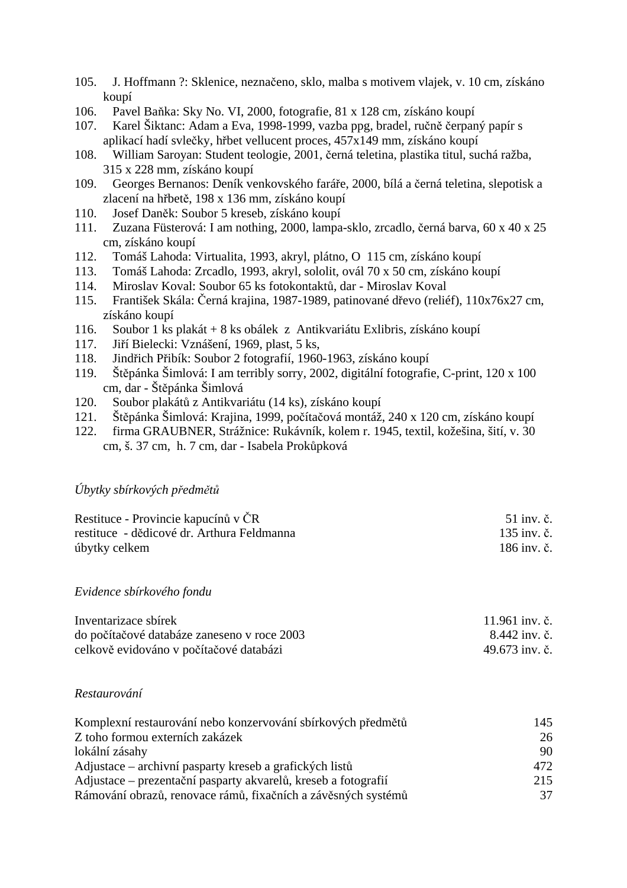105. J. Hoffmann ?: Sklenice, neznačeno, sklo, malba s motivem vlajek, v. 10 cm, získáno koupí
106. Pavel Baňka: Sky No. VI, 2000, fotografie, 81 x 128 cm, získáno koupí
107. Karel Šiktanc: Adam a Eva, 1998-1999, vazba ppg, bradel, ručně čerpaný papír s aplikací hadí svlečky, hřbet vellucent proces, 457x149 mm, získáno koupí
108. William Saroyan: Student teologie, 2001, černá teletina, plastika titul, suchá ražba, 315 x 228 mm, získáno koupí
109. Georges Bernanos: Deník venkovského faráře, 2000, bílá a černá teletina, slepotisk a zlacení na hřbetě, 198 x 136 mm, získáno koupí
110. Josef Daněk: Soubor 5 kreseb, získáno koupí
111. Zuzana Füsterová: I am nothing, 2000, lampa-sklo, zrcadlo, černá barva, 60 x 40 x 25 cm, získáno koupí
112. Tomáš Lahoda: Virtualita, 1993, akryl, plátno, O 115 cm, získáno koupí
113. Tomáš Lahoda: Zrcadlo, 1993, akryl, sololit, ovál 70 x 50 cm, získáno koupí
114. Miroslav Koval: Soubor 65 ks fotokontaktů, dar - Miroslav Koval
115. František Skála: Černá krajina, 1987-1989, patinované dřevo (reliéf), 110x76x27 cm, získáno koupí
116. Soubor 1 ks plakát + 8 ks obálek z Antikvariátu Exlibris, získáno koupí
117. Jiří Bielecki: Vznášení, 1969, plast, 5 ks,
118. Jindřich Přibík: Soubor 2 fotografií, 1960-1963, získáno koupí
119. Štěpánka Šimlová: I am terribly sorry, 2002, digitální fotografie, C-print, 120 x 100 cm, dar - Štěpánka Šimlová
120. Soubor plakátů z Antikvariátu (14 ks), získáno koupí
121. Štěpánka Šimlová: Krajina, 1999, počítačová montáž, 240 x 120 cm, získáno koupí
122. firma GRAUBNER, Strážnice: Rukávník, kolem r. 1945, textil, kožešina, šití, v. 30 cm, š. 37 cm, h. 7 cm, dar - Isabela Prokůpková

*Úbytky sbírkových předmětů*

| | |
|---|---|
| Restituce - Provincie kapucínů v ČR | 51 inv. č. |
| restituce - dědicové dr. Arthura Feldmanna | 135 inv. č. |
| úbytky celkem | 186 inv. č. |

*Evidence sbírkového fondu*

| | |
|---|---|
| Inventarizace sbírek | 11.961 inv. č. |
| do počítačové databáze zaneseno v roce 2003 | 8.442 inv. č. |
| celkově evidováno v počítačové databázi | 49.673 inv. č. |

*Restaurování*

| | |
|---|---|
| Komplexní restaurování nebo konzervování sbírkových předmětů | 145 |
| Z toho formou externích zakázek | 26 |
| lokální zásahy | 90 |
| Adjustace – archivní pasparty kreseb a grafických listů | 472 |
| Adjustace – prezentační pasparty akvarelů, kreseb a fotografií | 215 |
| Rámování obrazů, renovace rámů, fixačních a závěsných systémů | 37 |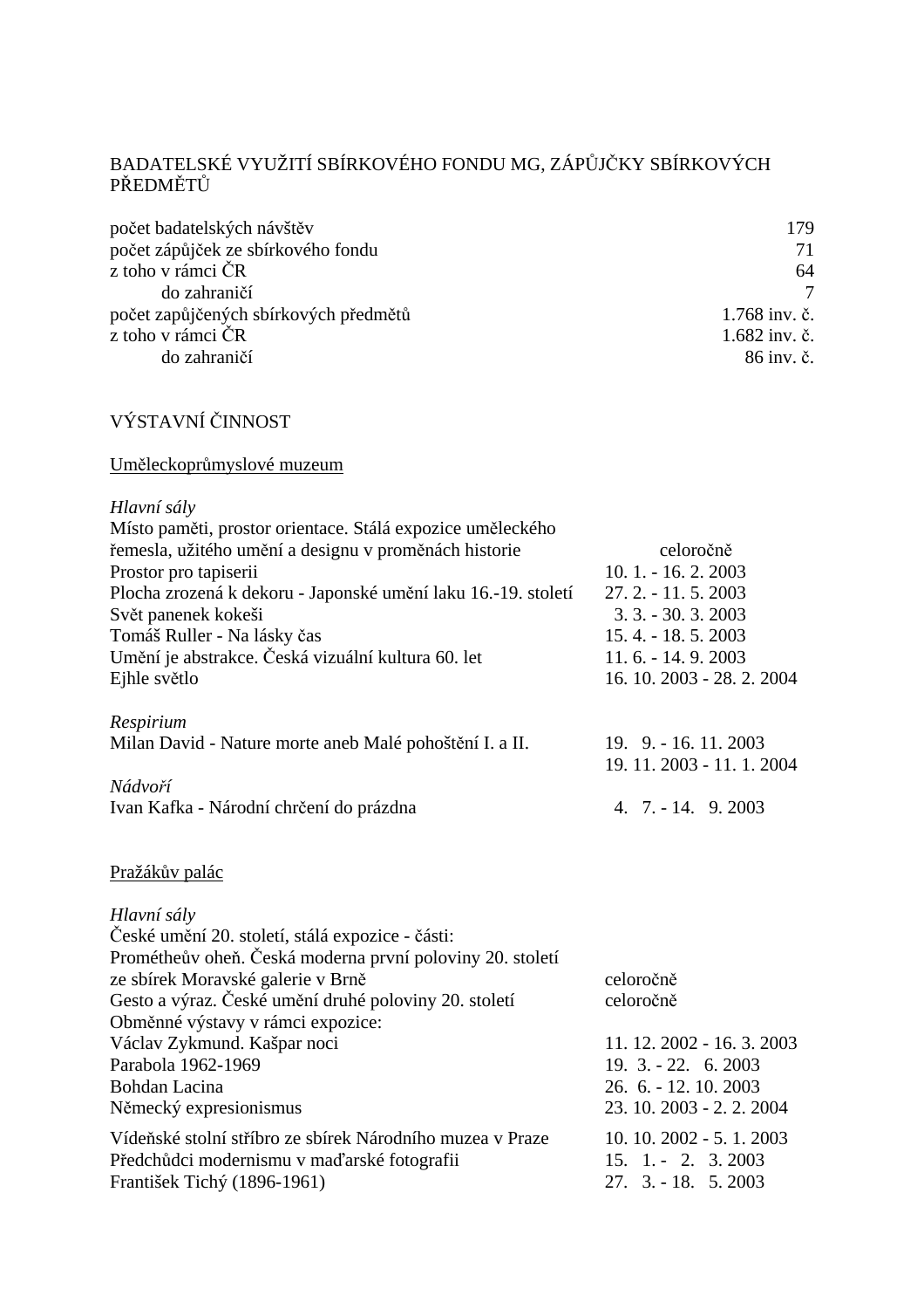BADATELSKÉ VYUŽITÍ SBÍRKOVÉHO FONDU MG, ZÁPŮJČKY SBÍRKOVÝCH PŘEDMĚTŮ

| | |
|---|---:|
| počet badatelských návštěv | 179 |
| počet zápůjček ze sbírkového fondu | 71 |
| z toho v rámci ČR | 64 |
| do zahraničí | 7 |
| počet zapůjčených sbírkových předmětů | 1.768 inv. č. |
| z toho v rámci ČR | 1.682 inv. č. |
| do zahraničí | 86 inv. č. |

VÝSTAVNÍ ČINNOST

Uměleckoprůmyslové muzeum

*Hlavní sály*

| | |
|---|---|
| Místo paměti, prostor orientace. Stálá expozice uměleckého řemesla, užitého umění a designu v proměnách historie | celoročně |
| Prostor pro tapiserii | 10. 1. - 16. 2. 2003 |
| Plocha zrozená k dekoru - Japonské umění laku 16.-19. století | 27. 2. - 11. 5. 2003 |
| Svět panenek kokeši | 3. 3. - 30. 3. 2003 |
| Tomáš Ruller - Na lásky čas | 15. 4. - 18. 5. 2003 |
| Umění je abstrakce. Česká vizuální kultura 60. let | 11. 6. - 14. 9. 2003 |
| Ejhle světlo | 16. 10. 2003 - 28. 2. 2004 |

*Respirium*

| | |
|---|---|
| Milan David - Nature morte aneb Malé pohoštění I. a II. | 19. 9. - 16. 11. 2003 |
| | 19. 11. 2003 - 11. 1. 2004 |

*Nádvoří*

| | |
|---|---|
| Ivan Kafka - Národní chrčení do prázdna | 4. 7. - 14. 9. 2003 |

Pražákův palác

*Hlavní sály*

| | |
|---|---|
| České umění 20. století, stálá expozice - části: | |
| Prométheův oheň. Česká moderna první poloviny 20. století ze sbírek Moravské galerie v Brně | celoročně |
| Gesto a výraz. České umění druhé poloviny 20. století | celoročně |
| Obměnné výstavy v rámci expozice: | |
| Václav Zykmund. Kašpar noci | 11. 12. 2002 - 16. 3. 2003 |
| Parabola 1962-1969 | 19. 3. - 22. 6. 2003 |
| Bohdan Lacina | 26. 6. - 12. 10. 2003 |
| Německý expresionismus | 23. 10. 2003 - 2. 2. 2004 |
| Vídeňské stolní stříbro ze sbírek Národního muzea v Praze | 10. 10. 2002 - 5. 1. 2003 |
| Předchůdci modernismu v maďarské fotografii | 15. 1. - 2. 3. 2003 |
| František Tichý (1896-1961) | 27. 3. - 18. 5. 2003 |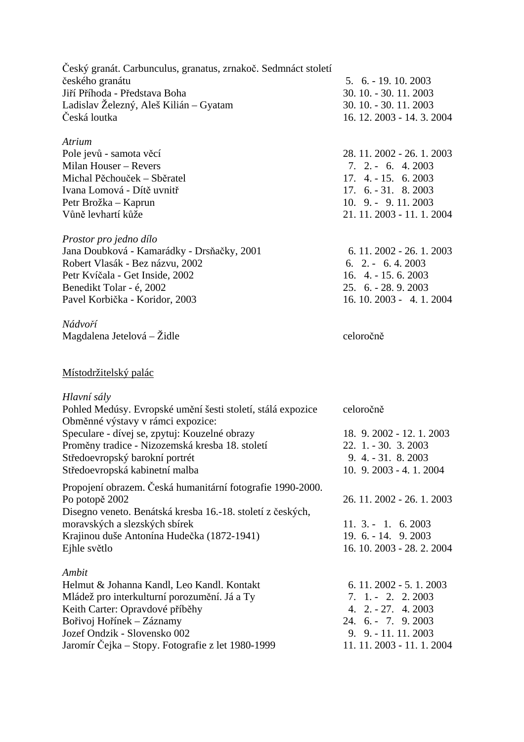| | |
|---|---|
| Český granát. Carbunculus, granatus, zrnakoč. Sedmnáct století českého granátu | 5. 6. - 19. 10. 2003 |
| Jiří Příhoda - Představa Boha | 30. 10. - 30. 11. 2003 |
| Ladislav Železný, Aleš Kilián – Gyatam | 30. 10. - 30. 11. 2003 |
| Česká loutka | 16. 12. 2003 - 14. 3. 2004 |

*Atrium*

| | |
|---|---|
| Pole jevů - samota věcí | 28. 11. 2002 - 26. 1. 2003 |
| Milan Houser – Revers | 7. 2. - 6. 4. 2003 |
| Michal Pěchouček – Sběratel | 17. 4. - 15. 6. 2003 |
| Ivana Lomová - Dítě uvnitř | 17. 6. - 31. 8. 2003 |
| Petr Brožka – Kaprun | 10. 9. - 9. 11. 2003 |
| Vůně levhartí kůže | 21. 11. 2003 - 11. 1. 2004 |

*Prostor pro jedno dílo*

| | |
|---|---|
| Jana Doubková - Kamarádky - Drsňačky, 2001 | 6. 11. 2002 - 26. 1. 2003 |
| Robert Vlasák - Bez názvu, 2002 | 6. 2. - 6. 4. 2003 |
| Petr Kvíčala - Get Inside, 2002 | 16. 4. - 15. 6. 2003 |
| Benedikt Tolar - é, 2002 | 25. 6. - 28. 9. 2003 |
| Pavel Korbička - Koridor, 2003 | 16. 10. 2003 - 4. 1. 2004 |

*Nádvoří*

| | |
|---|---|
| Magdalena Jetelová – Židle | celoročně |

<u>Místodržitelský palác</u>

*Hlavní sály*

| | |
|---|---|
| Pohled Medúsy. Evropské umění šesti století, stálá expozice | celoročně |
| Obměnné výstavy v rámci expozice: | |
| Speculare - dívej se, zpytuj: Kouzelné obrazy | 18. 9. 2002 - 12. 1. 2003 |
| Proměny tradice - Nizozemská kresba 18. století | 22. 1. - 30. 3. 2003 |
| Středoevropský barokní portrét | 9. 4. - 31. 8. 2003 |
| Středoevropská kabinetní malba | 10. 9. 2003 - 4. 1. 2004 |
| Propojení obrazem. Česká humanitární fotografie 1990-2000. Po potopě 2002 | 26. 11. 2002 - 26. 1. 2003 |
| Disegno veneto. Benátská kresba 16.-18. století z českých, moravských a slezských sbírek | 11. 3. - 1. 6. 2003 |
| Krajinou duše Antonína Hudečka (1872-1941) | 19. 6. - 14. 9. 2003 |
| Ejhle světlo | 16. 10. 2003 - 28. 2. 2004 |

*Ambit*

| | |
|---|---|
| Helmut & Johanna Kandl, Leo Kandl. Kontakt | 6. 11. 2002 - 5. 1. 2003 |
| Mládež pro interkulturní porozumění. Já a Ty | 7. 1. - 2. 2. 2003 |
| Keith Carter: Opravdové příběhy | 4. 2. - 27. 4. 2003 |
| Bořivoj Hořínek – Záznamy | 24. 6. - 7. 9. 2003 |
| Jozef Ondzik - Slovensko 002 | 9. 9. - 11. 11. 2003 |
| Jaromír Čejka – Stopy. Fotografie z let 1980-1999 | 11. 11. 2003 - 11. 1. 2004 |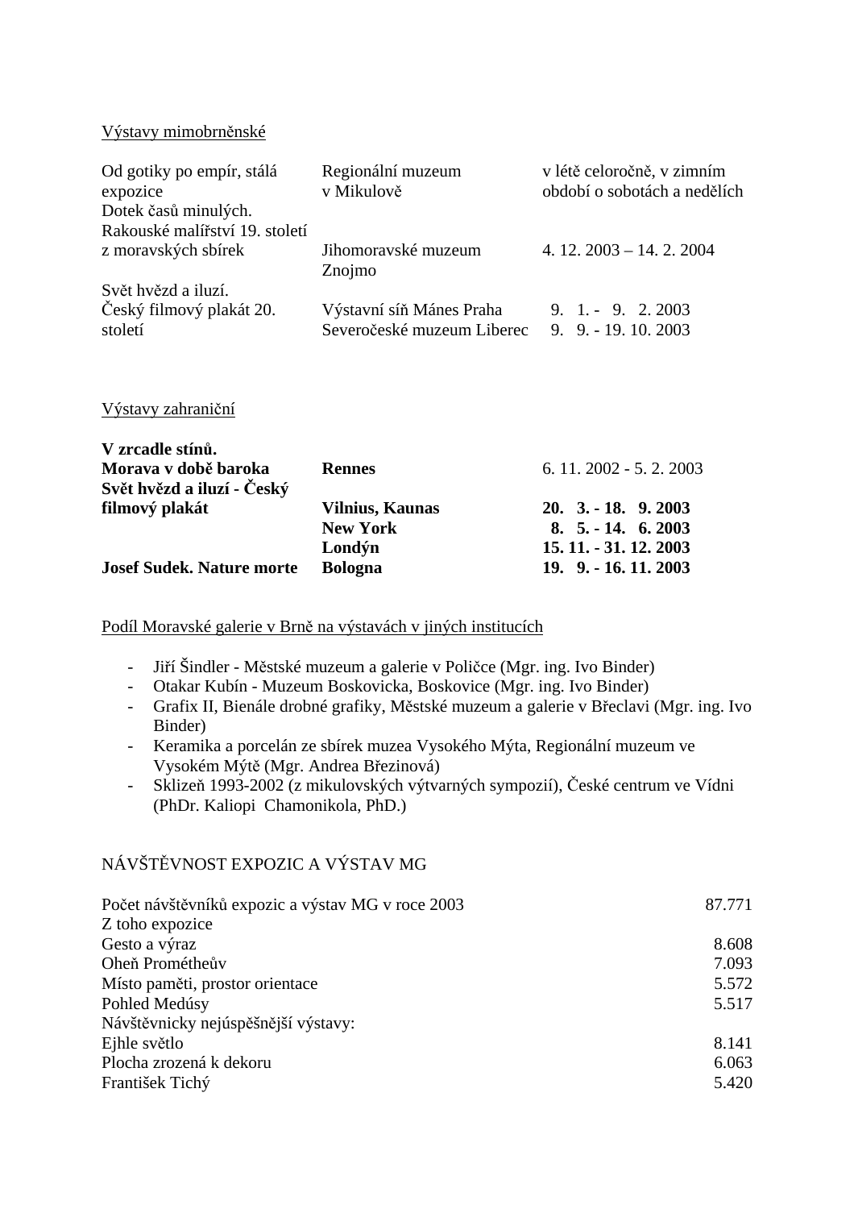Výstavy mimobrněnské

| | | |
|---|---|---|
| Od gotiky po empír, stálá expozice | Regionální muzeum v Mikulově | v létě celoročně, v zimním období o sobotách a nedělích |
| Dotek časů minulých. Rakouské malířství 19. století z moravských sbírek | Jihomoravské muzeum Znojmo | 4. 12. 2003 – 14. 2. 2004 |
| Svět hvězd a iluzí. Český filmový plakát 20. století | Výstavní síň Mánes Praha | 9. 1. - 9. 2. 2003 |
| | Severočeské muzeum Liberec | 9. 9. - 19. 10. 2003 |

Výstavy zahraniční

| | | |
|---|---|---|
| **V zrcadle stínů. Morava v době baroka** | **Rennes** | 6. 11. 2002 - 5. 2. 2003 |
| **Svět hvězd a iluzí - Český filmový plakát** | **Vilnius, Kaunas** | **20. 3. - 18. 9. 2003** |
| | **New York** | **8. 5. - 14. 6. 2003** |
| | **Londýn** | **15. 11. - 31. 12. 2003** |
| **Josef Sudek. Nature morte** | **Bologna** | **19. 9. - 16. 11. 2003** |

Podíl Moravské galerie v Brně na výstavách v jiných institucích

- Jiří Šindler - Městské muzeum a galerie v Poličce (Mgr. ing. Ivo Binder)
- Otakar Kubín - Muzeum Boskovicka, Boskovice (Mgr. ing. Ivo Binder)
- Grafix II, Bienále drobné grafiky, Městské muzeum a galerie v Břeclavi (Mgr. ing. Ivo Binder)
- Keramika a porcelán ze sbírek muzea Vysokého Mýta, Regionální muzeum ve Vysokém Mýtě (Mgr. Andrea Březinová)
- Sklizeň 1993-2002 (z mikulovských výtvarných sympozií), České centrum ve Vídni (PhDr. Kaliopi Chamonikola, PhD.)

## NÁVŠTĚVNOST EXPOZIC A VÝSTAV MG

| | |
|---|---|
| Počet návštěvníků expozic a výstav MG v roce 2003 | 87.771 |
| Z toho expozice | |
| Gesto a výraz | 8.608 |
| Oheň Prométheův | 7.093 |
| Místo paměti, prostor orientace | 5.572 |
| Pohled Medúsy | 5.517 |
| Návštěvnicky nejúspěšnější výstavy: | |
| Ejhle světlo | 8.141 |
| Plocha zrozená k dekoru | 6.063 |
| František Tichý | 5.420 |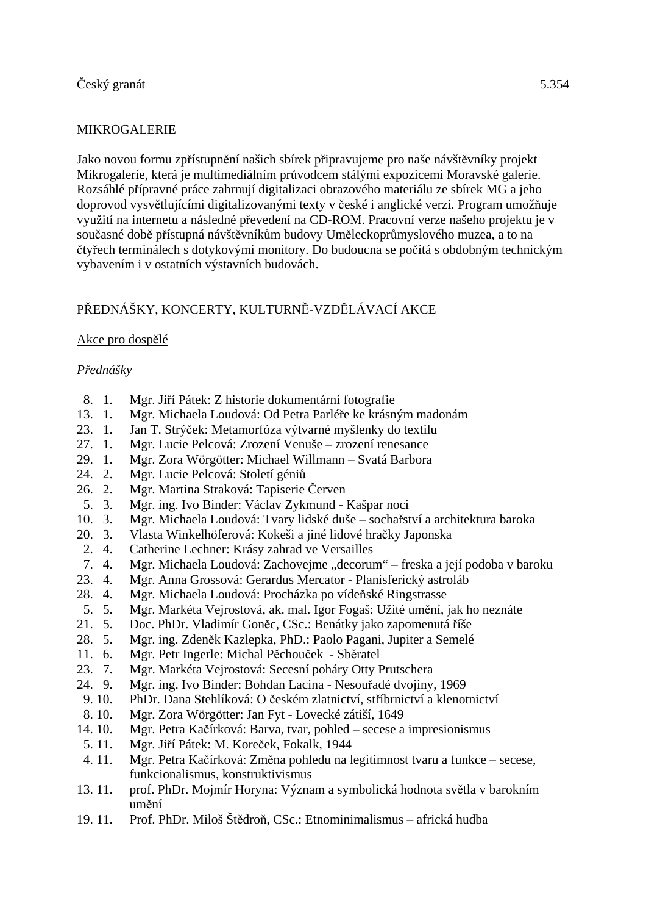Český granát 5.354

MIKROGALERIE

Jako novou formu zpřístupnění našich sbírek připravujeme pro naše návštěvníky projekt Mikrogalerie, která je multimediálním průvodcem stálými expozicemi Moravské galerie. Rozsáhlé přípravné práce zahrnují digitalizaci obrazového materiálu ze sbírek MG a jeho doprovod vysvětlujícími digitalizovanými texty v české i anglické verzi. Program umožňuje využití na internetu a následné převedení na CD-ROM. Pracovní verze našeho projektu je v současné době přístupná návštěvníkům budovy Uměleckoprůmyslového muzea, a to na čtyřech terminálech s dotykovými monitory. Do budoucna se počítá s obdobným technickým vybavením i v ostatních výstavních budovách.

PŘEDNÁŠKY, KONCERTY, KULTURNĚ-VZDĚLÁVACÍ AKCE

<u>Akce pro dospělé</u>

*Přednášky*

- 8. 1. Mgr. Jiří Pátek: Z historie dokumentární fotografie
- 13. 1. Mgr. Michaela Loudová: Od Petra Parléře ke krásným madonám
- 23. 1. Jan T. Strýček: Metamorfóza výtvarné myšlenky do textilu
- 27. 1. Mgr. Lucie Pelcová: Zrození Venuše – zrození renesance
- 29. 1. Mgr. Zora Wörgötter: Michael Willmann – Svatá Barbora
- 24. 2. Mgr. Lucie Pelcová: Století géniů
- 26. 2. Mgr. Martina Straková: Tapiserie Červen
- 5. 3. Mgr. ing. Ivo Binder: Václav Zykmund - Kašpar noci
- 10. 3. Mgr. Michaela Loudová: Tvary lidské duše – sochařství a architektura baroka
- 20. 3. Vlasta Winkelhöferová: Kokeši a jiné lidové hračky Japonska
- 2. 4. Catherine Lechner: Krásy zahrad ve Versailles
- 7. 4. Mgr. Michaela Loudová: Zachovejme „decorum“ – freska a její podoba v baroku
- 23. 4. Mgr. Anna Grossová: Gerardus Mercator - Planisferický astroláb
- 28. 4. Mgr. Michaela Loudová: Procházka po vídeňské Ringstrasse
- 5. 5. Mgr. Markéta Vejrostová, ak. mal. Igor Fogaš: Užité umění, jak ho neznáte
- 21. 5. Doc. PhDr. Vladimír Goněc, CSc.: Benátky jako zapomenutá říše
- 28. 5. Mgr. ing. Zdeněk Kazlepka, PhD.: Paolo Pagani, Jupiter a Semelé
- 11. 6. Mgr. Petr Ingerle: Michal Pěchouček - Sběratel
- 23. 7. Mgr. Markéta Vejrostová: Secesní poháry Otty Prutschera
- 24. 9. Mgr. ing. Ivo Binder: Bohdan Lacina - Nesouřadé dvojiny, 1969
- 9. 10. PhDr. Dana Stehlíková: O českém zlatnictví, stříbrnictví a klenotnictví
- 8. 10. Mgr. Zora Wörgötter: Jan Fyt - Lovecké zátiší, 1649
- 14. 10. Mgr. Petra Kačírková: Barva, tvar, pohled – secese a impresionismus
- 5. 11. Mgr. Jiří Pátek: M. Koreček, Fokalk, 1944
- 4. 11. Mgr. Petra Kačírková: Změna pohledu na legitimnost tvaru a funkce – secese, funkcionalismus, konstruktivismus
- 13. 11. prof. PhDr. Mojmír Horyna: Význam a symbolická hodnota světla v barokním umění
- 19. 11. Prof. PhDr. Miloš Štědroň, CSc.: Etnominimalismus – africká hudba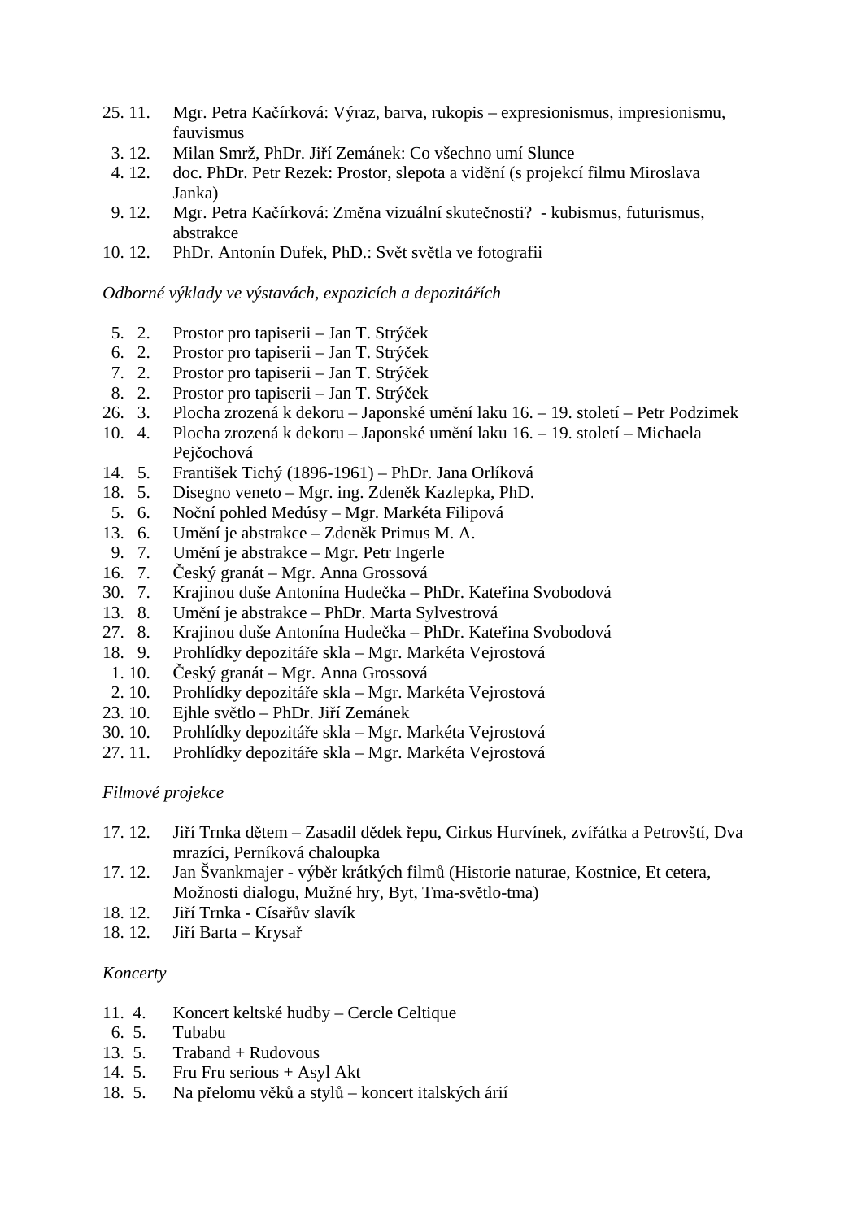25. 11. Mgr. Petra Kačírková: Výraz, barva, rukopis – expresionismus, impresionismu, fauvismus
3. 12. Milan Smrž, PhDr. Jiří Zemánek: Co všechno umí Slunce
4. 12. doc. PhDr. Petr Rezek: Prostor, slepota a vidění (s projekcí filmu Miroslava Janka)
9. 12. Mgr. Petra Kačírková: Změna vizuální skutečnosti? - kubismus, futurismus, abstrakce
10. 12. PhDr. Antonín Dufek, PhD.: Svět světla ve fotografii

*Odborné výklady ve výstavách, expozicích a depozitářích*

5. 2. Prostor pro tapiserii – Jan T. Strýček
6. 2. Prostor pro tapiserii – Jan T. Strýček
7. 2. Prostor pro tapiserii – Jan T. Strýček
8. 2. Prostor pro tapiserii – Jan T. Strýček
26. 3. Plocha zrozená k dekoru – Japonské umění laku 16. – 19. století – Petr Podzimek
10. 4. Plocha zrozená k dekoru – Japonské umění laku 16. – 19. století – Michaela Pejčochová
14. 5. František Tichý (1896-1961) – PhDr. Jana Orlíková
18. 5. Disegno veneto – Mgr. ing. Zdeněk Kazlepka, PhD.
5. 6. Noční pohled Medúsy – Mgr. Markéta Filipová
13. 6. Umění je abstrakce – Zdeněk Primus M. A.
9. 7. Umění je abstrakce – Mgr. Petr Ingerle
16. 7. Český granát – Mgr. Anna Grossová
30. 7. Krajinou duše Antonína Hudečka – PhDr. Kateřina Svobodová
13. 8. Umění je abstrakce – PhDr. Marta Sylvestrová
27. 8. Krajinou duše Antonína Hudečka – PhDr. Kateřina Svobodová
18. 9. Prohlídky depozitáře skla – Mgr. Markéta Vejrostová
1. 10. Český granát – Mgr. Anna Grossová
2. 10. Prohlídky depozitáře skla – Mgr. Markéta Vejrostová
23. 10. Ejhle světlo – PhDr. Jiří Zemánek
30. 10. Prohlídky depozitáře skla – Mgr. Markéta Vejrostová
27. 11. Prohlídky depozitáře skla – Mgr. Markéta Vejrostová

*Filmové projekce*

17. 12. Jiří Trnka dětem – Zasadil dědek řepu, Cirkus Hurvínek, zvířátka a Petrovští, Dva mrazíci, Perníková chaloupka
17. 12. Jan Švankmajer - výběr krátkých filmů (Historie naturae, Kostnice, Et cetera, Možnosti dialogu, Mužné hry, Byt, Tma-světlo-tma)
18. 12. Jiří Trnka - Císařův slavík
18. 12. Jiří Barta – Krysař

*Koncerty*

11. 4. Koncert keltské hudby – Cercle Celtique
6. 5. Tubabu
13. 5. Traband + Rudovous
14. 5. Fru Fru serious + Asyl Akt
18. 5. Na přelomu věků a stylů – koncert italských árií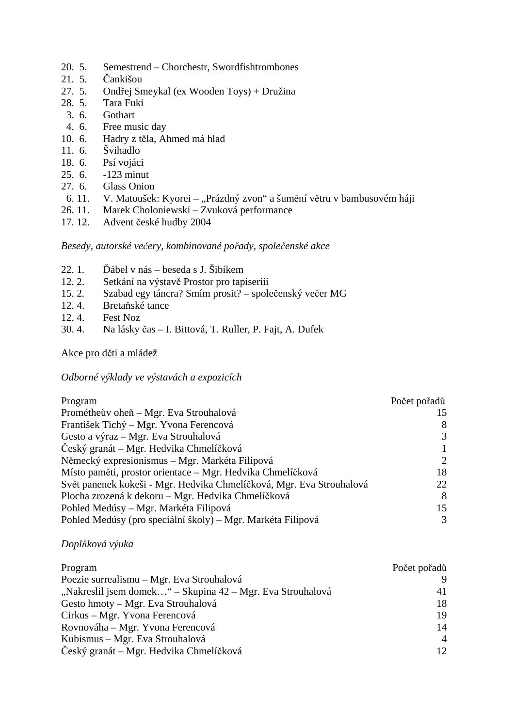20. 5. Semestrend – Chorchestr, Swordfishtrombones
21. 5. Čankišou
27. 5. Ondřej Smeykal (ex Wooden Toys) + Družina
28. 5. Tara Fuki
3. 6. Gothart
4. 6. Free music day
10. 6. Hadry z těla, Ahmed má hlad
11. 6. Švihadlo
18. 6. Psí vojáci
25. 6. -123 minut
27. 6. Glass Onion
6. 11. V. Matoušek: Kyorei – „Prázdný zvon“ a šumění větru v bambusovém háji
26. 11. Marek Choloniewski – Zvuková performance
17. 12. Advent české hudby 2004

*Besedy, autorské večery, kombinované pořady, společenské akce*

22. 1. Ďábel v nás – beseda s J. Šibíkem
12. 2. Setkání na výstavě Prostor pro tapiseriii
15. 2. Szabad egy táncra? Smím prosit? – společenský večer MG
12. 4. Bretaňské tance
12. 4. Fest Noz
30. 4. Na lásky čas – I. Bittová, T. Ruller, P. Fajt, A. Dufek

<u>Akce pro děti a mládež</u>

*Odborné výklady ve výstavách a expozicích*

| Program | Počet pořadů |
|---|---|
| Prométheův oheň – Mgr. Eva Strouhalová | 15 |
| František Tichý – Mgr. Yvona Ferencová | 8 |
| Gesto a výraz – Mgr. Eva Strouhalová | 3 |
| Český granát – Mgr. Hedvika Chmelíčková | 1 |
| Německý expresionismus – Mgr. Markéta Filipová | 2 |
| Místo paměti, prostor orientace – Mgr. Hedvika Chmelíčková | 18 |
| Svět panenek kokeši - Mgr. Hedvika Chmelíčková, Mgr. Eva Strouhalová | 22 |
| Plocha zrozená k dekoru – Mgr. Hedvika Chmelíčková | 8 |
| Pohled Medúsy – Mgr. Markéta Filipová | 15 |
| Pohled Medúsy (pro speciální školy) – Mgr. Markéta Filipová | 3 |

*Doplňková výuka*

| Program | Počet pořadů |
|---|---|
| Poezie surrealismu – Mgr. Eva Strouhalová | 9 |
| „Nakreslil jsem domek…“ – Skupina 42 – Mgr. Eva Strouhalová | 41 |
| Gesto hmoty – Mgr. Eva Strouhalová | 18 |
| Cirkus – Mgr. Yvona Ferencová | 19 |
| Rovnováha – Mgr. Yvona Ferencová | 14 |
| Kubismus – Mgr. Eva Strouhalová | 4 |
| Český granát – Mgr. Hedvika Chmelíčková | 12 |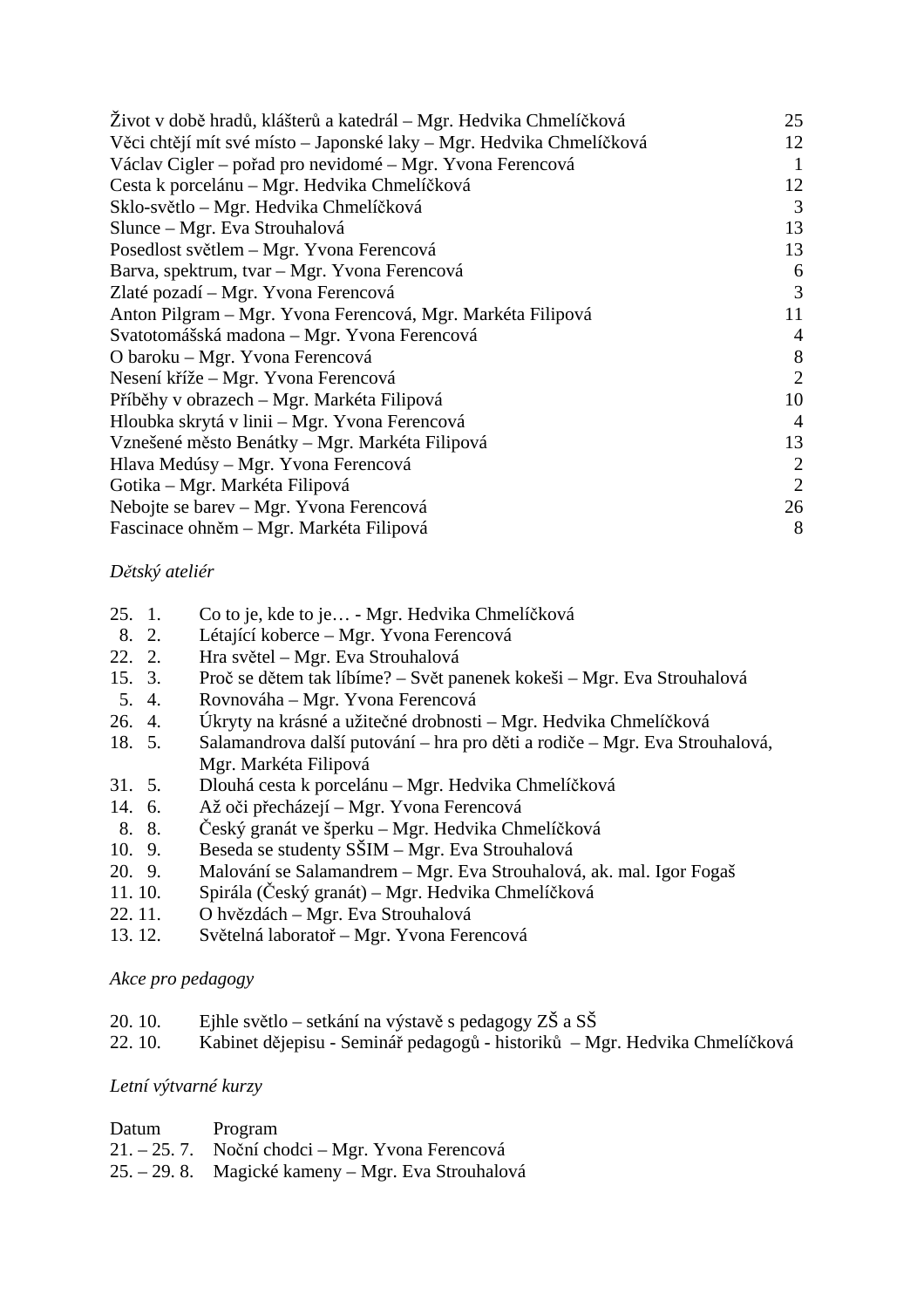| | |
|---|---|
| Život v době hradů, klášterů a katedrál – Mgr. Hedvika Chmelíčková | 25 |
| Věci chtějí mít své místo – Japonské laky – Mgr. Hedvika Chmelíčková | 12 |
| Václav Cigler – pořad pro nevidomé – Mgr. Yvona Ferencová | 1 |
| Cesta k porcelánu – Mgr. Hedvika Chmelíčková | 12 |
| Sklo-světlo – Mgr. Hedvika Chmelíčková | 3 |
| Slunce – Mgr. Eva Strouhalová | 13 |
| Posedlost světlem – Mgr. Yvona Ferencová | 13 |
| Barva, spektrum, tvar – Mgr. Yvona Ferencová | 6 |
| Zlaté pozadí – Mgr. Yvona Ferencová | 3 |
| Anton Pilgram – Mgr. Yvona Ferencová, Mgr. Markéta Filipová | 11 |
| Svatotomášská madona – Mgr. Yvona Ferencová | 4 |
| O baroku – Mgr. Yvona Ferencová | 8 |
| Nesení kříže – Mgr. Yvona Ferencová | 2 |
| Příběhy v obrazech – Mgr. Markéta Filipová | 10 |
| Hloubka skrytá v linii – Mgr. Yvona Ferencová | 4 |
| Vznešené město Benátky – Mgr. Markéta Filipová | 13 |
| Hlava Medúsy – Mgr. Yvona Ferencová | 2 |
| Gotika – Mgr. Markéta Filipová | 2 |
| Nebojte se barev – Mgr. Yvona Ferencová | 26 |
| Fascinace ohněm – Mgr. Markéta Filipová | 8 |

*Dětský ateliér*

| | |
|---|---|
| 25. 1. | Co to je, kde to je… - Mgr. Hedvika Chmelíčková |
| 8. 2. | Létající koberce – Mgr. Yvona Ferencová |
| 22. 2. | Hra světel – Mgr. Eva Strouhalová |
| 15. 3. | Proč se dětem tak líbíme? – Svět panenek kokeši – Mgr. Eva Strouhalová |
| 5. 4. | Rovnováha – Mgr. Yvona Ferencová |
| 26. 4. | Úkryty na krásné a užitečné drobnosti – Mgr. Hedvika Chmelíčková |
| 18. 5. | Salamandrova další putování – hra pro děti a rodiče – Mgr. Eva Strouhalová, Mgr. Markéta Filipová |
| 31. 5. | Dlouhá cesta k porcelánu – Mgr. Hedvika Chmelíčková |
| 14. 6. | Až oči přecházejí – Mgr. Yvona Ferencová |
| 8. 8. | Český granát ve šperku – Mgr. Hedvika Chmelíčková |
| 10. 9. | Beseda se studenty SŠIM – Mgr. Eva Strouhalová |
| 20. 9. | Malování se Salamandrem – Mgr. Eva Strouhalová, ak. mal. Igor Fogaš |
| 11. 10. | Spirála (Český granát) – Mgr. Hedvika Chmelíčková |
| 22. 11. | O hvězdách – Mgr. Eva Strouhalová |
| 13. 12. | Světelná laboratoř – Mgr. Yvona Ferencová |

*Akce pro pedagogy*

| | |
|---|---|
| 20. 10. | Ejhle světlo – setkání na výstavě s pedagogy ZŠ a SŠ |
| 22. 10. | Kabinet dějepisu - Seminář pedagogů - historiků – Mgr. Hedvika Chmelíčková |

*Letní výtvarné kurzy*

| Datum | Program |
|---|---|
| 21. – 25. 7. | Noční chodci – Mgr. Yvona Ferencová |
| 25. – 29. 8. | Magické kameny – Mgr. Eva Strouhalová |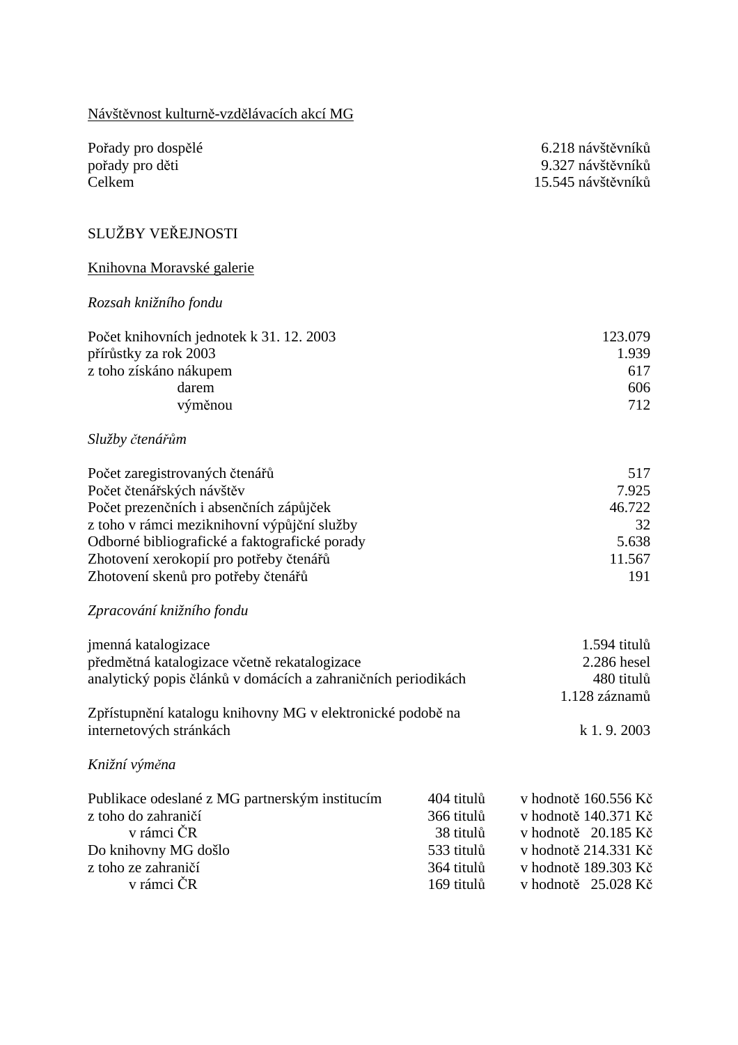<u>Návštěvnost kulturně-vzdělávacích akcí MG</u>

| | |
|---|---|
| Pořady pro dospělé | 6.218 návštěvníků |
| pořady pro děti | 9.327 návštěvníků |
| Celkem | 15.545 návštěvníků |

## SLUŽBY VEŘEJNOSTI

<u>Knihovna Moravské galerie</u>

*Rozsah knižního fondu*

| | |
|---|---|
| Počet knihovních jednotek k 31. 12. 2003 | 123.079 |
| přírůstky za rok 2003 | 1.939 |
| z toho získáno nákupem | 617 |
| darem | 606 |
| výměnou | 712 |

*Služby čtenářům*

| | |
|---|---|
| Počet zaregistrovaných čtenářů | 517 |
| Počet čtenářských návštěv | 7.925 |
| Počet prezenčních i absenčních zápůjček | 46.722 |
| z toho v rámci meziknihovní výpůjční služby | 32 |
| Odborné bibliografické a faktografické porady | 5.638 |
| Zhotovení xerokopií pro potřeby čtenářů | 11.567 |
| Zhotovení skenů pro potřeby čtenářů | 191 |

*Zpracování knižního fondu*

| | |
|---|---|
| jmenná katalogizace | 1.594 titulů |
| předmětná katalogizace včetně rekatalogizace | 2.286 hesel |
| analytický popis článků v domácích a zahraničních periodikách | 480 titulů<br>1.128 záznamů |
| Zpřístupnění katalogu knihovny MG v elektronické podobě na internetových stránkách | k 1. 9. 2003 |

*Knižní výměna*

| | | |
|---|---|---|
| Publikace odeslané z MG partnerským institucím | 404 titulů | v hodnotě 160.556 Kč |
| z toho do zahraničí | 366 titulů | v hodnotě 140.371 Kč |
| v rámci ČR | 38 titulů | v hodnotě 20.185 Kč |
| Do knihovny MG došlo | 533 titulů | v hodnotě 214.331 Kč |
| z toho ze zahraničí | 364 titulů | v hodnotě 189.303 Kč |
| v rámci ČR | 169 titulů | v hodnotě 25.028 Kč |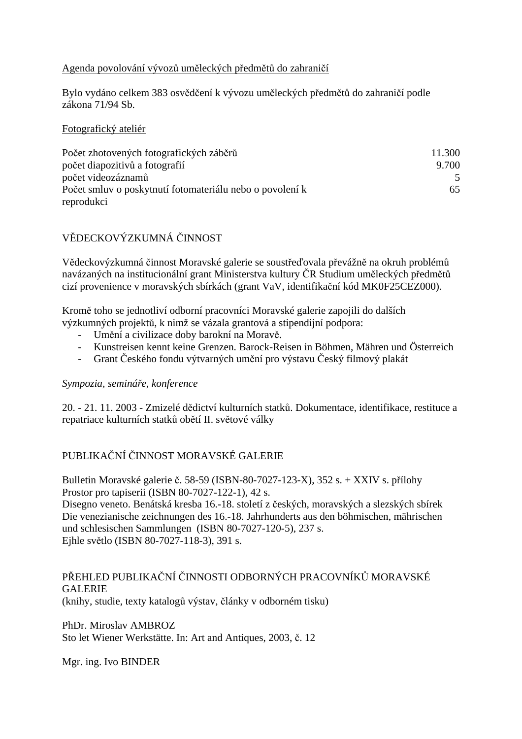<u>Agenda povolování vývozů uměleckých předmětů do zahraničí</u>

Bylo vydáno celkem 383 osvědčení k vývozu uměleckých předmětů do zahraničí podle zákona 71/94 Sb.

<u>Fotografický ateliér</u>

| | |
|---|---:|
| Počet zhotovených fotografických záběrů | 11.300 |
| počet diapozitivů a fotografií | 9.700 |
| počet videozáznamů | 5 |
| Počet smluv o poskytnutí fotomateriálu nebo o povolení k reprodukci | 65 |

## VĚDECKOVÝZKUMNÁ ČINNOST

Vědeckovýzkumná činnost Moravské galerie se soustřeďovala převážně na okruh problémů navázaných na institucionální grant Ministerstva kultury ČR Studium uměleckých předmětů cizí provenience v moravských sbírkách (grant VaV, identifikační kód MK0F25CEZ000).

Kromě toho se jednotliví odborní pracovníci Moravské galerie zapojili do dalších výzkumných projektů, k nimž se vázala grantová a stipendijní podpora:

- Umění a civilizace doby barokní na Moravě.
- Kunstreisen kennt keine Grenzen. Barock-Reisen in Böhmen, Mähren und Österreich
- Grant Českého fondu výtvarných umění pro výstavu Český filmový plakát

*Sympozia, semináře, konference*

20. - 21. 11. 2003 - Zmizelé dědictví kulturních statků. Dokumentace, identifikace, restituce a repatriace kulturních statků obětí II. světové války

## PUBLIKAČNÍ ČINNOST MORAVSKÉ GALERIE

Bulletin Moravské galerie č. 58-59 (ISBN-80-7027-123-X), 352 s. + XXIV s. přílohy
Prostor pro tapiserii (ISBN 80-7027-122-1), 42 s.
Disegno veneto. Benátská kresba 16.-18. století z českých, moravských a slezských sbírek Die venezianische zeichnungen des 16.-18. Jahrhunderts aus den böhmischen, mährischen und schlesischen Sammlungen (ISBN 80-7027-120-5), 237 s.
Ejhle světlo (ISBN 80-7027-118-3), 391 s.

## PŘEHLED PUBLIKAČNÍ ČINNOSTI ODBORNÝCH PRACOVNÍKŮ MORAVSKÉ GALERIE

(knihy, studie, texty katalogů výstav, články v odborném tisku)

PhDr. Miroslav AMBROZ
Sto let Wiener Werkstätte. In: Art and Antiques, 2003, č. 12

Mgr. ing. Ivo BINDER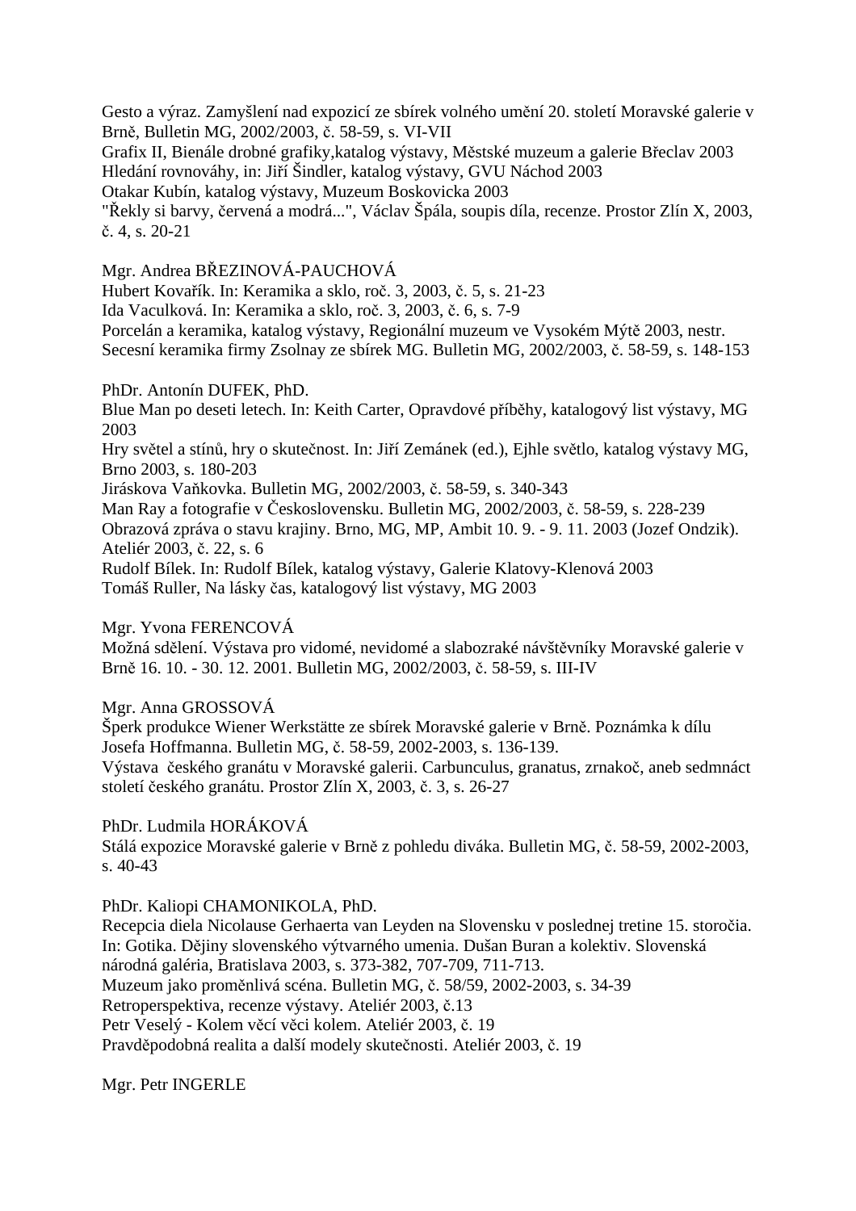Gesto a výraz. Zamyšlení nad expozicí ze sbírek volného umění 20. století Moravské galerie v Brně, Bulletin MG, 2002/2003, č. 58-59, s. VI-VII
Grafix II, Bienále drobné grafiky,katalog výstavy, Městské muzeum a galerie Břeclav 2003
Hledání rovnováhy, in: Jiří Šindler, katalog výstavy, GVU Náchod 2003
Otakar Kubín, katalog výstavy, Muzeum Boskovicka 2003
"Řekly si barvy, červená a modrá...", Václav Špála, soupis díla, recenze. Prostor Zlín X, 2003, č. 4, s. 20-21

Mgr. Andrea BŘEZINOVÁ-PAUCHOVÁ
Hubert Kovařík. In: Keramika a sklo, roč. 3, 2003, č. 5, s. 21-23
Ida Vaculková. In: Keramika a sklo, roč. 3, 2003, č. 6, s. 7-9
Porcelán a keramika, katalog výstavy, Regionální muzeum ve Vysokém Mýtě 2003, nestr.
Secesní keramika firmy Zsolnay ze sbírek MG. Bulletin MG, 2002/2003, č. 58-59, s. 148-153

PhDr. Antonín DUFEK, PhD.
Blue Man po deseti letech. In: Keith Carter, Opravdové příběhy, katalogový list výstavy, MG 2003
Hry světel a stínů, hry o skutečnost. In: Jiří Zemánek (ed.), Ejhle světlo, katalog výstavy MG, Brno 2003, s. 180-203
Jiráskova Vaňkovka. Bulletin MG, 2002/2003, č. 58-59, s. 340-343
Man Ray a fotografie v Československu. Bulletin MG, 2002/2003, č. 58-59, s. 228-239
Obrazová zpráva o stavu krajiny. Brno, MG, MP, Ambit 10. 9. - 9. 11. 2003 (Jozef Ondzik). Ateliér 2003, č. 22, s. 6
Rudolf Bílek. In: Rudolf Bílek, katalog výstavy, Galerie Klatovy-Klenová 2003
Tomáš Ruller, Na lásky čas, katalogový list výstavy, MG 2003

Mgr. Yvona FERENCOVÁ
Možná sdělení. Výstava pro vidomé, nevidomé a slabozraké návštěvníky Moravské galerie v Brně 16. 10. - 30. 12. 2001. Bulletin MG, 2002/2003, č. 58-59, s. III-IV

Mgr. Anna GROSSOVÁ
Šperk produkce Wiener Werkstätte ze sbírek Moravské galerie v Brně. Poznámka k dílu Josefa Hoffmanna. Bulletin MG, č. 58-59, 2002-2003, s. 136-139.
Výstava českého granátu v Moravské galerii. Carbunculus, granatus, zrnakoč, aneb sedmnáct století českého granátu. Prostor Zlín X, 2003, č. 3, s. 26-27

PhDr. Ludmila HORÁKOVÁ
Stálá expozice Moravské galerie v Brně z pohledu diváka. Bulletin MG, č. 58-59, 2002-2003, s. 40-43

PhDr. Kaliopi CHAMONIKOLA, PhD.
Recepcia diela Nicolause Gerhaerta van Leyden na Slovensku v poslednej tretine 15. storočia. In: Gotika. Dějiny slovenského výtvarného umenia. Dušan Buran a kolektiv. Slovenská národná galéria, Bratislava 2003, s. 373-382, 707-709, 711-713.
Muzeum jako proměnlivá scéna. Bulletin MG, č. 58/59, 2002-2003, s. 34-39
Retroperspektiva, recenze výstavy. Ateliér 2003, č.13
Petr Veselý - Kolem věcí věci kolem. Ateliér 2003, č. 19
Pravděpodobná realita a další modely skutečnosti. Ateliér 2003, č. 19

Mgr. Petr INGERLE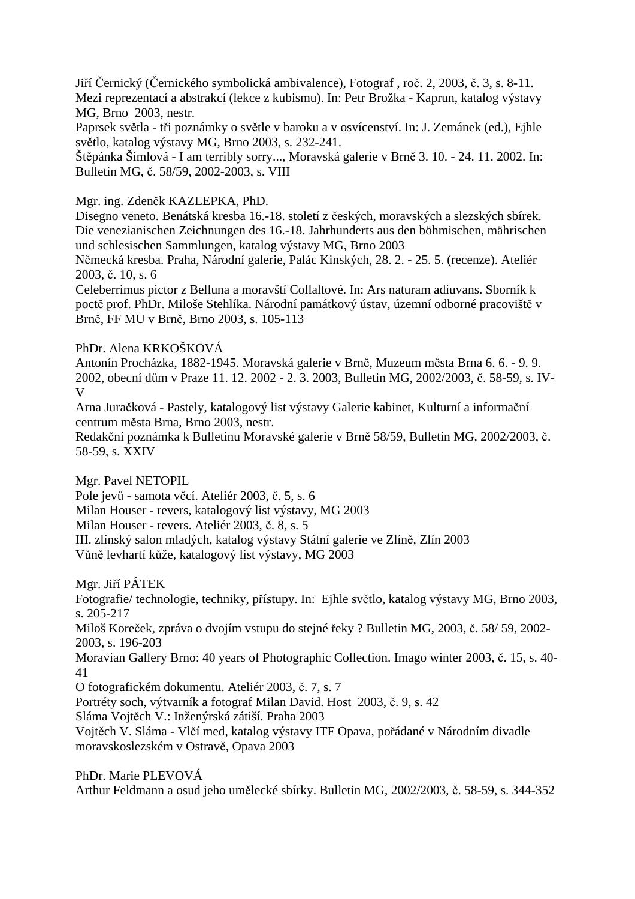Jiří Černický (Černického symbolická ambivalence), Fotograf , roč. 2, 2003, č. 3, s. 8-11.
Mezi reprezentací a abstrakcí (lekce z kubismu). In: Petr Brožka - Kaprun, katalog výstavy MG, Brno 2003, nestr.
Paprsek světla - tři poznámky o světle v baroku a v osvícenství. In: J. Zemánek (ed.), Ejhle světlo, katalog výstavy MG, Brno 2003, s. 232-241.
Štěpánka Šimlová - I am terribly sorry..., Moravská galerie v Brně 3. 10. - 24. 11. 2002. In: Bulletin MG, č. 58/59, 2002-2003, s. VIII

Mgr. ing. Zdeněk KAZLEPKA, PhD.
Disegno veneto. Benátská kresba 16.-18. století z českých, moravských a slezských sbírek. Die venezianischen Zeichnungen des 16.-18. Jahrhunderts aus den böhmischen, mährischen und schlesischen Sammlungen, katalog výstavy MG, Brno 2003
Německá kresba. Praha, Národní galerie, Palác Kinských, 28. 2. - 25. 5. (recenze). Ateliér 2003, č. 10, s. 6
Celeberrimus pictor z Belluna a moravští Collaltové. In: Ars naturam adiuvans. Sborník k poctě prof. PhDr. Miloše Stehlíka. Národní památkový ústav, územní odborné pracoviště v Brně, FF MU v Brně, Brno 2003, s. 105-113

PhDr. Alena KRKOŠKOVÁ
Antonín Procházka, 1882-1945. Moravská galerie v Brně, Muzeum města Brna 6. 6. - 9. 9. 2002, obecní dům v Praze 11. 12. 2002 - 2. 3. 2003, Bulletin MG, 2002/2003, č. 58-59, s. IV-V
Arna Juračková - Pastely, katalogový list výstavy Galerie kabinet, Kulturní a informační centrum města Brna, Brno 2003, nestr.
Redakční poznámka k Bulletinu Moravské galerie v Brně 58/59, Bulletin MG, 2002/2003, č. 58-59, s. XXIV

Mgr. Pavel NETOPIL
Pole jevů - samota věcí. Ateliér 2003, č. 5, s. 6
Milan Houser - revers, katalogový list výstavy, MG 2003
Milan Houser - revers. Ateliér 2003, č. 8, s. 5
III. zlínský salon mladých, katalog výstavy Státní galerie ve Zlíně, Zlín 2003
Vůně levhartí kůže, katalogový list výstavy, MG 2003

Mgr. Jiří PÁTEK
Fotografie/ technologie, techniky, přístupy. In: Ejhle světlo, katalog výstavy MG, Brno 2003, s. 205-217
Miloš Koreček, zpráva o dvojím vstupu do stejné řeky ? Bulletin MG, 2003, č. 58/ 59, 2002-2003, s. 196-203
Moravian Gallery Brno: 40 years of Photographic Collection. Imago winter 2003, č. 15, s. 40-41
O fotografickém dokumentu. Ateliér 2003, č. 7, s. 7
Portréty soch, výtvarník a fotograf Milan David. Host 2003, č. 9, s. 42
Sláma Vojtěch V.: Inženýrská zátiší. Praha 2003
Vojtěch V. Sláma - Vlčí med, katalog výstavy ITF Opava, pořádané v Národním divadle moravskoslezském v Ostravě, Opava 2003

PhDr. Marie PLEVOVÁ
Arthur Feldmann a osud jeho umělecké sbírky. Bulletin MG, 2002/2003, č. 58-59, s. 344-352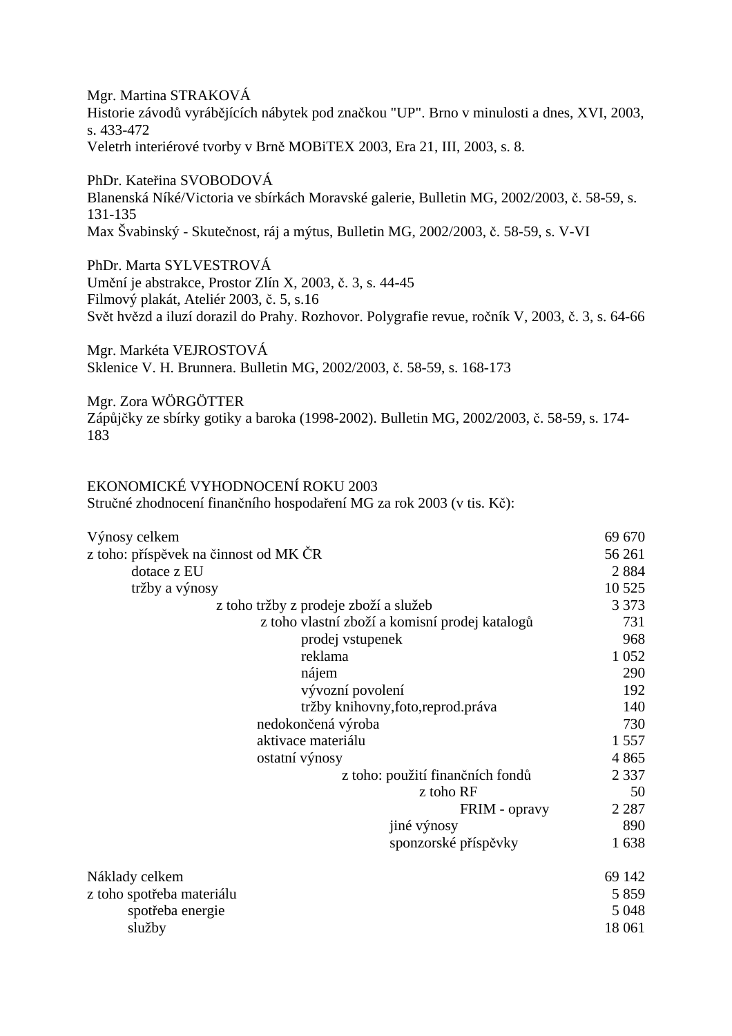Mgr. Martina STRAKOVÁ
Historie závodů vyrábějících nábytek pod značkou "UP". Brno v minulosti a dnes, XVI, 2003, s. 433-472
Veletrh interiérové tvorby v Brně MOBiTEX 2003, Era 21, III, 2003, s. 8.

PhDr. Kateřina SVOBODOVÁ
Blanenská Níké/Victoria ve sbírkách Moravské galerie, Bulletin MG, 2002/2003, č. 58-59, s. 131-135
Max Švabinský - Skutečnost, ráj a mýtus, Bulletin MG, 2002/2003, č. 58-59, s. V-VI

PhDr. Marta SYLVESTROVÁ
Umění je abstrakce, Prostor Zlín X, 2003, č. 3, s. 44-45
Filmový plakát, Ateliér 2003, č. 5, s.16
Svět hvězd a iluzí dorazil do Prahy. Rozhovor. Polygrafie revue, ročník V, 2003, č. 3, s. 64-66

Mgr. Markéta VEJROSTOVÁ
Sklenice V. H. Brunnera. Bulletin MG, 2002/2003, č. 58-59, s. 168-173

Mgr. Zora WÖRGÖTTER
Zápůjčky ze sbírky gotiky a baroka (1998-2002). Bulletin MG, 2002/2003, č. 58-59, s. 174-183

## EKONOMICKÉ VYHODNOCENÍ ROKU 2003

Stručné zhodnocení finančního hospodaření MG za rok 2003 (v tis. Kč):

| | |
|---|---:|
| Výnosy celkem | 69 670 |
| z toho: příspěvek na činnost od MK ČR | 56 261 |
| dotace z EU | 2 884 |
| tržby a výnosy | 10 525 |
| z toho tržby z prodeje zboží a služeb | 3 373 |
| z toho vlastní zboží a komisní prodej katalogů | 731 |
| prodej vstupenek | 968 |
| reklama | 1 052 |
| nájem | 290 |
| vývozní povolení | 192 |
| tržby knihovny,foto,reprod.práva | 140 |
| nedokončená výroba | 730 |
| aktivace materiálu | 1 557 |
| ostatní výnosy | 4 865 |
| z toho: použití finančních fondů | 2 337 |
| z toho RF | 50 |
| FRIM - opravy | 2 287 |
| jiné výnosy | 890 |
| sponzorské příspěvky | 1 638 |

| | |
|---|---:|
| Náklady celkem | 69 142 |
| z toho spotřeba materiálu | 5 859 |
| spotřeba energie | 5 048 |
| služby | 18 061 |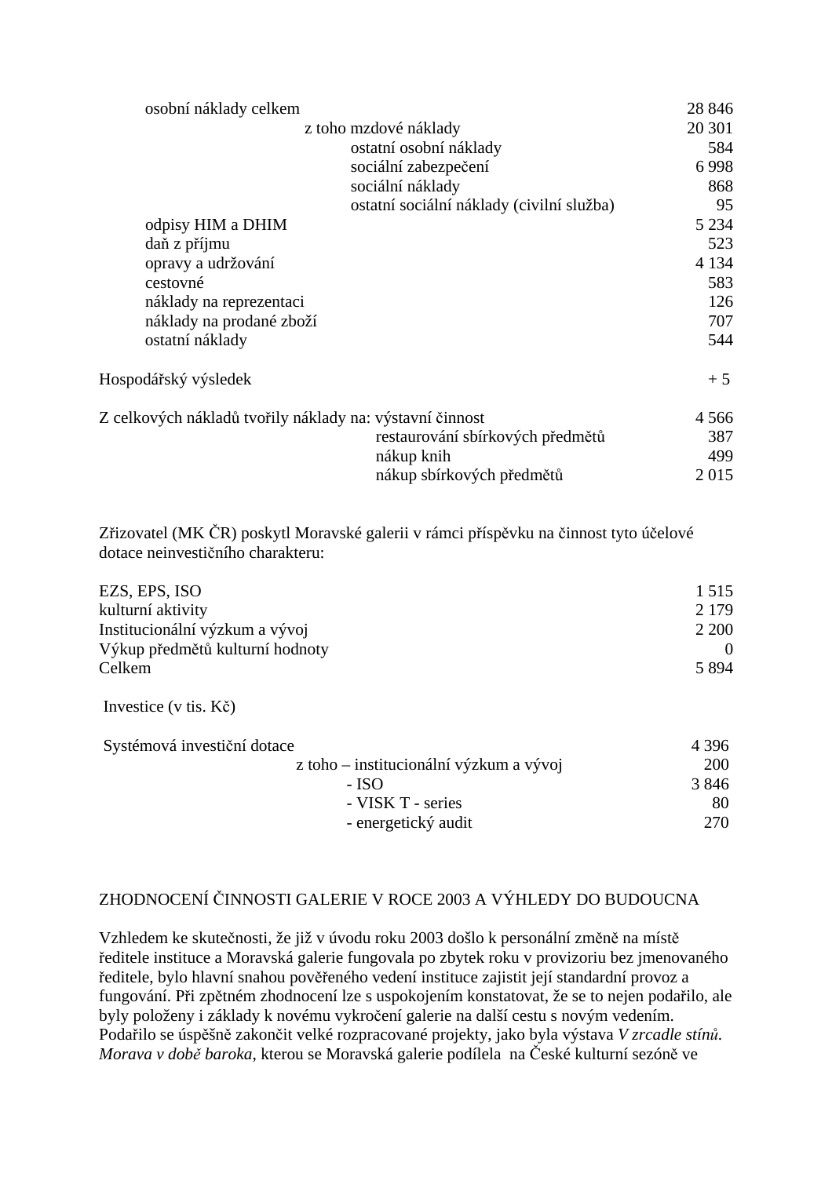| | |
|---|---|
| osobní náklady celkem | 28 846 |
| z toho mzdové náklady | 20 301 |
| ostatní osobní náklady | 584 |
| sociální zabezpečení | 6 998 |
| sociální náklady | 868 |
| ostatní sociální náklady (civilní služba) | 95 |
| odpisy HIM a DHIM | 5 234 |
| daň z příjmu | 523 |
| opravy a udržování | 4 134 |
| cestovné | 583 |
| náklady na reprezentaci | 126 |
| náklady na prodané zboží | 707 |
| ostatní náklady | 544 |

Hospodářský výsledek + 5

| | |
|---|---|
| Z celkových nákladů tvořily náklady na: výstavní činnost | 4 566 |
| restaurování sbírkových předmětů | 387 |
| nákup knih | 499 |
| nákup sbírkových předmětů | 2 015 |

Zřizovatel (MK ČR) poskytl Moravské galerii v rámci příspěvku na činnost tyto účelové dotace neinvestičního charakteru:

| | |
|---|---|
| EZS, EPS, ISO | 1 515 |
| kulturní aktivity | 2 179 |
| Institucionální výzkum a vývoj | 2 200 |
| Výkup předmětů kulturní hodnoty | 0 |
| Celkem | 5 894 |

Investice (v tis. Kč)

| | |
|---|---|
| Systémová investiční dotace | 4 396 |
| z toho – institucionální výzkum a vývoj | 200 |
| - ISO | 3 846 |
| - VISK T - series | 80 |
| - energetický audit | 270 |

ZHODNOCENÍ ČINNOSTI GALERIE V ROCE 2003 A VÝHLEDY DO BUDOUCNA

Vzhledem ke skutečnosti, že již v úvodu roku 2003 došlo k personální změně na místě ředitele instituce a Moravská galerie fungovala po zbytek roku v provizoriu bez jmenovaného ředitele, bylo hlavní snahou pověřeného vedení instituce zajistit její standardní provoz a fungování. Při zpětném zhodnocení lze s uspokojením konstatovat, že se to nejen podařilo, ale byly položeny i základy k novému vykročení galerie na další cestu s novým vedením. Podařilo se úspěšně zakončit velké rozpracované projekty, jako byla výstava *V zrcadle stínů. Morava v době baroka*, kterou se Moravská galerie podílela na České kulturní sezóně ve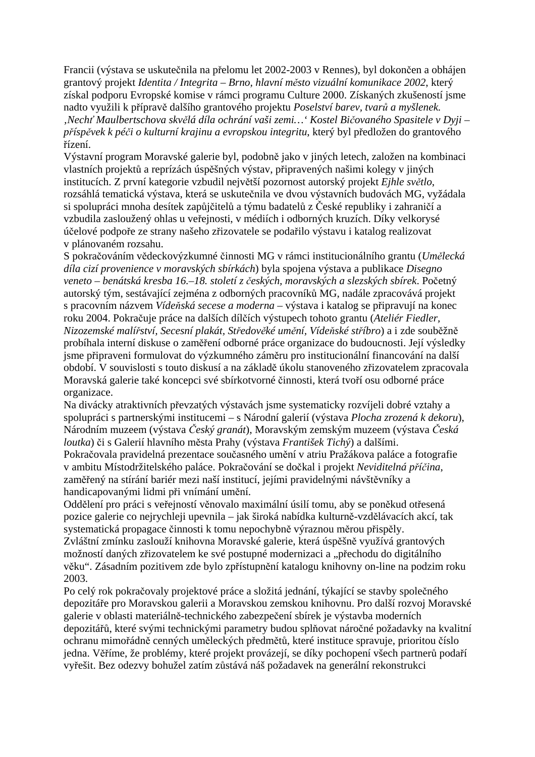Francii (výstava se uskutečnila na přelomu let 2002-2003 v Rennes), byl dokončen a obhájen grantový projekt *Identita / Integrita – Brno, hlavní město vizuální komunikace 2002*, který získal podporu Evropské komise v rámci programu Culture 2000. Získaných zkušeností jsme nadto využili k přípravě dalšího grantového projektu *Poselství barev, tvarů a myšlenek. ‚Nechť Maulbertschova skvělá díla ochrání vaši zemi…' Kostel Bičovaného Spasitele v Dyji – příspěvek k péči o kulturní krajinu a evropskou integritu*, který byl předložen do grantového řízení.

Výstavní program Moravské galerie byl, podobně jako v jiných letech, založen na kombinaci vlastních projektů a reprízách úspěšných výstav, připravených našimi kolegy v jiných institucích. Z první kategorie vzbudil největší pozornost autorský projekt *Ejhle světlo*, rozsáhlá tematická výstava, která se uskutečnila ve dvou výstavních budovách MG, vyžádala si spolupráci mnoha desítek zapůjčitelů a týmu badatelů z České republiky i zahraničí a vzbudila zasloužený ohlas u veřejnosti, v médiích i odborných kruzích. Díky velkorysé účelové podpoře ze strany našeho zřizovatele se podařilo výstavu i katalog realizovat v plánovaném rozsahu.

S pokračováním vědeckovýzkumné činnosti MG v rámci institucionálního grantu (*Umělecká díla cizí provenience v moravských sbírkách*) byla spojena výstava a publikace *Disegno veneto – benátská kresba 16.–18. století z českých, moravských a slezských sbírek*. Početný autorský tým, sestávající zejména z odborných pracovníků MG, nadále zpracovává projekt s pracovním názvem *Vídeňská secese a moderna* – výstava i katalog se připravují na konec roku 2004. Pokračuje práce na dalších dílčích výstupech tohoto grantu (*Ateliér Fiedler, Nizozemské malířství, Secesní plakát, Středověké umění, Vídeňské stříbro*) a i zde souběžně probíhala interní diskuse o zaměření odborné práce organizace do budoucnosti. Její výsledky jsme připraveni formulovat do výzkumného záměru pro institucionální financování na další období. V souvislosti s touto diskusí a na základě úkolu stanoveného zřizovatelem zpracovala Moravská galerie také koncepci své sbírkotvorné činnosti, která tvoří osu odborné práce organizace.

Na divácky atraktivních převzatých výstavách jsme systematicky rozvíjeli dobré vztahy a spolupráci s partnerskými institucemi – s Národní galerií (výstava *Plocha zrozená k dekoru*), Národním muzeem (výstava *Český granát*), Moravským zemským muzeem (výstava *Česká loutka*) či s Galerií hlavního města Prahy (výstava *František Tichý*) a dalšími.

Pokračovala pravidelná prezentace současného umění v atriu Pražákova paláce a fotografie v ambitu Místodržitelského paláce. Pokračování se dočkal i projekt *Neviditelná příčina*, zaměřený na stírání bariér mezi naší institucí, jejími pravidelnými návštěvníky a handicapovanými lidmi při vnímání umění.

Oddělení pro práci s veřejností věnovalo maximální úsilí tomu, aby se poněkud otřesená pozice galerie co nejrychleji upevnila – jak široká nabídka kulturně-vzdělávacích akcí, tak systematická propagace činnosti k tomu nepochybně výraznou měrou přispěly.

Zvláštní zmínku zaslouží knihovna Moravské galerie, která úspěšně využívá grantových možností daných zřizovatelem ke své postupné modernizaci a „přechodu do digitálního věku". Zásadním pozitivem zde bylo zpřístupnění katalogu knihovny on-line na podzim roku 2003.

Po celý rok pokračovaly projektové práce a složitá jednání, týkající se stavby společného depozitáře pro Moravskou galerii a Moravskou zemskou knihovnu. Pro další rozvoj Moravské galerie v oblasti materiálně-technického zabezpečení sbírek je výstavba moderních depozitářů, které svými technickými parametry budou splňovat náročné požadavky na kvalitní ochranu mimořádně cenných uměleckých předmětů, které instituce spravuje, prioritou číslo jedna. Věříme, že problémy, které projekt provázejí, se díky pochopení všech partnerů podaří vyřešit. Bez odezvy bohužel zatím zůstává náš požadavek na generální rekonstrukci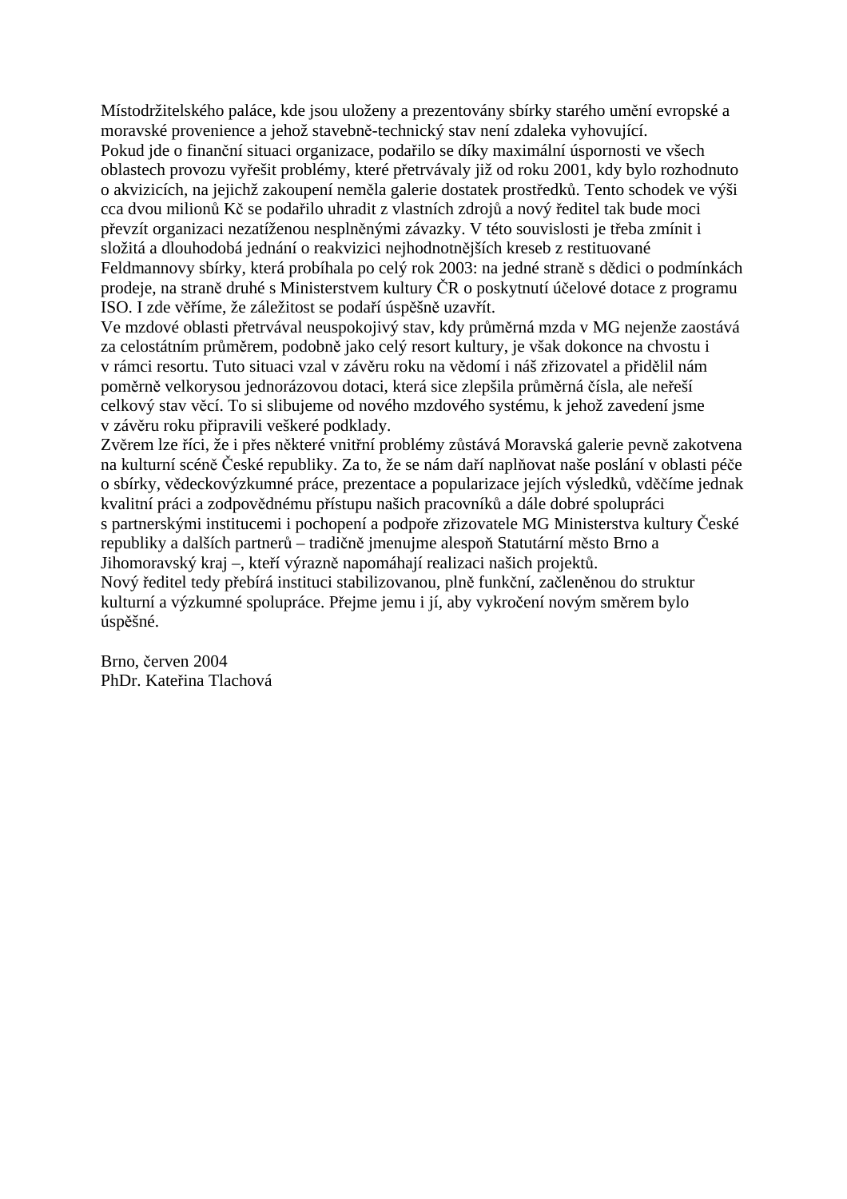Místodržitelského paláce, kde jsou uloženy a prezentovány sbírky starého umění evropské a moravské provenience a jehož stavebně-technický stav není zdaleka vyhovující.
Pokud jde o finanční situaci organizace, podařilo se díky maximální úspornosti ve všech oblastech provozu vyřešit problémy, které přetrvávaly již od roku 2001, kdy bylo rozhodnuto o akvizicích, na jejichž zakoupení neměla galerie dostatek prostředků. Tento schodek ve výši cca dvou milionů Kč se podařilo uhradit z vlastních zdrojů a nový ředitel tak bude moci převzít organizaci nezatíženou nesplněnými závazky. V této souvislosti je třeba zmínit i složitá a dlouhodobá jednání o reakvizici nejhodnotnějších kreseb z restituované Feldmannovy sbírky, která probíhala po celý rok 2003: na jedné straně s dědici o podmínkách prodeje, na straně druhé s Ministerstvem kultury ČR o poskytnutí účelové dotace z programu ISO. I zde věříme, že záležitost se podaří úspěšně uzavřít.
Ve mzdové oblasti přetrvával neuspokojivý stav, kdy průměrná mzda v MG nejenže zaostává za celostátním průměrem, podobně jako celý resort kultury, je však dokonce na chvostu i v rámci resortu. Tuto situaci vzal v závěru roku na vědomí i náš zřizovatel a přidělil nám poměrně velkorysou jednorázovou dotaci, která sice zlepšila průměrná čísla, ale neřeší celkový stav věcí. To si slibujeme od nového mzdového systému, k jehož zavedení jsme v závěru roku připravili veškeré podklady.
Zvěrem lze říci, že i přes některé vnitřní problémy zůstává Moravská galerie pevně zakotvena na kulturní scéně České republiky. Za to, že se nám daří naplňovat naše poslání v oblasti péče o sbírky, vědeckovýzkumné práce, prezentace a popularizace jejích výsledků, vděčíme jednak kvalitní práci a zodpovědnému přístupu našich pracovníků a dále dobré spolupráci s partnerskými institucemi i pochopení a podpoře zřizovatele MG Ministerstva kultury České republiky a dalších partnerů – tradičně jmenujme alespoň Statutární město Brno a Jihomoravský kraj –, kteří výrazně napomáhají realizaci našich projektů.
Nový ředitel tedy přebírá instituci stabilizovanou, plně funkční, začleněnou do struktur kulturní a výzkumné spolupráce. Přejme jemu i jí, aby vykročení novým směrem bylo úspěšné.

Brno, červen 2004
PhDr. Kateřina Tlachová